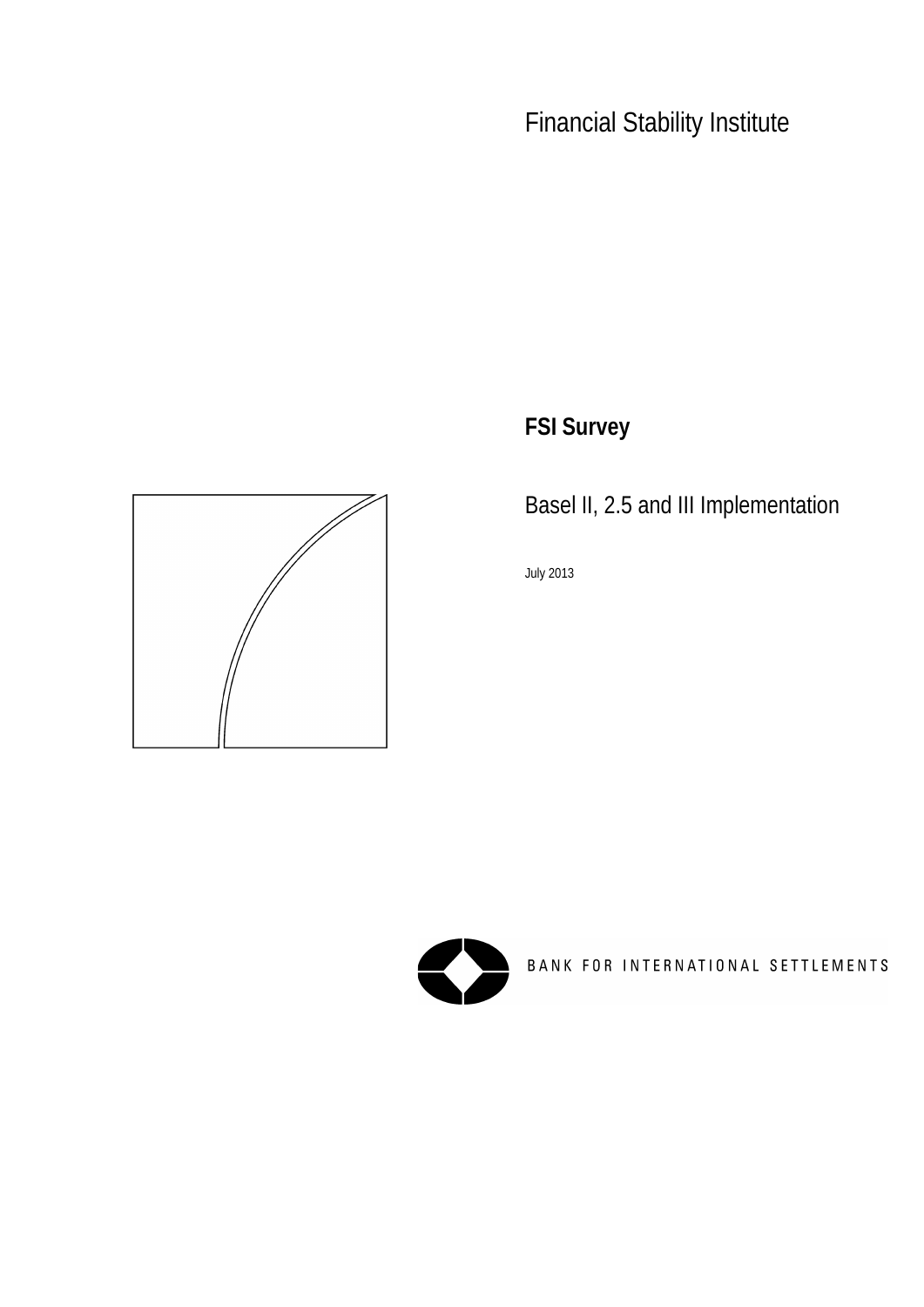Financial Stability Institute

# FSI Survey

## Basel II, 2.5 and III Implementation

July 2013

BANK FOR INTERNATIONAL SETTLEMENTS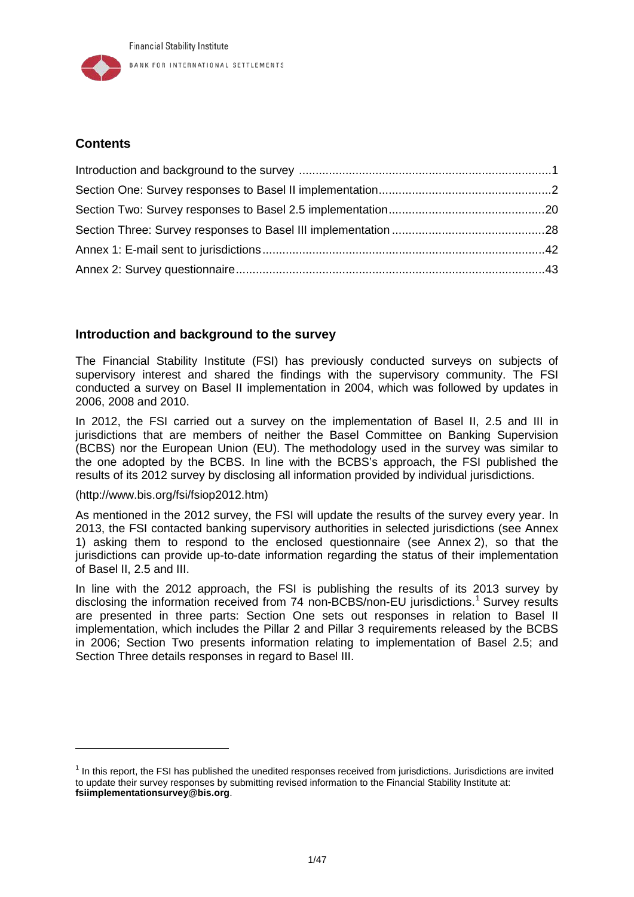## Contents

Introduction and background to the survey ............................................................................1

Section One: Survey responses to Basel II implementation....................................................2

Section Two: Survey responses to Basel 2.5 implementation...............................................20

Section Three: Survey responses to Basel III implementation ..............................................28

Annex 1: E-mail sent to jurisdictions.....................................................................................42

Annex 2: Survey questionnaire.............................................................................................43

## Introduction and background to the survey

The Financial Stability Institute (FSI) has previously conducted surveys on subjects of supervisory interest and shared the findings with the supervisory community. The FSI conducted a survey on Basel II implementation in 2004, which was followed by updates in 2006, 2008 and 2010.

In 2012, the FSI carried out a survey on the implementation of Basel II, 2.5 and III in jurisdictions that are members of neither the Basel Committee on Banking Supervision (BCBS) nor the European Union (EU). The methodology used in the survey was similar to the one adopted by the BCBS. In line with the BCBS's approach, the FSI published the results of its 2012 survey by disclosing all information provided by individual jurisdictions.

(http://www.bis.org/fsi/fsiop2012.htm)

As mentioned in the 2012 survey, the FSI will update the results of the survey every year. In 2013, the FSI contacted banking supervisory authorities in selected jurisdictions (see Annex 1) asking them to respond to the enclosed questionnaire (see Annex 2), so that the jurisdictions can provide up-to-date information regarding the status of their implementation of Basel II, 2.5 and III.

In line with the 2012 approach, the FSI is publishing the results of its 2013 survey by disclosing the information received from 74 non-BCBS/non-EU jurisdictions.[1] Survey results are presented in three parts: Section One sets out responses in relation to Basel II implementation, which includes the Pillar 2 and Pillar 3 requirements released by the BCBS in 2006; Section Two presents information relating to implementation of Basel 2.5; and Section Three details responses in regard to Basel III.

[1] In this report, the FSI has published the unedited responses received from jurisdictions. Jurisdictions are invited to update their survey responses by submitting revised information to the Financial Stability Institute at: **fsiimplementationsurvey@bis.org**.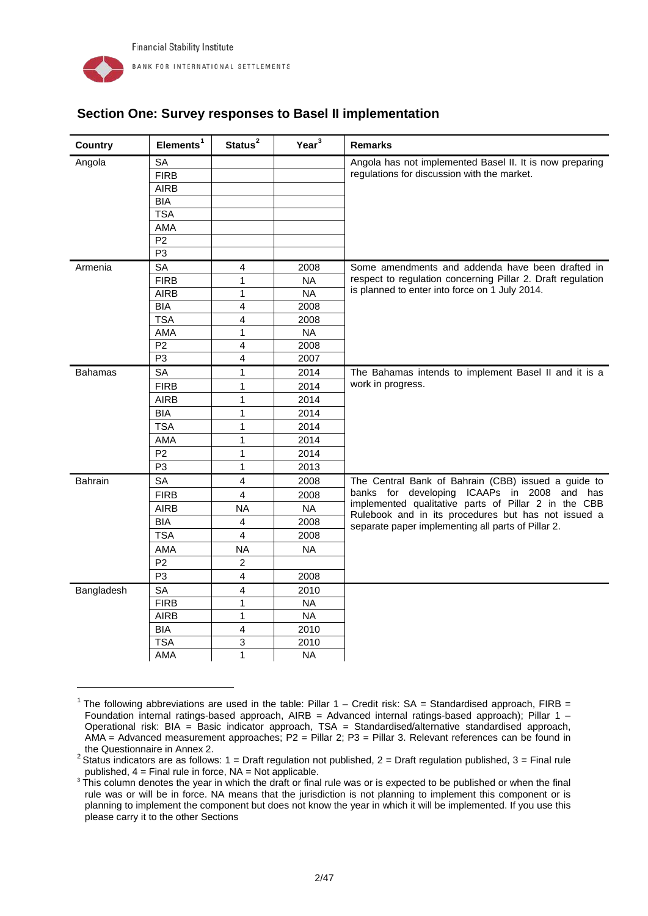## Section One: Survey responses to Basel II implementation

| Country | Elements[1] | Status[2] | Year[3] | Remarks |
|---|---|---|---|---|
| Angola | SA | | | Angola has not implemented Basel II. It is now preparing regulations for discussion with the market. |
| | FIRB | | | |
| | AIRB | | | |
| | BIA | | | |
| | TSA | | | |
| | AMA | | | |
| | P2 | | | |
| | P3 | | | |
| Armenia | SA | 4 | 2008 | Some amendments and addenda have been drafted in respect to regulation concerning Pillar 2. Draft regulation is planned to enter into force on 1 July 2014. |
| | FIRB | 1 | NA | |
| | AIRB | 1 | NA | |
| | BIA | 4 | 2008 | |
| | TSA | 4 | 2008 | |
| | AMA | 1 | NA | |
| | P2 | 4 | 2008 | |
| | P3 | 4 | 2007 | |
| Bahamas | SA | 1 | 2014 | The Bahamas intends to implement Basel II and it is a work in progress. |
| | FIRB | 1 | 2014 | |
| | AIRB | 1 | 2014 | |
| | BIA | 1 | 2014 | |
| | TSA | 1 | 2014 | |
| | AMA | 1 | 2014 | |
| | P2 | 1 | 2014 | |
| | P3 | 1 | 2013 | |
| Bahrain | SA | 4 | 2008 | The Central Bank of Bahrain (CBB) issued a guide to banks for developing ICAAPs in 2008 and has implemented qualitative parts of Pillar 2 in the CBB Rulebook and in its procedures but has not issued a separate paper implementing all parts of Pillar 2. |
| | FIRB | 4 | 2008 | |
| | AIRB | NA | NA | |
| | BIA | 4 | 2008 | |
| | TSA | 4 | 2008 | |
| | AMA | NA | NA | |
| | P2 | 2 | | |
| | P3 | 4 | 2008 | |
| Bangladesh | SA | 4 | 2010 | |
| | FIRB | 1 | NA | |
| | AIRB | 1 | NA | |
| | BIA | 4 | 2010 | |
| | TSA | 3 | 2010 | |
| | AMA | 1 | NA | |

---

[1] The following abbreviations are used in the table: Pillar 1 – Credit risk: SA = Standardised approach, FIRB = Foundation internal ratings-based approach, AIRB = Advanced internal ratings-based approach); Pillar 1 – Operational risk: BIA = Basic indicator approach, TSA = Standardised/alternative standardised approach, AMA = Advanced measurement approaches; P2 = Pillar 2; P3 = Pillar 3. Relevant references can be found in the Questionnaire in Annex 2.

[2] Status indicators are as follows: 1 = Draft regulation not published, 2 = Draft regulation published, 3 = Final rule published, 4 = Final rule in force, NA = Not applicable.

[3] This column denotes the year in which the draft or final rule was or is expected to be published or when the final rule was or will be in force. NA means that the jurisdiction is not planning to implement this component or is planning to implement the component but does not know the year in which it will be implemented. If you use this please carry it to the other Sections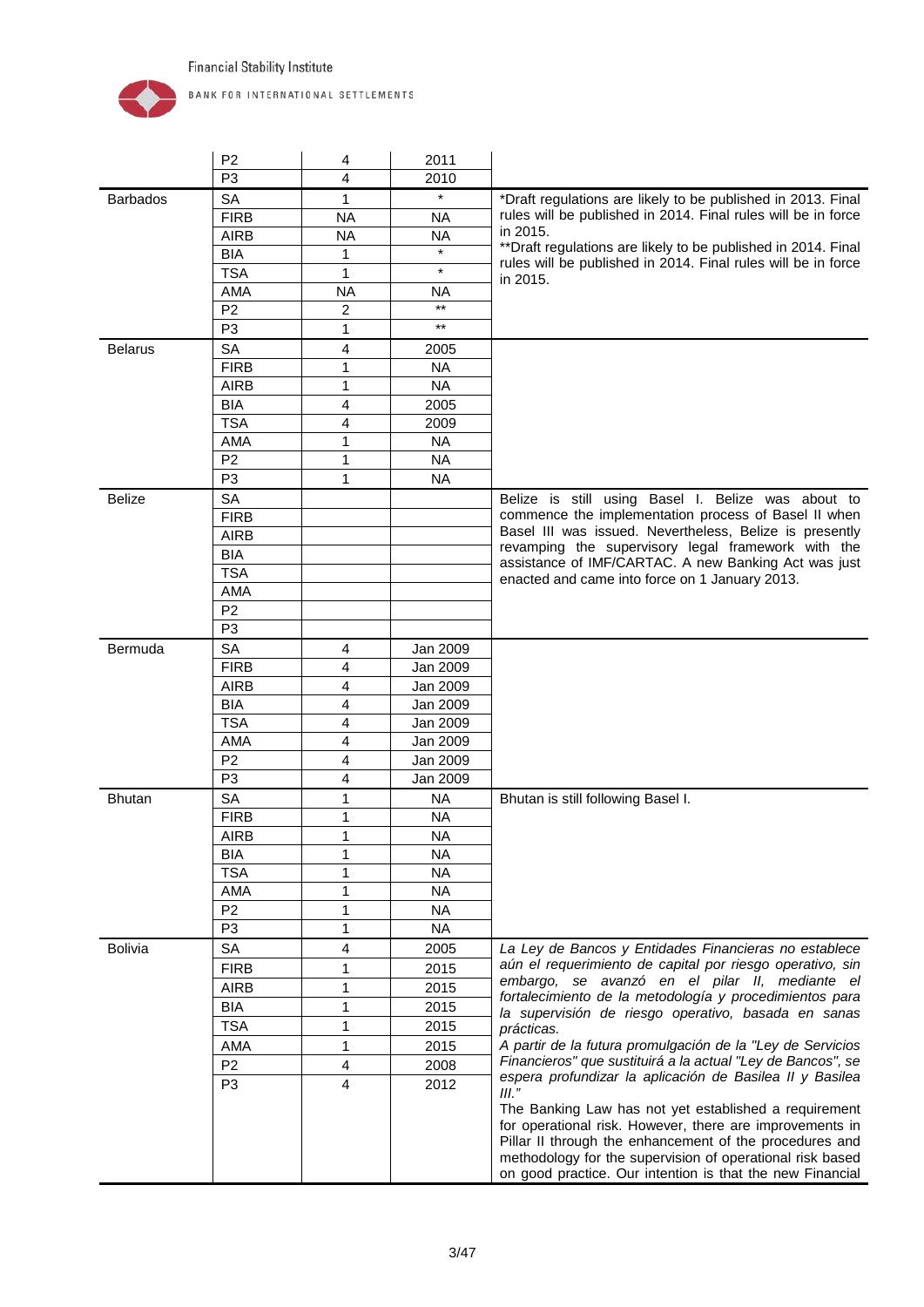| | | | | |
|---|---|---|---|---|
| | P2 | 4 | 2011 | |
| | P3 | 4 | 2010 | |
| Barbados | SA | 1 | * | *Draft regulations are likely to be published in 2013. Final rules will be published in 2014. Final rules will be in force in 2015.<br>**Draft regulations are likely to be published in 2014. Final rules will be published in 2014. Final rules will be in force in 2015. |
| | FIRB | NA | NA | |
| | AIRB | NA | NA | |
| | BIA | 1 | * | |
| | TSA | 1 | * | |
| | AMA | NA | NA | |
| | P2 | 2 | ** | |
| | P3 | 1 | ** | |
| Belarus | SA | 4 | 2005 | |
| | FIRB | 1 | NA | |
| | AIRB | 1 | NA | |
| | BIA | 4 | 2005 | |
| | TSA | 4 | 2009 | |
| | AMA | 1 | NA | |
| | P2 | 1 | NA | |
| | P3 | 1 | NA | |
| Belize | SA | | | Belize is still using Basel I. Belize was about to commence the implementation process of Basel II when Basel III was issued. Nevertheless, Belize is presently revamping the supervisory legal framework with the assistance of IMF/CARTAC. A new Banking Act was just enacted and came into force on 1 January 2013. |
| | FIRB | | | |
| | AIRB | | | |
| | BIA | | | |
| | TSA | | | |
| | AMA | | | |
| | P2 | | | |
| | P3 | | | |
| Bermuda | SA | 4 | Jan 2009 | |
| | FIRB | 4 | Jan 2009 | |
| | AIRB | 4 | Jan 2009 | |
| | BIA | 4 | Jan 2009 | |
| | TSA | 4 | Jan 2009 | |
| | AMA | 4 | Jan 2009 | |
| | P2 | 4 | Jan 2009 | |
| | P3 | 4 | Jan 2009 | |
| Bhutan | SA | 1 | NA | Bhutan is still following Basel I. |
| | FIRB | 1 | NA | |
| | AIRB | 1 | NA | |
| | BIA | 1 | NA | |
| | TSA | 1 | NA | |
| | AMA | 1 | NA | |
| | P2 | 1 | NA | |
| | P3 | 1 | NA | |
| Bolivia | SA | 4 | 2005 | *La Ley de Bancos y Entidades Financieras no establece aún el requerimiento de capital por riesgo operativo, sin embargo, se avanzó en el pilar II, mediante el fortalecimiento de la metodología y procedimientos para la supervisión de riesgo operativo, basada en sanas prácticas.*<br>*A partir de la futura promulgación de la "Ley de Servicios Financieros" que sustituirá a la actual "Ley de Bancos", se espera profundizar la aplicación de Basilea II y Basilea III."*<br>The Banking Law has not yet established a requirement for operational risk. However, there are improvements in Pillar II through the enhancement of the procedures and methodology for the supervision of operational risk based on good practice. Our intention is that the new Financial |
| | FIRB | 1 | 2015 | |
| | AIRB | 1 | 2015 | |
| | BIA | 1 | 2015 | |
| | TSA | 1 | 2015 | |
| | AMA | 1 | 2015 | |
| | P2 | 4 | 2008 | |
| | P3 | 4 | 2012 | |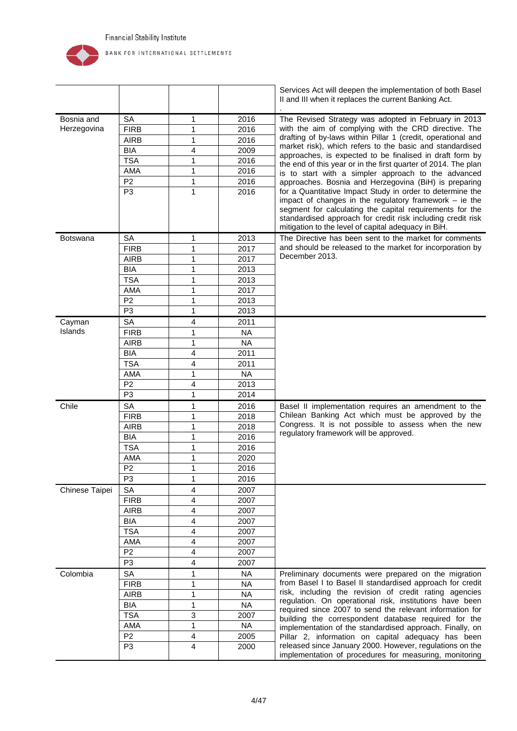| | | | | |
|---|---|---|---|---|
| | | | | Services Act will deepen the implementation of both Basel II and III when it replaces the current Banking Act. . |
| Bosnia and Herzegovina | SA | 1 | 2016 | The Revised Strategy was adopted in February in 2013 with the aim of complying with the CRD directive. The drafting of by-laws within Pillar 1 (credit, operational and market risk), which refers to the basic and standardised approaches, is expected to be finalised in draft form by the end of this year or in the first quarter of 2014. The plan is to start with a simpler approach to the advanced approaches. Bosnia and Herzegovina (BiH) is preparing for a Quantitative Impact Study in order to determine the impact of changes in the regulatory framework – ie the segment for calculating the capital requirements for the standardised approach for credit risk including credit risk mitigation to the level of capital adequacy in BiH. |
| | FIRB | 1 | 2016 | |
| | AIRB | 1 | 2016 | |
| | BIA | 4 | 2009 | |
| | TSA | 1 | 2016 | |
| | AMA | 1 | 2016 | |
| | P2 | 1 | 2016 | |
| | P3 | 1 | 2016 | |
| Botswana | SA | 1 | 2013 | The Directive has been sent to the market for comments and should be released to the market for incorporation by December 2013. |
| | FIRB | 1 | 2017 | |
| | AIRB | 1 | 2017 | |
| | BIA | 1 | 2013 | |
| | TSA | 1 | 2013 | |
| | AMA | 1 | 2017 | |
| | P2 | 1 | 2013 | |
| | P3 | 1 | 2013 | |
| Cayman Islands | SA | 4 | 2011 | |
| | FIRB | 1 | NA | |
| | AIRB | 1 | NA | |
| | BIA | 4 | 2011 | |
| | TSA | 4 | 2011 | |
| | AMA | 1 | NA | |
| | P2 | 4 | 2013 | |
| | P3 | 1 | 2014 | |
| Chile | SA | 1 | 2016 | Basel II implementation requires an amendment to the Chilean Banking Act which must be approved by the Congress. It is not possible to assess when the new regulatory framework will be approved. |
| | FIRB | 1 | 2018 | |
| | AIRB | 1 | 2018 | |
| | BIA | 1 | 2016 | |
| | TSA | 1 | 2016 | |
| | AMA | 1 | 2020 | |
| | P2 | 1 | 2016 | |
| | P3 | 1 | 2016 | |
| Chinese Taipei | SA | 4 | 2007 | |
| | FIRB | 4 | 2007 | |
| | AIRB | 4 | 2007 | |
| | BIA | 4 | 2007 | |
| | TSA | 4 | 2007 | |
| | AMA | 4 | 2007 | |
| | P2 | 4 | 2007 | |
| | P3 | 4 | 2007 | |
| Colombia | SA | 1 | NA | Preliminary documents were prepared on the migration from Basel I to Basel II standardised approach for credit risk, including the revision of credit rating agencies regulation. On operational risk, institutions have been required since 2007 to send the relevant information for building the correspondent database required for the implementation of the standardised approach. Finally, on Pillar 2, information on capital adequacy has been released since January 2000. However, regulations on the implementation of procedures for measuring, monitoring |
| | FIRB | 1 | NA | |
| | AIRB | 1 | NA | |
| | BIA | 1 | NA | |
| | TSA | 3 | 2007 | |
| | AMA | 1 | NA | |
| | P2 | 4 | 2005 | |
| | P3 | 4 | 2000 | |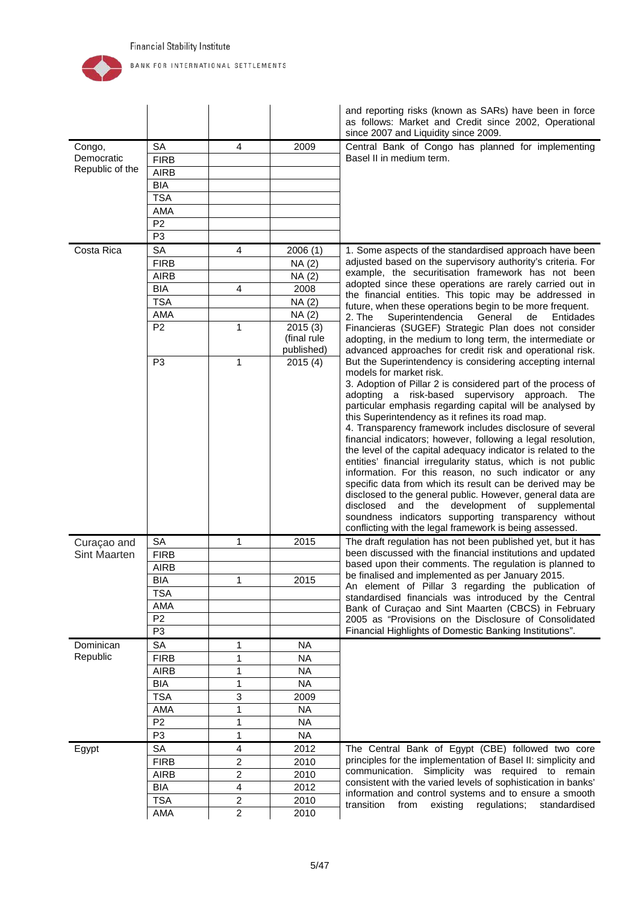| | | | | |
|---|---|---|---|---|
| | | | | and reporting risks (known as SARs) have been in force as follows: Market and Credit since 2002, Operational since 2007 and Liquidity since 2009. |
| Congo, Democratic Republic of the | SA | 4 | 2009 | Central Bank of Congo has planned for implementing Basel II in medium term. |
| | FIRB | | | |
| | AIRB | | | |
| | BIA | | | |
| | TSA | | | |
| | AMA | | | |
| | P2 | | | |
| | P3 | | | |
| Costa Rica | SA | 4 | 2006 (1) | 1. Some aspects of the standardised approach have been adjusted based on the supervisory authority's criteria. For example, the securitisation framework has not been adopted since these operations are rarely carried out in the financial entities. This topic may be addressed in future, when these operations begin to be more frequent. |
| | FIRB | | NA (2) | 2. The Superintendencia General de Entidades Financieras (SUGEF) Strategic Plan does not consider adopting, in the medium to long term, the intermediate or advanced approaches for credit risk and operational risk. But the Superintendency is considering accepting internal models for market risk. |
| | AIRB | | NA (2) | 3. Adoption of Pillar 2 is considered part of the process of adopting a risk-based supervisory approach. The particular emphasis regarding capital will be analysed by this Superintendency as it refines its road map. |
| | BIA | 4 | 2008 | 4. Transparency framework includes disclosure of several financial indicators; however, following a legal resolution, the level of the capital adequacy indicator is related to the entities' financial irregularity status, which is not public information. For this reason, no such indicator or any specific data from which its result can be derived may be disclosed to the general public. However, general data are disclosed and the development of supplemental soundness indicators supporting transparency without conflicting with the legal framework is being assessed. |
| | TSA | | NA (2) | |
| | AMA | | NA (2) | |
| | P2 | 1 | 2015 (3) (final rule published) | |
| | P3 | 1 | 2015 (4) | |
| Curaçao and Sint Maarten | SA | 1 | 2015 | The draft regulation has not been published yet, but it has been discussed with the financial institutions and updated based upon their comments. The regulation is planned to be finalised and implemented as per January 2015. An element of Pillar 3 regarding the publication of standardised financials was introduced by the Central Bank of Curaçao and Sint Maarten (CBCS) in February 2005 as "Provisions on the Disclosure of Consolidated Financial Highlights of Domestic Banking Institutions". |
| | FIRB | | | |
| | AIRB | | | |
| | BIA | 1 | 2015 | |
| | TSA | | | |
| | AMA | | | |
| | P2 | | | |
| | P3 | | | |
| Dominican Republic | SA | 1 | NA | |
| | FIRB | 1 | NA | |
| | AIRB | 1 | NA | |
| | BIA | 1 | NA | |
| | TSA | 3 | 2009 | |
| | AMA | 1 | NA | |
| | P2 | 1 | NA | |
| | P3 | 1 | NA | |
| Egypt | SA | 4 | 2012 | The Central Bank of Egypt (CBE) followed two core principles for the implementation of Basel II: simplicity and communication. Simplicity was required to remain consistent with the varied levels of sophistication in banks' information and control systems and to ensure a smooth transition from existing regulations; standardised |
| | FIRB | 2 | 2010 | |
| | AIRB | 2 | 2010 | |
| | BIA | 4 | 2012 | |
| | TSA | 2 | 2010 | |
| | AMA | 2 | 2010 | |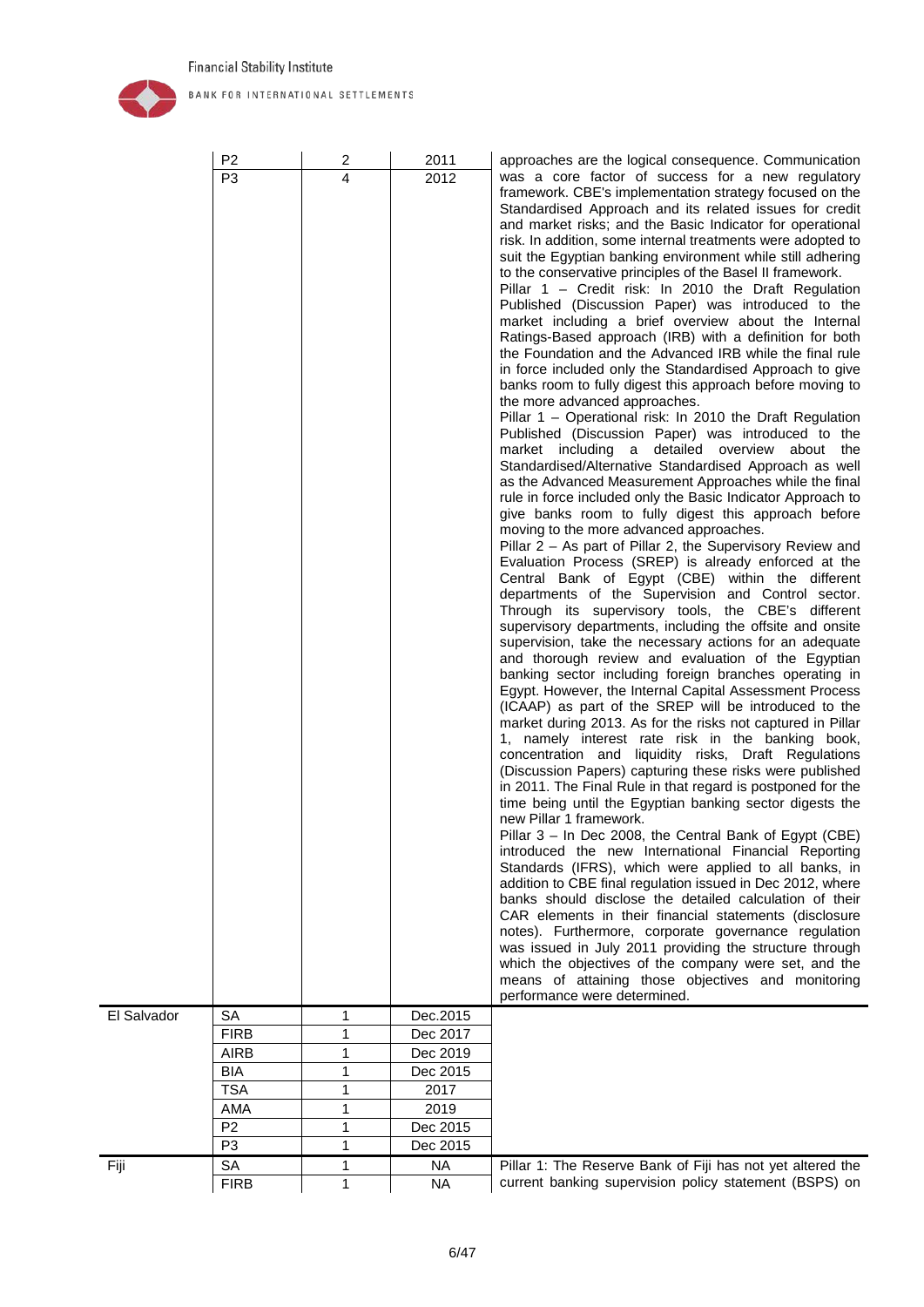| | P2 | 2 | 2011 | approaches are the logical consequence. Communication was a core factor of success for a new regulatory framework. CBE's implementation strategy focused on the Standardised Approach and its related issues for credit and market risks; and the Basic Indicator for operational risk. In addition, some internal treatments were adopted to suit the Egyptian banking environment while still adhering to the conservative principles of the Basel II framework.<br>Pillar 1 – Credit risk: In 2010 the Draft Regulation Published (Discussion Paper) was introduced to the market including a brief overview about the Internal Ratings-Based approach (IRB) with a definition for both the Foundation and the Advanced IRB while the final rule in force included only the Standardised Approach to give banks room to fully digest this approach before moving to the more advanced approaches.<br>Pillar 1 – Operational risk: In 2010 the Draft Regulation Published (Discussion Paper) was introduced to the market including a detailed overview about the Standardised/Alternative Standardised Approach as well as the Advanced Measurement Approaches while the final rule in force included only the Basic Indicator Approach to give banks room to fully digest this approach before moving to the more advanced approaches.<br>Pillar 2 – As part of Pillar 2, the Supervisory Review and Evaluation Process (SREP) is already enforced at the Central Bank of Egypt (CBE) within the different departments of the Supervision and Control sector. Through its supervisory tools, the CBE's different supervisory departments, including the offsite and onsite supervision, take the necessary actions for an adequate and thorough review and evaluation of the Egyptian banking sector including foreign branches operating in Egypt. However, the Internal Capital Assessment Process (ICAAP) as part of the SREP will be introduced to the market during 2013. As for the risks not captured in Pillar 1, namely interest rate risk in the banking book, concentration and liquidity risks, Draft Regulations (Discussion Papers) capturing these risks were published in 2011. The Final Rule in that regard is postponed for the time being until the Egyptian banking sector digests the new Pillar 1 framework.<br>Pillar 3 – In Dec 2008, the Central Bank of Egypt (CBE) introduced the new International Financial Reporting Standards (IFRS), which were applied to all banks, in addition to CBE final regulation issued in Dec 2012, where banks should disclose the detailed calculation of their CAR elements in their financial statements (disclosure notes). Furthermore, corporate governance regulation was issued in July 2011 providing the structure through which the objectives of the company were set, and the means of attaining those objectives and monitoring performance were determined. |
|---|---|---|---|---|
| | P3 | 4 | 2012 | |
| El Salvador | SA | 1 | Dec.2015 | |
| | FIRB | 1 | Dec 2017 | |
| | AIRB | 1 | Dec 2019 | |
| | BIA | 1 | Dec 2015 | |
| | TSA | 1 | 2017 | |
| | AMA | 1 | 2019 | |
| | P2 | 1 | Dec 2015 | |
| | P3 | 1 | Dec 2015 | |
| Fiji | SA | 1 | NA | Pillar 1: The Reserve Bank of Fiji has not yet altered the current banking supervision policy statement (BSPS) on |
| | FIRB | 1 | NA | |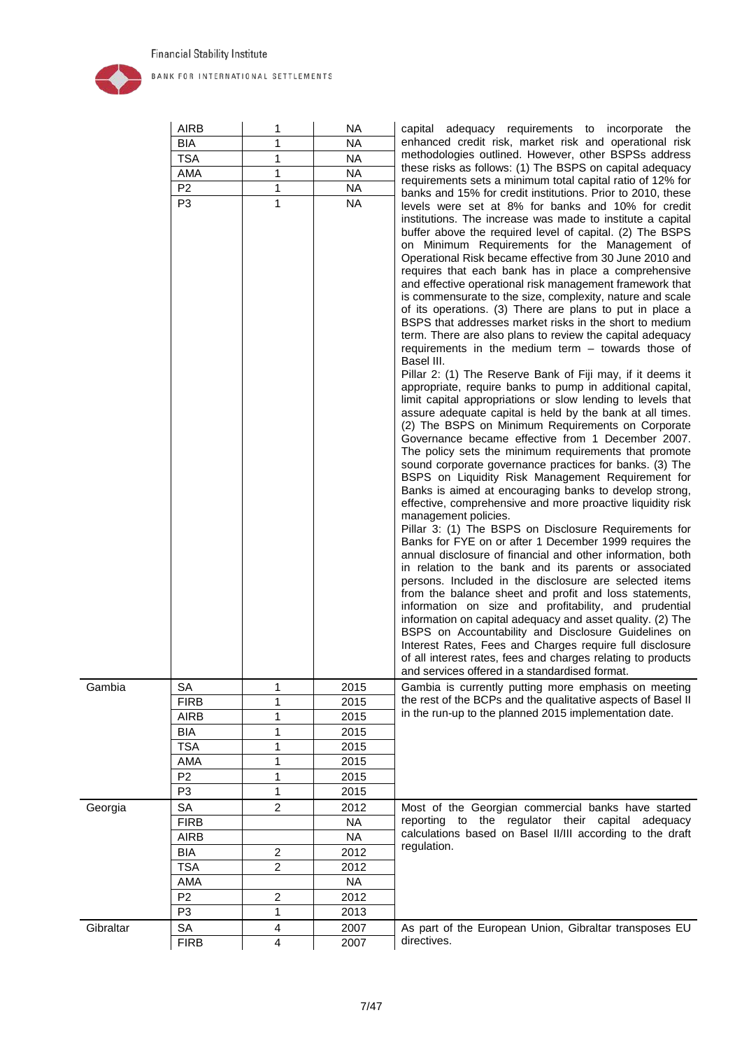| | | | | |
|---|---|---|---|---|
| | AIRB | 1 | NA | capital adequacy requirements to incorporate the enhanced credit risk, market risk and operational risk methodologies outlined. However, other BSPSs address these risks as follows: (1) The BSPS on capital adequacy requirements sets a minimum total capital ratio of 12% for banks and 15% for credit institutions. Prior to 2010, these levels were set at 8% for banks and 10% for credit institutions. The increase was made to institute a capital buffer above the required level of capital. (2) The BSPS on Minimum Requirements for the Management of Operational Risk became effective from 30 June 2010 and requires that each bank has in place a comprehensive and effective operational risk management framework that is commensurate to the size, complexity, nature and scale of its operations. (3) There are plans to put in place a BSPS that addresses market risks in the short to medium term. There are also plans to review the capital adequacy requirements in the medium term – towards those of Basel III.<br>Pillar 2: (1) The Reserve Bank of Fiji may, if it deems it appropriate, require banks to pump in additional capital, limit capital appropriations or slow lending to levels that assure adequate capital is held by the bank at all times. (2) The BSPS on Minimum Requirements on Corporate Governance became effective from 1 December 2007. The policy sets the minimum requirements that promote sound corporate governance practices for banks. (3) The BSPS on Liquidity Risk Management Requirement for Banks is aimed at encouraging banks to develop strong, effective, comprehensive and more proactive liquidity risk management policies.<br>Pillar 3: (1) The BSPS on Disclosure Requirements for Banks for FYE on or after 1 December 1999 requires the annual disclosure of financial and other information, both in relation to the bank and its parents or associated persons. Included in the disclosure are selected items from the balance sheet and profit and loss statements, information on size and profitability, and prudential information on capital adequacy and asset quality. (2) The BSPS on Accountability and Disclosure Guidelines on Interest Rates, Fees and Charges require full disclosure of all interest rates, fees and charges relating to products and services offered in a standardised format. |
| | BIA | 1 | NA | |
| | TSA | 1 | NA | |
| | AMA | 1 | NA | |
| | P2 | 1 | NA | |
| | P3 | 1 | NA | |
| Gambia | SA | 1 | 2015 | Gambia is currently putting more emphasis on meeting the rest of the BCPs and the qualitative aspects of Basel II in the run-up to the planned 2015 implementation date. |
| | FIRB | 1 | 2015 | |
| | AIRB | 1 | 2015 | |
| | BIA | 1 | 2015 | |
| | TSA | 1 | 2015 | |
| | AMA | 1 | 2015 | |
| | P2 | 1 | 2015 | |
| | P3 | 1 | 2015 | |
| Georgia | SA | 2 | 2012 | Most of the Georgian commercial banks have started reporting to the regulator their capital adequacy calculations based on Basel II/III according to the draft regulation. |
| | FIRB | | NA | |
| | AIRB | | NA | |
| | BIA | 2 | 2012 | |
| | TSA | 2 | 2012 | |
| | AMA | | NA | |
| | P2 | 2 | 2012 | |
| | P3 | 1 | 2013 | |
| Gibraltar | SA | 4 | 2007 | As part of the European Union, Gibraltar transposes EU directives. |
| | FIRB | 4 | 2007 | |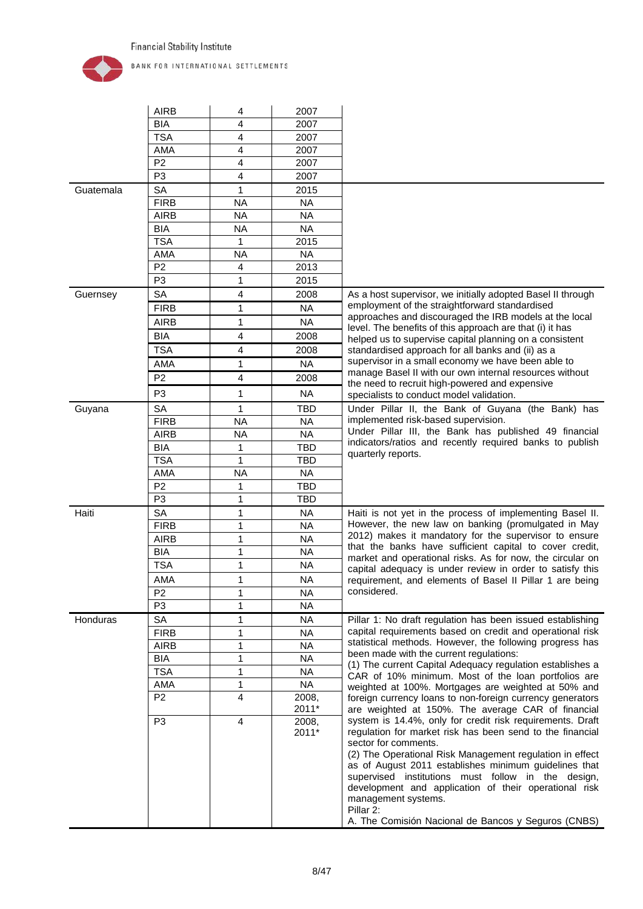| | | | | |
|---|---|---|---|---|
| | AIRB | 4 | 2007 | |
| | BIA | 4 | 2007 | |
| | TSA | 4 | 2007 | |
| | AMA | 4 | 2007 | |
| | P2 | 4 | 2007 | |
| | P3 | 4 | 2007 | |
| Guatemala | SA | 1 | 2015 | |
| | FIRB | NA | NA | |
| | AIRB | NA | NA | |
| | BIA | NA | NA | |
| | TSA | 1 | 2015 | |
| | AMA | NA | NA | |
| | P2 | 4 | 2013 | |
| | P3 | 1 | 2015 | |
| Guernsey | SA | 4 | 2008 | As a host supervisor, we initially adopted Basel II through employment of the straightforward standardised approaches and discouraged the IRB models at the local level. The benefits of this approach are that (i) it has helped us to supervise capital planning on a consistent standardised approach for all banks and (ii) as a supervisor in a small economy we have been able to manage Basel II with our own internal resources without the need to recruit high-powered and expensive specialists to conduct model validation. |
| | FIRB | 1 | NA | |
| | AIRB | 1 | NA | |
| | BIA | 4 | 2008 | |
| | TSA | 4 | 2008 | |
| | AMA | 1 | NA | |
| | P2 | 4 | 2008 | |
| | P3 | 1 | NA | |
| Guyana | SA | 1 | TBD | Under Pillar II, the Bank of Guyana (the Bank) has implemented risk-based supervision.<br>Under Pillar III, the Bank has published 49 financial indicators/ratios and recently required banks to publish quarterly reports. |
| | FIRB | NA | NA | |
| | AIRB | NA | NA | |
| | BIA | 1 | TBD | |
| | TSA | 1 | TBD | |
| | AMA | NA | NA | |
| | P2 | 1 | TBD | |
| | P3 | 1 | TBD | |
| Haiti | SA | 1 | NA | Haiti is not yet in the process of implementing Basel II. However, the new law on banking (promulgated in May 2012) makes it mandatory for the supervisor to ensure that the banks have sufficient capital to cover credit, market and operational risks. As for now, the circular on capital adequacy is under review in order to satisfy this requirement, and elements of Basel II Pillar 1 are being considered. |
| | FIRB | 1 | NA | |
| | AIRB | 1 | NA | |
| | BIA | 1 | NA | |
| | TSA | 1 | NA | |
| | AMA | 1 | NA | |
| | P2 | 1 | NA | |
| | P3 | 1 | NA | |
| Honduras | SA | 1 | NA | Pillar 1: No draft regulation has been issued establishing capital requirements based on credit and operational risk statistical methods. However, the following progress has been made with the current regulations:<br>(1) The current Capital Adequacy regulation establishes a CAR of 10% minimum. Most of the loan portfolios are weighted at 100%. Mortgages are weighted at 50% and foreign currency loans to non-foreign currency generators are weighted at 150%. The average CAR of financial system is 14.4%, only for credit risk requirements. Draft regulation for market risk has been send to the financial sector for comments.<br>(2) The Operational Risk Management regulation in effect as of August 2011 establishes minimum guidelines that supervised institutions must follow in the design, development and application of their operational risk management systems.<br>Pillar 2:<br>A. The Comisión Nacional de Bancos y Seguros (CNBS) |
| | FIRB | 1 | NA | |
| | AIRB | 1 | NA | |
| | BIA | 1 | NA | |
| | TSA | 1 | NA | |
| | AMA | 1 | NA | |
| | P2 | 4 | 2008, 2011* | |
| | P3 | 4 | 2008, 2011* | |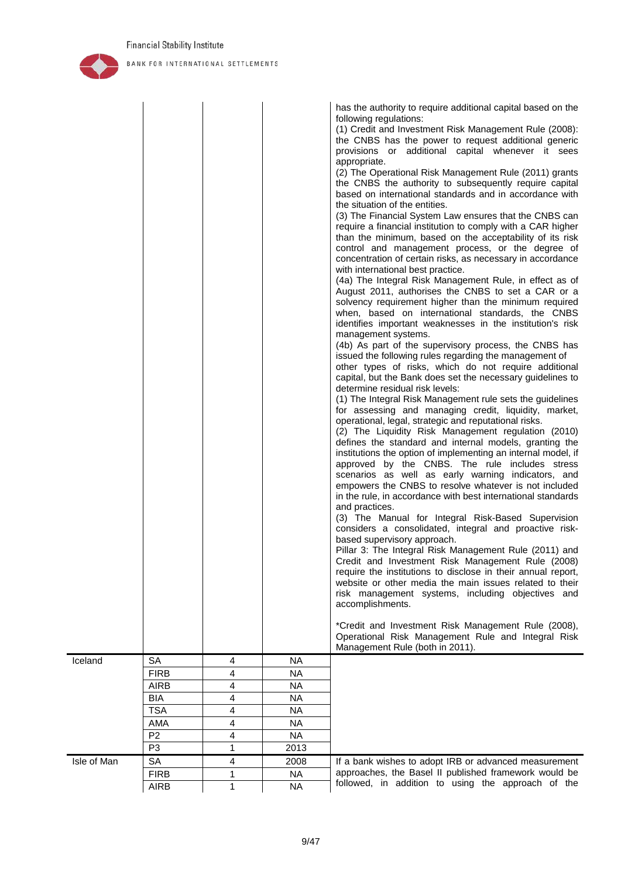| | | | | |
|---|---|---|---|---|
| | | | | has the authority to require additional capital based on the following regulations:<br>(1) Credit and Investment Risk Management Rule (2008): the CNBS has the power to request additional generic provisions or additional capital whenever it sees appropriate.<br>(2) The Operational Risk Management Rule (2011) grants the CNBS the authority to subsequently require capital based on international standards and in accordance with the situation of the entities.<br>(3) The Financial System Law ensures that the CNBS can require a financial institution to comply with a CAR higher than the minimum, based on the acceptability of its risk control and management process, or the degree of concentration of certain risks, as necessary in accordance with international best practice.<br>(4a) The Integral Risk Management Rule, in effect as of August 2011, authorises the CNBS to set a CAR or a solvency requirement higher than the minimum required when, based on international standards, the CNBS identifies important weaknesses in the institution's risk management systems.<br>(4b) As part of the supervisory process, the CNBS has issued the following rules regarding the management of other types of risks, which do not require additional capital, but the Bank does set the necessary guidelines to determine residual risk levels:<br>(1) The Integral Risk Management rule sets the guidelines for assessing and managing credit, liquidity, market, operational, legal, strategic and reputational risks.<br>(2) The Liquidity Risk Management regulation (2010) defines the standard and internal models, granting the institutions the option of implementing an internal model, if approved by the CNBS. The rule includes stress scenarios as well as early warning indicators, and empowers the CNBS to resolve whatever is not included in the rule, in accordance with best international standards and practices.<br>(3) The Manual for Integral Risk-Based Supervision considers a consolidated, integral and proactive risk-based supervisory approach.<br>Pillar 3: The Integral Risk Management Rule (2011) and Credit and Investment Risk Management Rule (2008) require the institutions to disclose in their annual report, website or other media the main issues related to their risk management systems, including objectives and accomplishments.<br><br>*Credit and Investment Risk Management Rule (2008), Operational Risk Management Rule and Integral Risk Management Rule (both in 2011). |
| Iceland | SA | 4 | NA | |
| | FIRB | 4 | NA | |
| | AIRB | 4 | NA | |
| | BIA | 4 | NA | |
| | TSA | 4 | NA | |
| | AMA | 4 | NA | |
| | P2 | 4 | NA | |
| | P3 | 1 | 2013 | |
| Isle of Man | SA | 4 | 2008 | If a bank wishes to adopt IRB or advanced measurement approaches, the Basel II published framework would be followed, in addition to using the approach of the |
| | FIRB | 1 | NA | |
| | AIRB | 1 | NA | |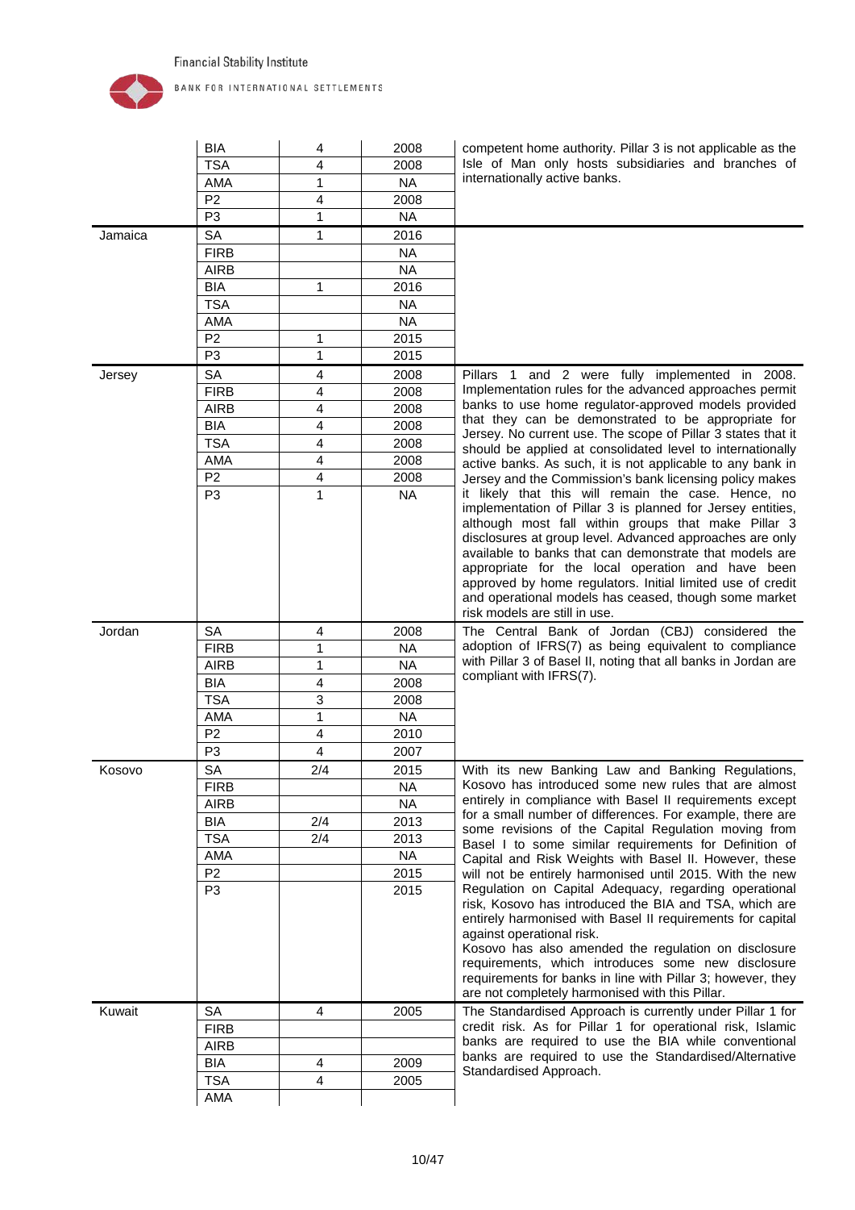| | | | | |
|---|---|---|---|---|
| | BIA | 4 | 2008 | competent home authority. Pillar 3 is not applicable as the Isle of Man only hosts subsidiaries and branches of internationally active banks. |
| | TSA | 4 | 2008 | |
| | AMA | 1 | NA | |
| | P2 | 4 | 2008 | |
| | P3 | 1 | NA | |
| Jamaica | SA | 1 | 2016 | |
| | FIRB | | NA | |
| | AIRB | | NA | |
| | BIA | 1 | 2016 | |
| | TSA | | NA | |
| | AMA | | NA | |
| | P2 | 1 | 2015 | |
| | P3 | 1 | 2015 | |
| Jersey | SA | 4 | 2008 | Pillars 1 and 2 were fully implemented in 2008. Implementation rules for the advanced approaches permit banks to use home regulator-approved models provided that they can be demonstrated to be appropriate for Jersey. No current use. The scope of Pillar 3 states that it should be applied at consolidated level to internationally active banks. As such, it is not applicable to any bank in Jersey and the Commission's bank licensing policy makes it likely that this will remain the case. Hence, no implementation of Pillar 3 is planned for Jersey entities, although most fall within groups that make Pillar 3 disclosures at group level. Advanced approaches are only available to banks that can demonstrate that models are appropriate for the local operation and have been approved by home regulators. Initial limited use of credit and operational models has ceased, though some market risk models are still in use. |
| | FIRB | 4 | 2008 | |
| | AIRB | 4 | 2008 | |
| | BIA | 4 | 2008 | |
| | TSA | 4 | 2008 | |
| | AMA | 4 | 2008 | |
| | P2 | 4 | 2008 | |
| | P3 | 1 | NA | |
| Jordan | SA | 4 | 2008 | The Central Bank of Jordan (CBJ) considered the adoption of IFRS(7) as being equivalent to compliance with Pillar 3 of Basel II, noting that all banks in Jordan are compliant with IFRS(7). |
| | FIRB | 1 | NA | |
| | AIRB | 1 | NA | |
| | BIA | 4 | 2008 | |
| | TSA | 3 | 2008 | |
| | AMA | 1 | NA | |
| | P2 | 4 | 2010 | |
| | P3 | 4 | 2007 | |
| Kosovo | SA | 2/4 | 2015 | With its new Banking Law and Banking Regulations, Kosovo has introduced some new rules that are almost entirely in compliance with Basel II requirements except for a small number of differences. For example, there are some revisions of the Capital Regulation moving from Basel I to some similar requirements for Definition of Capital and Risk Weights with Basel II. However, these will not be entirely harmonised until 2015. With the new Regulation on Capital Adequacy, regarding operational risk, Kosovo has introduced the BIA and TSA, which are entirely harmonised with Basel II requirements for capital against operational risk.<br>Kosovo has also amended the regulation on disclosure requirements, which introduces some new disclosure requirements for banks in line with Pillar 3; however, they are not completely harmonised with this Pillar. |
| | FIRB | | NA | |
| | AIRB | | NA | |
| | BIA | 2/4 | 2013 | |
| | TSA | 2/4 | 2013 | |
| | AMA | | NA | |
| | P2 | | 2015 | |
| | P3 | | 2015 | |
| Kuwait | SA | 4 | 2005 | The Standardised Approach is currently under Pillar 1 for credit risk. As for Pillar 1 for operational risk, Islamic banks are required to use the BIA while conventional banks are required to use the Standardised/Alternative Standardised Approach. |
| | FIRB | | | |
| | AIRB | | | |
| | BIA | 4 | 2009 | |
| | TSA | 4 | 2005 | |
| | AMA | | | |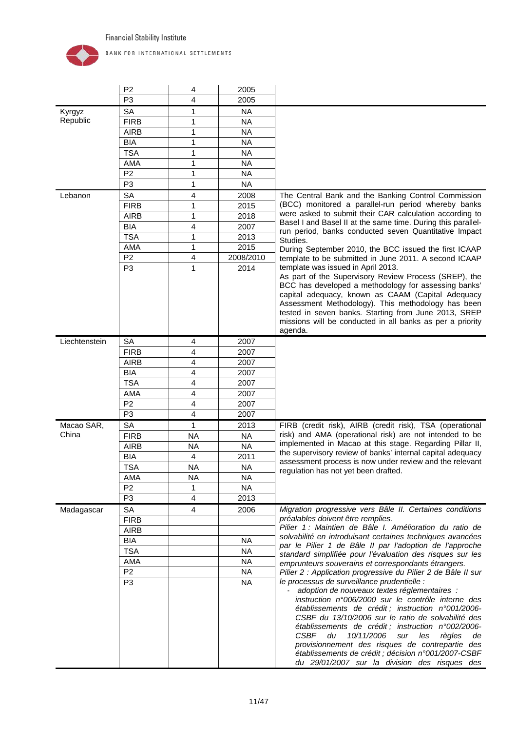| | | | | |
|---|---|---|---|---|
| | P2 | 4 | 2005 | |
| | P3 | 4 | 2005 | |
| Kyrgyz Republic | SA | 1 | NA | |
| | FIRB | 1 | NA | |
| | AIRB | 1 | NA | |
| | BIA | 1 | NA | |
| | TSA | 1 | NA | |
| | AMA | 1 | NA | |
| | P2 | 1 | NA | |
| | P3 | 1 | NA | |
| Lebanon | SA | 4 | 2008 | The Central Bank and the Banking Control Commission (BCC) monitored a parallel-run period whereby banks were asked to submit their CAR calculation according to Basel I and Basel II at the same time. During this parallel-run period, banks conducted seven Quantitative Impact Studies.<br>During September 2010, the BCC issued the first ICAAP template to be submitted in June 2011. A second ICAAP template was issued in April 2013.<br>As part of the Supervisory Review Process (SREP), the BCC has developed a methodology for assessing banks' capital adequacy, known as CAAM (Capital Adequacy Assessment Methodology). This methodology has been tested in seven banks. Starting from June 2013, SREP missions will be conducted in all banks as per a priority agenda. |
| | FIRB | 1 | 2015 | |
| | AIRB | 1 | 2018 | |
| | BIA | 4 | 2007 | |
| | TSA | 1 | 2013 | |
| | AMA | 1 | 2015 | |
| | P2 | 4 | 2008/2010 | |
| | P3 | 1 | 2014 | |
| Liechtenstein | SA | 4 | 2007 | |
| | FIRB | 4 | 2007 | |
| | AIRB | 4 | 2007 | |
| | BIA | 4 | 2007 | |
| | TSA | 4 | 2007 | |
| | AMA | 4 | 2007 | |
| | P2 | 4 | 2007 | |
| | P3 | 4 | 2007 | |
| Macao SAR, China | SA | 1 | 2013 | FIRB (credit risk), AIRB (credit risk), TSA (operational risk) and AMA (operational risk) are not intended to be implemented in Macao at this stage. Regarding Pillar II, the supervisory review of banks' internal capital adequacy assessment process is now under review and the relevant regulation has not yet been drafted. |
| | FIRB | NA | NA | |
| | AIRB | NA | NA | |
| | BIA | 4 | 2011 | |
| | TSA | NA | NA | |
| | AMA | NA | NA | |
| | P2 | 1 | NA | |
| | P3 | 4 | 2013 | |
| Madagascar | SA | 4 | 2006 | *Migration progressive vers Bâle II. Certaines conditions préalables doivent être remplies.*<br>*Pilier 1 : Maintien de Bâle I. Amélioration du ratio de solvabilité en introduisant certaines techniques avancées par le Pilier 1 de Bâle II par l'adoption de l'approche standard simplifiée pour l'évaluation des risques sur les emprunteurs souverains et correspondants étrangers.*<br>*Pilier 2 : Application progressive du Pilier 2 de Bâle II sur le processus de surveillance prudentielle :*<br>- *adoption de nouveaux textes réglementaires : instruction n°006/2000 sur le contrôle interne des établissements de crédit ; instruction n°001/2006-CSBF du 13/10/2006 sur le ratio de solvabilité des établissements de crédit ; instruction n°002/2006-CSBF du 10/11/2006 sur les règles de provisionnement des risques de contrepartie des établissements de crédit ; décision n°001/2007-CSBF du 29/01/2007 sur la division des risques des* |
| | FIRB | | | |
| | AIRB | | | |
| | BIA | | NA | |
| | TSA | | NA | |
| | AMA | | NA | |
| | P2 | | NA | |
| | P3 | | NA | |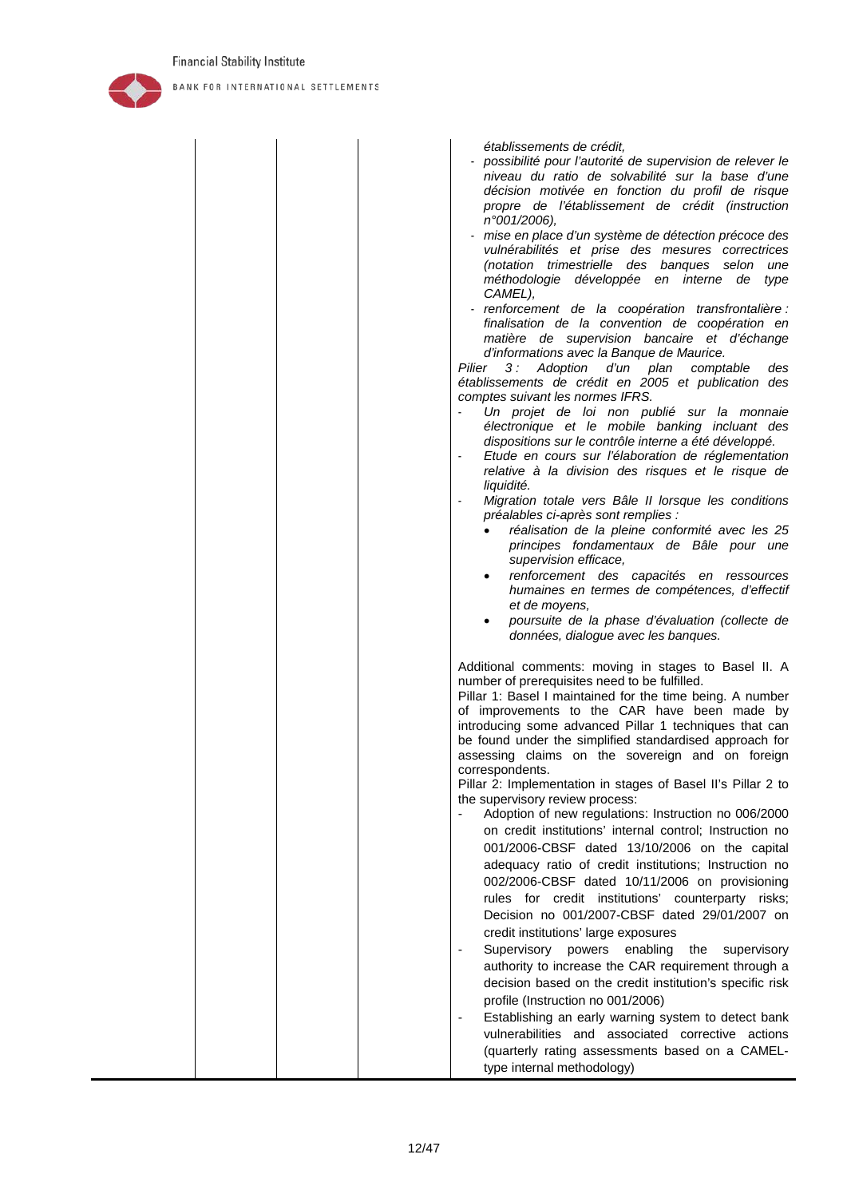| | | | |
|---|---|---|---|
| | | | *établissements de crédit,*<br>- *possibilité pour l'autorité de supervision de relever le niveau du ratio de solvabilité sur la base d'une décision motivée en fonction du profil de risque propre de l'établissement de crédit (instruction n°001/2006),*<br>- *mise en place d'un système de détection précoce des vulnérabilités et prise des mesures correctrices (notation trimestrielle des banques selon une méthodologie développée en interne de type CAMEL),*<br>- *renforcement de la coopération transfrontalière : finalisation de la convention de coopération en matière de supervision bancaire et d'échange d'informations avec la Banque de Maurice.*<br>*Pilier 3 : Adoption d'un plan comptable des établissements de crédit en 2005 et publication des comptes suivant les normes IFRS.*<br>- *Un projet de loi non publié sur la monnaie électronique et le mobile banking incluant des dispositions sur le contrôle interne a été développé.*<br>- *Etude en cours sur l'élaboration de réglementation relative à la division des risques et le risque de liquidité.*<br>- *Migration totale vers Bâle II lorsque les conditions préalables ci-après sont remplies :*<br>• *réalisation de la pleine conformité avec les 25 principes fondamentaux de Bâle pour une supervision efficace,*<br>• *renforcement des capacités en ressources humaines en termes de compétences, d'effectif et de moyens,*<br>• *poursuite de la phase d'évaluation (collecte de données, dialogue avec les banques.*<br><br>Additional comments: moving in stages to Basel II. A number of prerequisites need to be fulfilled.<br>Pillar 1: Basel I maintained for the time being. A number of improvements to the CAR have been made by introducing some advanced Pillar 1 techniques that can be found under the simplified standardised approach for assessing claims on the sovereign and on foreign correspondents.<br>Pillar 2: Implementation in stages of Basel II's Pillar 2 to the supervisory review process:<br>- Adoption of new regulations: Instruction no 006/2000 on credit institutions' internal control; Instruction no 001/2006-CBSF dated 13/10/2006 on the capital adequacy ratio of credit institutions; Instruction no 002/2006-CBSF dated 10/11/2006 on provisioning rules for credit institutions' counterparty risks; Decision no 001/2007-CBSF dated 29/01/2007 on credit institutions' large exposures<br>- Supervisory powers enabling the supervisory authority to increase the CAR requirement through a decision based on the credit institution's specific risk profile (Instruction no 001/2006)<br>- Establishing an early warning system to detect bank vulnerabilities and associated corrective actions (quarterly rating assessments based on a CAMEL-type internal methodology) |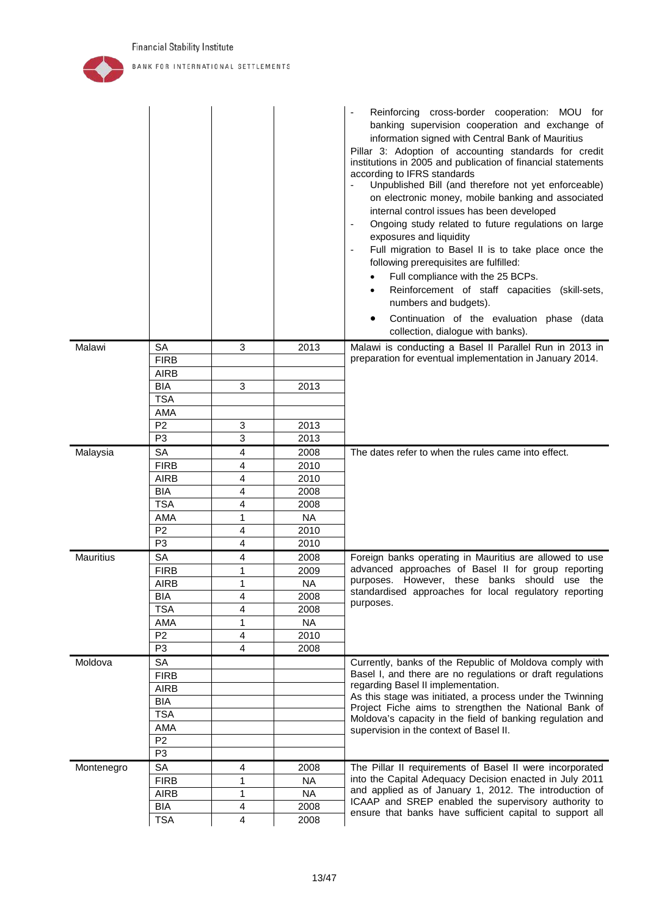| | | | | |
|---|---|---|---|---|
| | | | | - Reinforcing cross-border cooperation: MOU for banking supervision cooperation and exchange of information signed with Central Bank of Mauritius<br>Pillar 3: Adoption of accounting standards for credit institutions in 2005 and publication of financial statements according to IFRS standards<br>- Unpublished Bill (and therefore not yet enforceable) on electronic money, mobile banking and associated internal control issues has been developed<br>- Ongoing study related to future regulations on large exposures and liquidity<br>- Full migration to Basel II is to take place once the following prerequisites are fulfilled:<br>• Full compliance with the 25 BCPs.<br>• Reinforcement of staff capacities (skill-sets, numbers and budgets).<br>• Continuation of the evaluation phase (data collection, dialogue with banks). |
| Malawi | SA | 3 | 2013 | Malawi is conducting a Basel II Parallel Run in 2013 in preparation for eventual implementation in January 2014. |
| | FIRB | | | |
| | AIRB | | | |
| | BIA | 3 | 2013 | |
| | TSA | | | |
| | AMA | | | |
| | P2 | 3 | 2013 | |
| | P3 | 3 | 2013 | |
| Malaysia | SA | 4 | 2008 | The dates refer to when the rules came into effect. |
| | FIRB | 4 | 2010 | |
| | AIRB | 4 | 2010 | |
| | BIA | 4 | 2008 | |
| | TSA | 4 | 2008 | |
| | AMA | 1 | NA | |
| | P2 | 4 | 2010 | |
| | P3 | 4 | 2010 | |
| Mauritius | SA | 4 | 2008 | Foreign banks operating in Mauritius are allowed to use advanced approaches of Basel II for group reporting purposes. However, these banks should use the standardised approaches for local regulatory reporting purposes. |
| | FIRB | 1 | 2009 | |
| | AIRB | 1 | NA | |
| | BIA | 4 | 2008 | |
| | TSA | 4 | 2008 | |
| | AMA | 1 | NA | |
| | P2 | 4 | 2010 | |
| | P3 | 4 | 2008 | |
| Moldova | SA | | | Currently, banks of the Republic of Moldova comply with Basel I, and there are no regulations or draft regulations regarding Basel II implementation.<br>As this stage was initiated, a process under the Twinning Project Fiche aims to strengthen the National Bank of Moldova's capacity in the field of banking regulation and supervision in the context of Basel II. |
| | FIRB | | | |
| | AIRB | | | |
| | BIA | | | |
| | TSA | | | |
| | AMA | | | |
| | P2 | | | |
| | P3 | | | |
| Montenegro | SA | 4 | 2008 | The Pillar II requirements of Basel II were incorporated into the Capital Adequacy Decision enacted in July 2011 and applied as of January 1, 2012. The introduction of ICAAP and SREP enabled the supervisory authority to ensure that banks have sufficient capital to support all |
| | FIRB | 1 | NA | |
| | AIRB | 1 | NA | |
| | BIA | 4 | 2008 | |
| | TSA | 4 | 2008 | |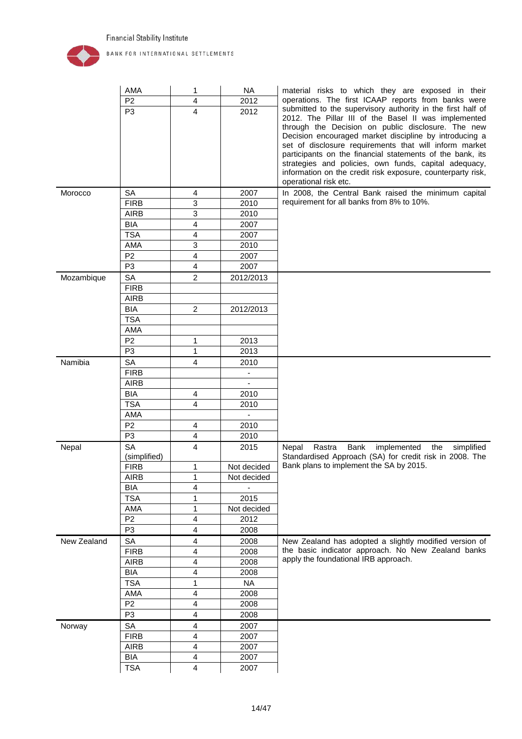| | | | | |
|---|---|---|---|---|
| | AMA | 1 | NA | material risks to which they are exposed in their operations. The first ICAAP reports from banks were submitted to the supervisory authority in the first half of 2012. The Pillar III of the Basel II was implemented through the Decision on public disclosure. The new Decision encouraged market discipline by introducing a set of disclosure requirements that will inform market participants on the financial statements of the bank, its strategies and policies, own funds, capital adequacy, information on the credit risk exposure, counterparty risk, operational risk etc. |
| | P2 | 4 | 2012 | |
| | P3 | 4 | 2012 | |
| Morocco | SA | 4 | 2007 | In 2008, the Central Bank raised the minimum capital requirement for all banks from 8% to 10%. |
| | FIRB | 3 | 2010 | |
| | AIRB | 3 | 2010 | |
| | BIA | 4 | 2007 | |
| | TSA | 4 | 2007 | |
| | AMA | 3 | 2010 | |
| | P2 | 4 | 2007 | |
| | P3 | 4 | 2007 | |
| Mozambique | SA | 2 | 2012/2013 | |
| | FIRB | | | |
| | AIRB | | | |
| | BIA | 2 | 2012/2013 | |
| | TSA | | | |
| | AMA | | | |
| | P2 | 1 | 2013 | |
| | P3 | 1 | 2013 | |
| Namibia | SA | 4 | 2010 | |
| | FIRB | | - | |
| | AIRB | | - | |
| | BIA | 4 | 2010 | |
| | TSA | 4 | 2010 | |
| | AMA | | - | |
| | P2 | 4 | 2010 | |
| | P3 | 4 | 2010 | |
| Nepal | SA (simplified) | 4 | 2015 | Nepal Rastra Bank implemented the simplified Standardised Approach (SA) for credit risk in 2008. The Bank plans to implement the SA by 2015. |
| | FIRB | 1 | Not decided | |
| | AIRB | 1 | Not decided | |
| | BIA | 4 | - | |
| | TSA | 1 | 2015 | |
| | AMA | 1 | Not decided | |
| | P2 | 4 | 2012 | |
| | P3 | 4 | 2008 | |
| New Zealand | SA | 4 | 2008 | New Zealand has adopted a slightly modified version of the basic indicator approach. No New Zealand banks apply the foundational IRB approach. |
| | FIRB | 4 | 2008 | |
| | AIRB | 4 | 2008 | |
| | BIA | 4 | 2008 | |
| | TSA | 1 | NA | |
| | AMA | 4 | 2008 | |
| | P2 | 4 | 2008 | |
| | P3 | 4 | 2008 | |
| Norway | SA | 4 | 2007 | |
| | FIRB | 4 | 2007 | |
| | AIRB | 4 | 2007 | |
| | BIA | 4 | 2007 | |
| | TSA | 4 | 2007 | |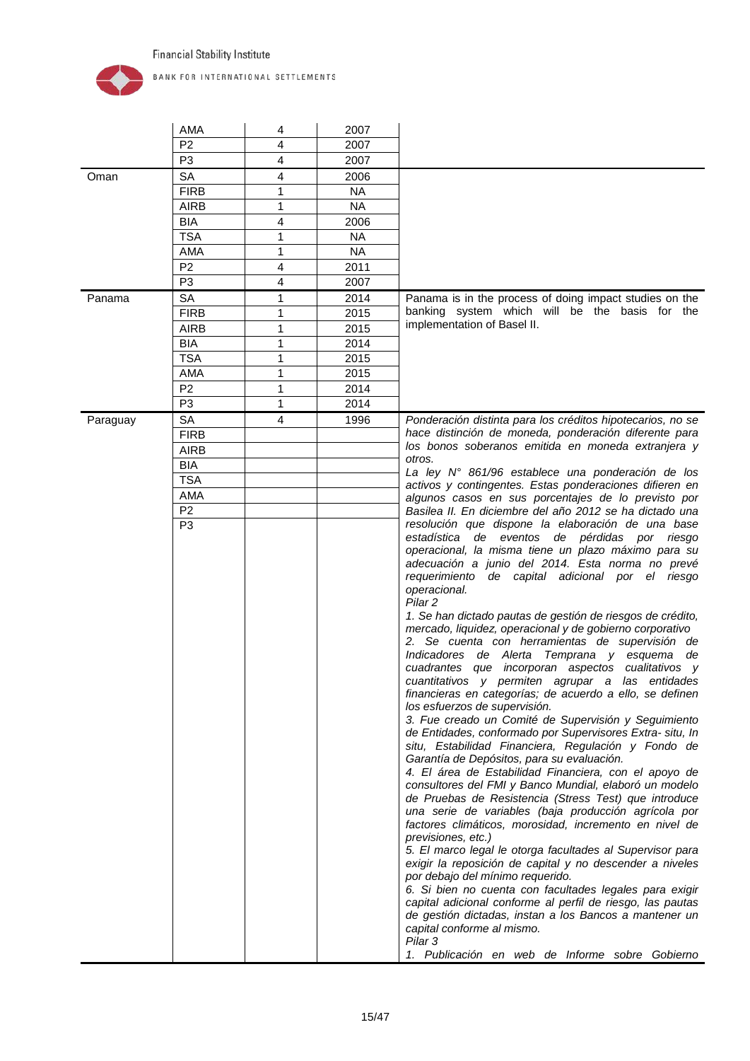| | | | | |
|---|---|---|---|---|
| | AMA | 4 | 2007 | |
| | P2 | 4 | 2007 | |
| | P3 | 4 | 2007 | |
| Oman | SA | 4 | 2006 | |
| | FIRB | 1 | NA | |
| | AIRB | 1 | NA | |
| | BIA | 4 | 2006 | |
| | TSA | 1 | NA | |
| | AMA | 1 | NA | |
| | P2 | 4 | 2011 | |
| | P3 | 4 | 2007 | |
| Panama | SA | 1 | 2014 | Panama is in the process of doing impact studies on the banking system which will be the basis for the implementation of Basel II. |
| | FIRB | 1 | 2015 | |
| | AIRB | 1 | 2015 | |
| | BIA | 1 | 2014 | |
| | TSA | 1 | 2015 | |
| | AMA | 1 | 2015 | |
| | P2 | 1 | 2014 | |
| | P3 | 1 | 2014 | |
| Paraguay | SA | 4 | 1996 | *Ponderación distinta para los créditos hipotecarios, no se hace distinción de moneda, ponderación diferente para los bonos soberanos emitida en moneda extranjera y otros.* <br> *La ley N° 861/96 establece una ponderación de los activos y contingentes. Estas ponderaciones difieren en algunos casos en sus porcentajes de lo previsto por Basilea II. En diciembre del año 2012 se ha dictado una resolución que dispone la elaboración de una base estadística de eventos de pérdidas por riesgo operacional, la misma tiene un plazo máximo para su adecuación a junio del 2014. Esta norma no prevé requerimiento de capital adicional por el riesgo operacional.* <br> *Pilar 2* <br> *1. Se han dictado pautas de gestión de riesgos de crédito, mercado, liquidez, operacional y de gobierno corporativo* <br> *2. Se cuenta con herramientas de supervisión de Indicadores de Alerta Temprana y esquema de cuadrantes que incorporan aspectos cualitativos y cuantitativos y permiten agrupar a las entidades financieras en categorías; de acuerdo a ello, se definen los esfuerzos de supervisión.* <br> *3. Fue creado un Comité de Supervisión y Seguimiento de Entidades, conformado por Supervisores Extra- situ, In situ, Estabilidad Financiera, Regulación y Fondo de Garantía de Depósitos, para su evaluación.* <br> *4. El área de Estabilidad Financiera, con el apoyo de consultores del FMI y Banco Mundial, elaboró un modelo de Pruebas de Resistencia (Stress Test) que introduce una serie de variables (baja producción agrícola por factores climáticos, morosidad, incremento en nivel de previsiones, etc.)* <br> *5. El marco legal le otorga facultades al Supervisor para exigir la reposición de capital y no descender a niveles por debajo del mínimo requerido.* <br> *6. Si bien no cuenta con facultades legales para exigir capital adicional conforme al perfil de riesgo, las pautas de gestión dictadas, instan a los Bancos a mantener un capital conforme al mismo.* <br> *Pilar 3* <br> *1. Publicación en web de Informe sobre Gobierno* |
| | FIRB | | | |
| | AIRB | | | |
| | BIA | | | |
| | TSA | | | |
| | AMA | | | |
| | P2 | | | |
| | P3 | | | |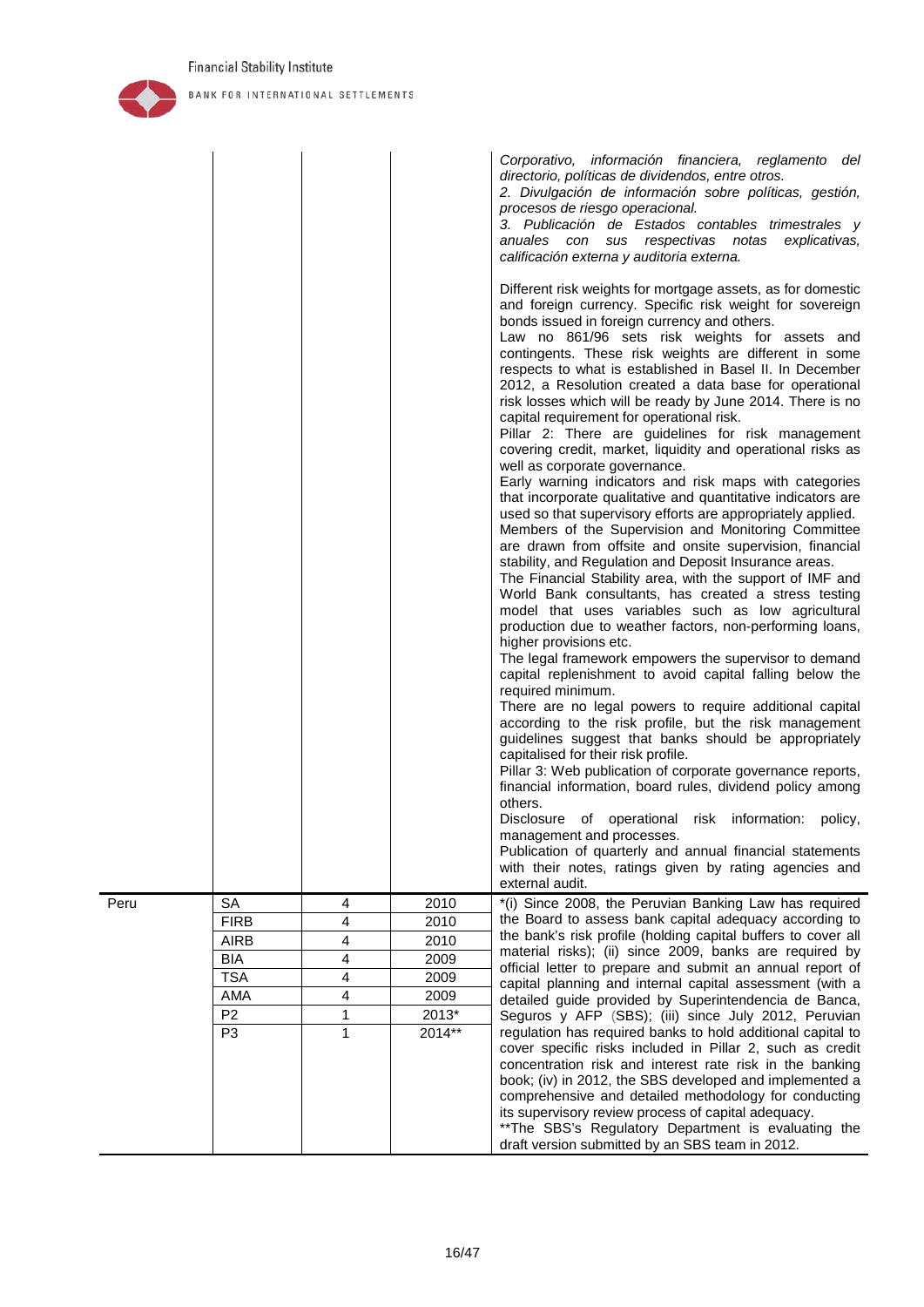| | | | | |
|---|---|---|---|---|
| | | | | *Corporativo, información financiera, reglamento del directorio, políticas de dividendos, entre otros.*<br>*2. Divulgación de información sobre políticas, gestión, procesos de riesgo operacional.*<br>*3. Publicación de Estados contables trimestrales y anuales con sus respectivas notas explicativas, calificación externa y auditoria externa.*<br><br>Different risk weights for mortgage assets, as for domestic and foreign currency. Specific risk weight for sovereign bonds issued in foreign currency and others.<br>Law no 861/96 sets risk weights for assets and contingents. These risk weights are different in some respects to what is established in Basel II. In December 2012, a Resolution created a data base for operational risk losses which will be ready by June 2014. There is no capital requirement for operational risk.<br>Pillar 2: There are guidelines for risk management covering credit, market, liquidity and operational risks as well as corporate governance.<br>Early warning indicators and risk maps with categories that incorporate qualitative and quantitative indicators are used so that supervisory efforts are appropriately applied.<br>Members of the Supervision and Monitoring Committee are drawn from offsite and onsite supervision, financial stability, and Regulation and Deposit Insurance areas.<br>The Financial Stability area, with the support of IMF and World Bank consultants, has created a stress testing model that uses variables such as low agricultural production due to weather factors, non-performing loans, higher provisions etc.<br>The legal framework empowers the supervisor to demand capital replenishment to avoid capital falling below the required minimum.<br>There are no legal powers to require additional capital according to the risk profile, but the risk management guidelines suggest that banks should be appropriately capitalised for their risk profile.<br>Pillar 3: Web publication of corporate governance reports, financial information, board rules, dividend policy among others.<br>Disclosure of operational risk information: policy, management and processes.<br>Publication of quarterly and annual financial statements with their notes, ratings given by rating agencies and external audit. |
| Peru | SA<br>FIRB<br>AIRB<br>BIA<br>TSA<br>AMA<br>P2<br>P3 | 4<br>4<br>4<br>4<br>4<br>4<br>1<br>1 | 2010<br>2010<br>2010<br>2009<br>2009<br>2009<br>2013*<br>2014** | *(i) Since 2008, the Peruvian Banking Law has required the Board to assess bank capital adequacy according to the bank's risk profile (holding capital buffers to cover all material risks); (ii) since 2009, banks are required by official letter to prepare and submit an annual report of capital planning and internal capital assessment (with a detailed guide provided by Superintendencia de Banca, Seguros y AFP (SBS); (iii) since July 2012, Peruvian regulation has required banks to hold additional capital to cover specific risks included in Pillar 2, such as credit concentration risk and interest rate risk in the banking book; (iv) in 2012, the SBS developed and implemented a comprehensive and detailed methodology for conducting its supervisory review process of capital adequacy.<br>**The SBS's Regulatory Department is evaluating the draft version submitted by an SBS team in 2012. |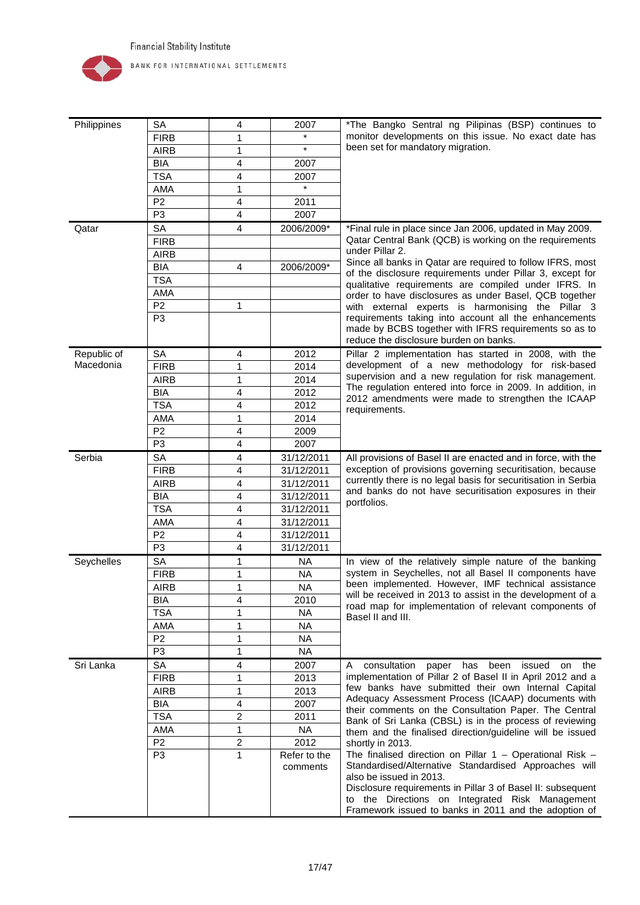| | | | | |
|---|---|---|---|---|
| Philippines | SA | 4 | 2007 | *The Bangko Sentral ng Pilipinas (BSP) continues to monitor developments on this issue. No exact date has been set for mandatory migration. |
| | FIRB | 1 | * | |
| | AIRB | 1 | * | |
| | BIA | 4 | 2007 | |
| | TSA | 4 | 2007 | |
| | AMA | 1 | * | |
| | P2 | 4 | 2011 | |
| | P3 | 4 | 2007 | |
| Qatar | SA | 4 | 2006/2009* | *Final rule in place since Jan 2006, updated in May 2009. Qatar Central Bank (QCB) is working on the requirements under Pillar 2. Since all banks in Qatar are required to follow IFRS, most of the disclosure requirements under Pillar 3, except for qualitative requirements are compiled under IFRS. In order to have disclosures as under Basel, QCB together with external experts is harmonising the Pillar 3 requirements taking into account all the enhancements made by BCBS together with IFRS requirements so as to reduce the disclosure burden on banks. |
| | FIRB | | | |
| | AIRB | | | |
| | BIA | 4 | 2006/2009* | |
| | TSA | | | |
| | AMA | | | |
| | P2 | 1 | | |
| | P3 | | | |
| Republic of Macedonia | SA | 4 | 2012 | Pillar 2 implementation has started in 2008, with the development of a new methodology for risk-based supervision and a new regulation for risk management. The regulation entered into force in 2009. In addition, in 2012 amendments were made to strengthen the ICAAP requirements. |
| | FIRB | 1 | 2014 | |
| | AIRB | 1 | 2014 | |
| | BIA | 4 | 2012 | |
| | TSA | 4 | 2012 | |
| | AMA | 1 | 2014 | |
| | P2 | 4 | 2009 | |
| | P3 | 4 | 2007 | |
| Serbia | SA | 4 | 31/12/2011 | All provisions of Basel II are enacted and in force, with the exception of provisions governing securitisation, because currently there is no legal basis for securitisation in Serbia and banks do not have securitisation exposures in their portfolios. |
| | FIRB | 4 | 31/12/2011 | |
| | AIRB | 4 | 31/12/2011 | |
| | BIA | 4 | 31/12/2011 | |
| | TSA | 4 | 31/12/2011 | |
| | AMA | 4 | 31/12/2011 | |
| | P2 | 4 | 31/12/2011 | |
| | P3 | 4 | 31/12/2011 | |
| Seychelles | SA | 1 | NA | In view of the relatively simple nature of the banking system in Seychelles, not all Basel II components have been implemented. However, IMF technical assistance will be received in 2013 to assist in the development of a road map for implementation of relevant components of Basel II and III. |
| | FIRB | 1 | NA | |
| | AIRB | 1 | NA | |
| | BIA | 4 | 2010 | |
| | TSA | 1 | NA | |
| | AMA | 1 | NA | |
| | P2 | 1 | NA | |
| | P3 | 1 | NA | |
| Sri Lanka | SA | 4 | 2007 | A consultation paper has been issued on the implementation of Pillar 2 of Basel II in April 2012 and a few banks have submitted their own Internal Capital Adequacy Assessment Process (ICAAP) documents with their comments on the Consultation Paper. The Central Bank of Sri Lanka (CBSL) is in the process of reviewing them and the finalised direction/guideline will be issued shortly in 2013. The finalised direction on Pillar 1 – Operational Risk – Standardised/Alternative Standardised Approaches will also be issued in 2013. Disclosure requirements in Pillar 3 of Basel II: subsequent to the Directions on Integrated Risk Management Framework issued to banks in 2011 and the adoption of |
| | FIRB | 1 | 2013 | |
| | AIRB | 1 | 2013 | |
| | BIA | 4 | 2007 | |
| | TSA | 2 | 2011 | |
| | AMA | 1 | NA | |
| | P2 | 2 | 2012 | |
| | P3 | 1 | Refer to the comments | |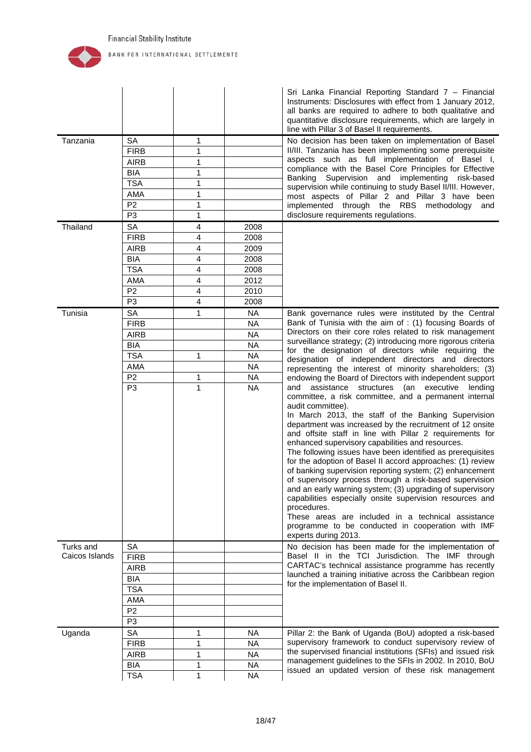| | | | | |
|---|---|---|---|---|
| | | | | Sri Lanka Financial Reporting Standard 7 – Financial Instruments: Disclosures with effect from 1 January 2012, all banks are required to adhere to both qualitative and quantitative disclosure requirements, which are largely in line with Pillar 3 of Basel II requirements. |
| Tanzania | SA | 1 | | No decision has been taken on implementation of Basel II/III. Tanzania has been implementing some prerequisite aspects such as full implementation of Basel I, compliance with the Basel Core Principles for Effective Banking Supervision and implementing risk-based supervision while continuing to study Basel II/III. However, most aspects of Pillar 2 and Pillar 3 have been implemented through the RBS methodology and disclosure requirements regulations. |
| | FIRB | 1 | | |
| | AIRB | 1 | | |
| | BIA | 1 | | |
| | TSA | 1 | | |
| | AMA | 1 | | |
| | P2 | 1 | | |
| | P3 | 1 | | |
| Thailand | SA | 4 | 2008 | |
| | FIRB | 4 | 2008 | |
| | AIRB | 4 | 2009 | |
| | BIA | 4 | 2008 | |
| | TSA | 4 | 2008 | |
| | AMA | 4 | 2012 | |
| | P2 | 4 | 2010 | |
| | P3 | 4 | 2008 | |
| Tunisia | SA | 1 | NA | Bank governance rules were instituted by the Central Bank of Tunisia with the aim of : (1) focusing Boards of Directors on their core roles related to risk management surveillance strategy; (2) introducing more rigorous criteria for the designation of directors while requiring the designation of independent directors and directors representing the interest of minority shareholders; (3) endowing the Board of Directors with independent support and assistance structures (an executive lending committee, a risk committee, and a permanent internal audit committee).<br>In March 2013, the staff of the Banking Supervision department was increased by the recruitment of 12 onsite and offsite staff in line with Pillar 2 requirements for enhanced supervisory capabilities and resources.<br>The following issues have been identified as prerequisites for the adoption of Basel II accord approaches: (1) review of banking supervision reporting system; (2) enhancement of supervisory process through a risk-based supervision and an early warning system; (3) upgrading of supervisory capabilities especially onsite supervision resources and procedures.<br>These areas are included in a technical assistance programme to be conducted in cooperation with IMF experts during 2013. |
| | FIRB | | NA | |
| | AIRB | | NA | |
| | BIA | | NA | |
| | TSA | 1 | NA | |
| | AMA | | NA | |
| | P2 | 1 | NA | |
| | P3 | 1 | NA | |
| Turks and Caicos Islands | SA | | | No decision has been made for the implementation of Basel II in the TCI Jurisdiction. The IMF through CARTAC's technical assistance programme has recently launched a training initiative across the Caribbean region for the implementation of Basel II. |
| | FIRB | | | |
| | AIRB | | | |
| | BIA | | | |
| | TSA | | | |
| | AMA | | | |
| | P2 | | | |
| | P3 | | | |
| Uganda | SA | 1 | NA | Pillar 2: the Bank of Uganda (BoU) adopted a risk-based supervisory framework to conduct supervisory review of the supervised financial institutions (SFIs) and issued risk management guidelines to the SFIs in 2002. In 2010, BoU issued an updated version of these risk management |
| | FIRB | 1 | NA | |
| | AIRB | 1 | NA | |
| | BIA | 1 | NA | |
| | TSA | 1 | NA | |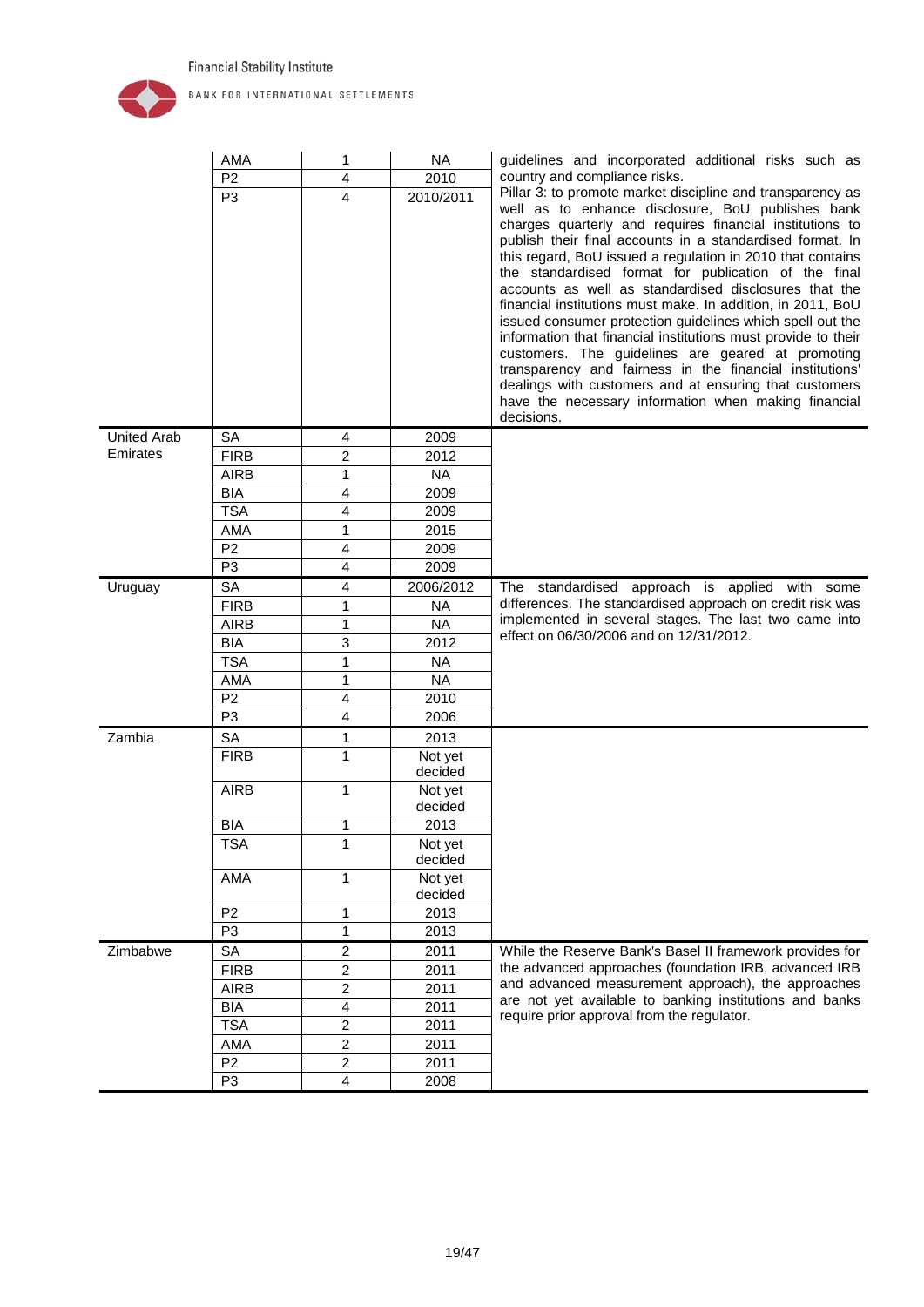| | | | | |
|---|---|---|---|---|
| | AMA | 1 | NA | guidelines and incorporated additional risks such as country and compliance risks. |
| | P2 | 4 | 2010 | |
| | P3 | 4 | 2010/2011 | Pillar 3: to promote market discipline and transparency as well as to enhance disclosure, BoU publishes bank charges quarterly and requires financial institutions to publish their final accounts in a standardised format. In this regard, BoU issued a regulation in 2010 that contains the standardised format for publication of the final accounts as well as standardised disclosures that the financial institutions must make. In addition, in 2011, BoU issued consumer protection guidelines which spell out the information that financial institutions must provide to their customers. The guidelines are geared at promoting transparency and fairness in the financial institutions' dealings with customers and at ensuring that customers have the necessary information when making financial decisions. |
| United Arab Emirates | SA | 4 | 2009 | |
| | FIRB | 2 | 2012 | |
| | AIRB | 1 | NA | |
| | BIA | 4 | 2009 | |
| | TSA | 4 | 2009 | |
| | AMA | 1 | 2015 | |
| | P2 | 4 | 2009 | |
| | P3 | 4 | 2009 | |
| Uruguay | SA | 4 | 2006/2012 | The standardised approach is applied with some differences. The standardised approach on credit risk was implemented in several stages. The last two came into effect on 06/30/2006 and on 12/31/2012. |
| | FIRB | 1 | NA | |
| | AIRB | 1 | NA | |
| | BIA | 3 | 2012 | |
| | TSA | 1 | NA | |
| | AMA | 1 | NA | |
| | P2 | 4 | 2010 | |
| | P3 | 4 | 2006 | |
| Zambia | SA | 1 | 2013 | |
| | FIRB | 1 | Not yet decided | |
| | AIRB | 1 | Not yet decided | |
| | BIA | 1 | 2013 | |
| | TSA | 1 | Not yet decided | |
| | AMA | 1 | Not yet decided | |
| | P2 | 1 | 2013 | |
| | P3 | 1 | 2013 | |
| Zimbabwe | SA | 2 | 2011 | While the Reserve Bank's Basel II framework provides for the advanced approaches (foundation IRB, advanced IRB and advanced measurement approach), the approaches are not yet available to banking institutions and banks require prior approval from the regulator. |
| | FIRB | 2 | 2011 | |
| | AIRB | 2 | 2011 | |
| | BIA | 4 | 2011 | |
| | TSA | 2 | 2011 | |
| | AMA | 2 | 2011 | |
| | P2 | 2 | 2011 | |
| | P3 | 4 | 2008 | |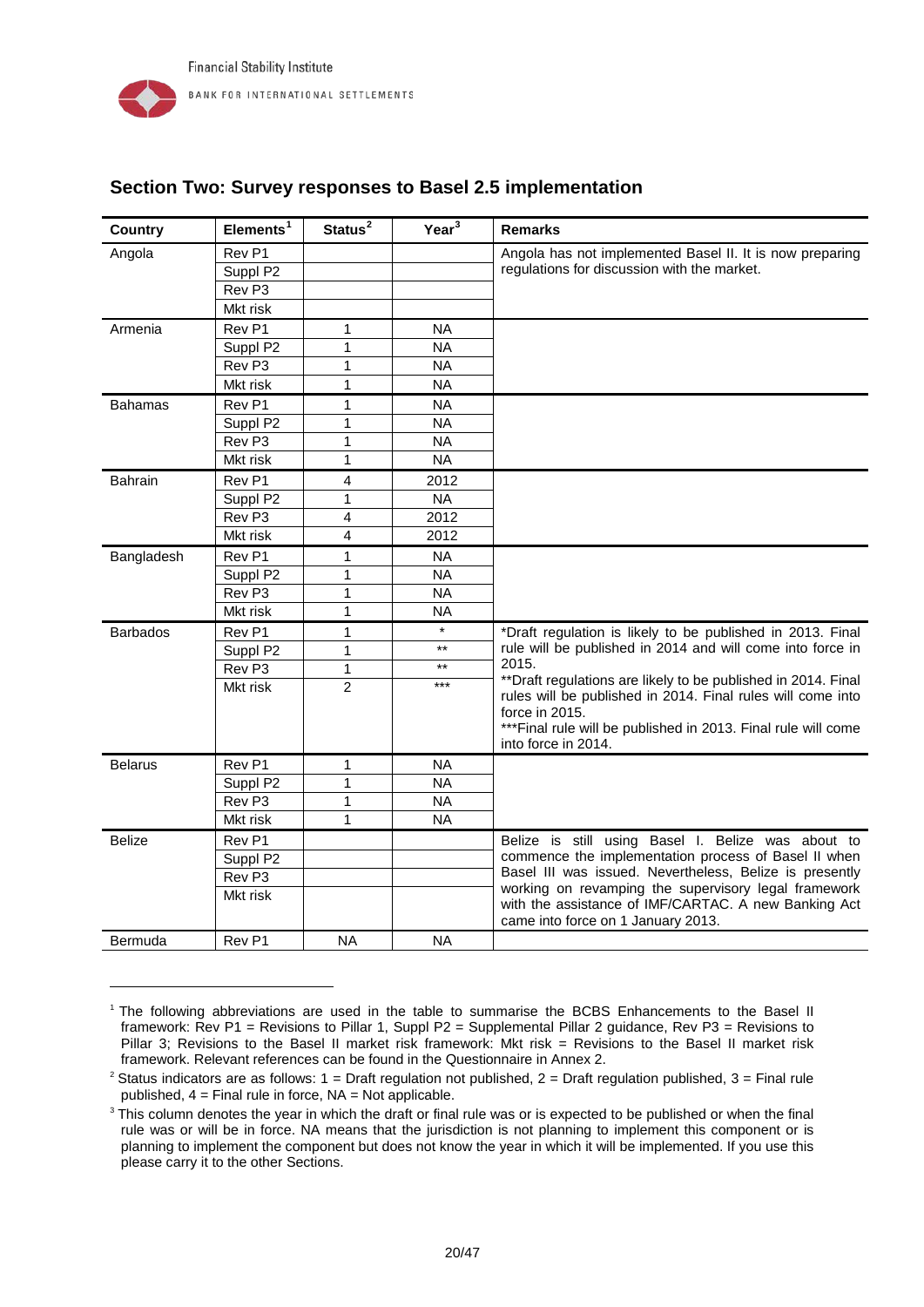## Section Two: Survey responses to Basel 2.5 implementation

| Country | Elements[1] | Status[2] | Year[3] | Remarks |
|---|---|---|---|---|
| Angola | Rev P1 | | | Angola has not implemented Basel II. It is now preparing regulations for discussion with the market. |
| | Suppl P2 | | | |
| | Rev P3 | | | |
| | Mkt risk | | | |
| Armenia | Rev P1 | 1 | NA | |
| | Suppl P2 | 1 | NA | |
| | Rev P3 | 1 | NA | |
| | Mkt risk | 1 | NA | |
| Bahamas | Rev P1 | 1 | NA | |
| | Suppl P2 | 1 | NA | |
| | Rev P3 | 1 | NA | |
| | Mkt risk | 1 | NA | |
| Bahrain | Rev P1 | 4 | 2012 | |
| | Suppl P2 | 1 | NA | |
| | Rev P3 | 4 | 2012 | |
| | Mkt risk | 4 | 2012 | |
| Bangladesh | Rev P1 | 1 | NA | |
| | Suppl P2 | 1 | NA | |
| | Rev P3 | 1 | NA | |
| | Mkt risk | 1 | NA | |
| Barbados | Rev P1 | 1 | * | *Draft regulation is likely to be published in 2013. Final rule will be published in 2014 and will come into force in 2015. |
| | Suppl P2 | 1 | ** | **Draft regulations are likely to be published in 2014. Final rules will be published in 2014. Final rules will come into force in 2015. |
| | Rev P3 | 1 | ** | ***Final rule will be published in 2013. Final rule will come into force in 2014. |
| | Mkt risk | 2 | *** | |
| Belarus | Rev P1 | 1 | NA | |
| | Suppl P2 | 1 | NA | |
| | Rev P3 | 1 | NA | |
| | Mkt risk | 1 | NA | |
| Belize | Rev P1 | | | Belize is still using Basel I. Belize was about to commence the implementation process of Basel II when Basel III was issued. Nevertheless, Belize is presently working on revamping the supervisory legal framework with the assistance of IMF/CARTAC. A new Banking Act came into force on 1 January 2013. |
| | Suppl P2 | | | |
| | Rev P3 | | | |
| | Mkt risk | | | |
| Bermuda | Rev P1 | NA | NA | |

[1] The following abbreviations are used in the table to summarise the BCBS Enhancements to the Basel II framework: Rev P1 = Revisions to Pillar 1, Suppl P2 = Supplemental Pillar 2 guidance, Rev P3 = Revisions to Pillar 3; Revisions to the Basel II market risk framework: Mkt risk = Revisions to the Basel II market risk framework. Relevant references can be found in the Questionnaire in Annex 2.

[2] Status indicators are as follows: 1 = Draft regulation not published, 2 = Draft regulation published, 3 = Final rule published, 4 = Final rule in force, NA = Not applicable.

[3] This column denotes the year in which the draft or final rule was or is expected to be published or when the final rule was or will be in force. NA means that the jurisdiction is not planning to implement this component or is planning to implement the component but does not know the year in which it will be implemented. If you use this please carry it to the other Sections.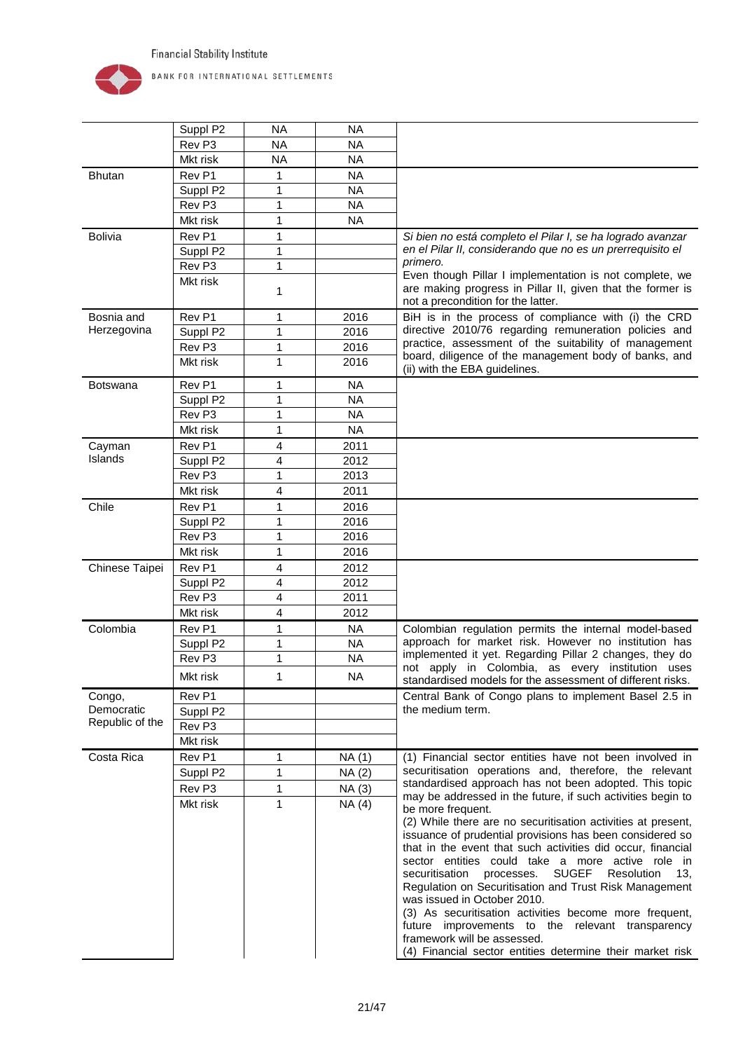| | | | | |
|---|---|---|---|---|
| | Suppl P2 | NA | NA | |
| | Rev P3 | NA | NA | |
| | Mkt risk | NA | NA | |
| Bhutan | Rev P1 | 1 | NA | |
| | Suppl P2 | 1 | NA | |
| | Rev P3 | 1 | NA | |
| | Mkt risk | 1 | NA | |
| Bolivia | Rev P1 | 1 | | *Si bien no está completo el Pilar I, se ha logrado avanzar en el Pilar II, considerando que no es un prerrequisito el primero.* Even though Pillar I implementation is not complete, we are making progress in Pillar II, given that the former is not a precondition for the latter. |
| | Suppl P2 | 1 | | |
| | Rev P3 | 1 | | |
| | Mkt risk | 1 | | |
| Bosnia and Herzegovina | Rev P1 | 1 | 2016 | BiH is in the process of compliance with (i) the CRD directive 2010/76 regarding remuneration policies and practice, assessment of the suitability of management board, diligence of the management body of banks, and (ii) with the EBA guidelines. |
| | Suppl P2 | 1 | 2016 | |
| | Rev P3 | 1 | 2016 | |
| | Mkt risk | 1 | 2016 | |
| Botswana | Rev P1 | 1 | NA | |
| | Suppl P2 | 1 | NA | |
| | Rev P3 | 1 | NA | |
| | Mkt risk | 1 | NA | |
| Cayman Islands | Rev P1 | 4 | 2011 | |
| | Suppl P2 | 4 | 2012 | |
| | Rev P3 | 1 | 2013 | |
| | Mkt risk | 4 | 2011 | |
| Chile | Rev P1 | 1 | 2016 | |
| | Suppl P2 | 1 | 2016 | |
| | Rev P3 | 1 | 2016 | |
| | Mkt risk | 1 | 2016 | |
| Chinese Taipei | Rev P1 | 4 | 2012 | |
| | Suppl P2 | 4 | 2012 | |
| | Rev P3 | 4 | 2011 | |
| | Mkt risk | 4 | 2012 | |
| Colombia | Rev P1 | 1 | NA | Colombian regulation permits the internal model-based approach for market risk. However no institution has implemented it yet. Regarding Pillar 2 changes, they do not apply in Colombia, as every institution uses standardised models for the assessment of different risks. |
| | Suppl P2 | 1 | NA | |
| | Rev P3 | 1 | NA | |
| | Mkt risk | 1 | NA | |
| Congo, Democratic Republic of the | Rev P1 | | | Central Bank of Congo plans to implement Basel 2.5 in the medium term. |
| | Suppl P2 | | | |
| | Rev P3 | | | |
| | Mkt risk | | | |
| Costa Rica | Rev P1 | 1 | NA (1) | (1) Financial sector entities have not been involved in securitisation operations and, therefore, the relevant standardised approach has not been adopted. This topic may be addressed in the future, if such activities begin to be more frequent.<br>(2) While there are no securitisation activities at present, issuance of prudential provisions has been considered so that in the event that such activities did occur, financial sector entities could take a more active role in securitisation processes. SUGEF Resolution 13, Regulation on Securitisation and Trust Risk Management was issued in October 2010.<br>(3) As securitisation activities become more frequent, future improvements to the relevant transparency framework will be assessed.<br>(4) Financial sector entities determine their market risk |
| | Suppl P2 | 1 | NA (2) | |
| | Rev P3 | 1 | NA (3) | |
| | Mkt risk | 1 | NA (4) | |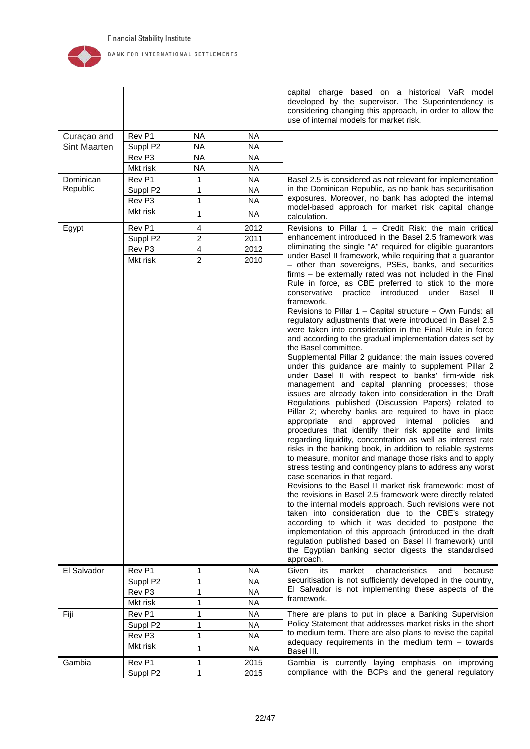| | | | | |
|---|---|---|---|---|
| | | | | capital charge based on a historical VaR model developed by the supervisor. The Superintendency is considering changing this approach, in order to allow the use of internal models for market risk. |
| Curaçao and Sint Maarten | Rev P1 | NA | NA | |
| | Suppl P2 | NA | NA | |
| | Rev P3 | NA | NA | |
| | Mkt risk | NA | NA | |
| Dominican Republic | Rev P1 | 1 | NA | Basel 2.5 is considered as not relevant for implementation in the Dominican Republic, as no bank has securitisation exposures. Moreover, no bank has adopted the internal model-based approach for market risk capital change calculation. |
| | Suppl P2 | 1 | NA | |
| | Rev P3 | 1 | NA | |
| | Mkt risk | 1 | NA | |
| Egypt | Rev P1 | 4 | 2012 | Revisions to Pillar 1 – Credit Risk: the main critical enhancement introduced in the Basel 2.5 framework was eliminating the single "A" required for eligible guarantors under Basel II framework, while requiring that a guarantor – other than sovereigns, PSEs, banks, and securities firms – be externally rated was not included in the Final Rule in force, as CBE preferred to stick to the more conservative practice introduced under Basel II framework.<br>Revisions to Pillar 1 – Capital structure – Own Funds: all regulatory adjustments that were introduced in Basel 2.5 were taken into consideration in the Final Rule in force and according to the gradual implementation dates set by the Basel committee.<br>Supplemental Pillar 2 guidance: the main issues covered under this guidance are mainly to supplement Pillar 2 under Basel II with respect to banks' firm-wide risk management and capital planning processes; those issues are already taken into consideration in the Draft Regulations published (Discussion Papers) related to Pillar 2; whereby banks are required to have in place appropriate and approved internal policies and procedures that identify their risk appetite and limits regarding liquidity, concentration as well as interest rate risks in the banking book, in addition to reliable systems to measure, monitor and manage those risks and to apply stress testing and contingency plans to address any worst case scenarios in that regard.<br>Revisions to the Basel II market risk framework: most of the revisions in Basel 2.5 framework were directly related to the internal models approach. Such revisions were not taken into consideration due to the CBE's strategy according to which it was decided to postpone the implementation of this approach (introduced in the draft regulation published based on Basel II framework) until the Egyptian banking sector digests the standardised approach. |
| | Suppl P2 | 2 | 2011 | |
| | Rev P3 | 4 | 2012 | |
| | Mkt risk | 2 | 2010 | |
| El Salvador | Rev P1 | 1 | NA | Given its market characteristics and because securitisation is not sufficiently developed in the country, El Salvador is not implementing these aspects of the framework. |
| | Suppl P2 | 1 | NA | |
| | Rev P3 | 1 | NA | |
| | Mkt risk | 1 | NA | |
| Fiji | Rev P1 | 1 | NA | There are plans to put in place a Banking Supervision Policy Statement that addresses market risks in the short to medium term. There are also plans to revise the capital adequacy requirements in the medium term – towards Basel III. |
| | Suppl P2 | 1 | NA | |
| | Rev P3 | 1 | NA | |
| | Mkt risk | 1 | NA | |
| Gambia | Rev P1 | 1 | 2015 | Gambia is currently laying emphasis on improving compliance with the BCPs and the general regulatory |
| | Suppl P2 | 1 | 2015 | |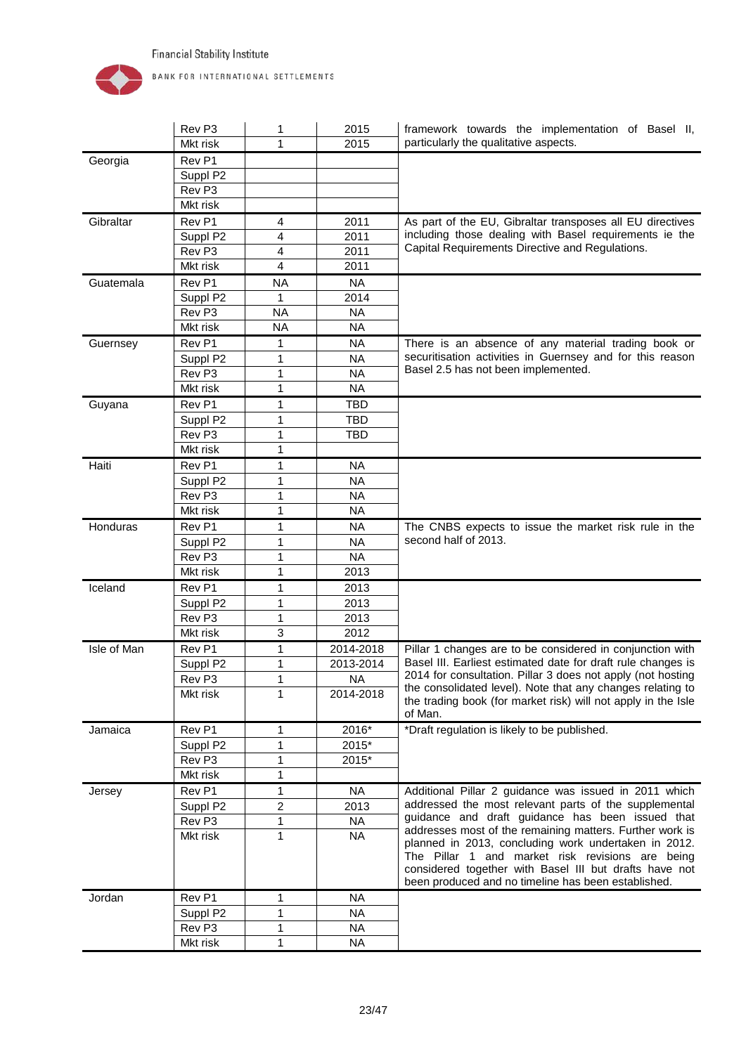| | | | | |
|---|---|---|---|---|
| | Rev P3 | 1 | 2015 | framework towards the implementation of Basel II, particularly the qualitative aspects. |
| | Mkt risk | 1 | 2015 | |
| Georgia | Rev P1 | | | |
| | Suppl P2 | | | |
| | Rev P3 | | | |
| | Mkt risk | | | |
| Gibraltar | Rev P1 | 4 | 2011 | As part of the EU, Gibraltar transposes all EU directives including those dealing with Basel requirements ie the Capital Requirements Directive and Regulations. |
| | Suppl P2 | 4 | 2011 | |
| | Rev P3 | 4 | 2011 | |
| | Mkt risk | 4 | 2011 | |
| Guatemala | Rev P1 | NA | NA | |
| | Suppl P2 | 1 | 2014 | |
| | Rev P3 | NA | NA | |
| | Mkt risk | NA | NA | |
| Guernsey | Rev P1 | 1 | NA | There is an absence of any material trading book or securitisation activities in Guernsey and for this reason Basel 2.5 has not been implemented. |
| | Suppl P2 | 1 | NA | |
| | Rev P3 | 1 | NA | |
| | Mkt risk | 1 | NA | |
| Guyana | Rev P1 | 1 | TBD | |
| | Suppl P2 | 1 | TBD | |
| | Rev P3 | 1 | TBD | |
| | Mkt risk | 1 | | |
| Haiti | Rev P1 | 1 | NA | |
| | Suppl P2 | 1 | NA | |
| | Rev P3 | 1 | NA | |
| | Mkt risk | 1 | NA | |
| Honduras | Rev P1 | 1 | NA | The CNBS expects to issue the market risk rule in the second half of 2013. |
| | Suppl P2 | 1 | NA | |
| | Rev P3 | 1 | NA | |
| | Mkt risk | 1 | 2013 | |
| Iceland | Rev P1 | 1 | 2013 | |
| | Suppl P2 | 1 | 2013 | |
| | Rev P3 | 1 | 2013 | |
| | Mkt risk | 3 | 2012 | |
| Isle of Man | Rev P1 | 1 | 2014-2018 | Pillar 1 changes are to be considered in conjunction with Basel III. Earliest estimated date for draft rule changes is 2014 for consultation. Pillar 3 does not apply (not hosting the consolidated level). Note that any changes relating to the trading book (for market risk) will not apply in the Isle of Man. |
| | Suppl P2 | 1 | 2013-2014 | |
| | Rev P3 | 1 | NA | |
| | Mkt risk | 1 | 2014-2018 | |
| Jamaica | Rev P1 | 1 | 2016* | *Draft regulation is likely to be published. |
| | Suppl P2 | 1 | 2015* | |
| | Rev P3 | 1 | 2015* | |
| | Mkt risk | 1 | | |
| Jersey | Rev P1 | 1 | NA | Additional Pillar 2 guidance was issued in 2011 which addressed the most relevant parts of the supplemental guidance and draft guidance has been issued that addresses most of the remaining matters. Further work is planned in 2013, concluding work undertaken in 2012. The Pillar 1 and market risk revisions are being considered together with Basel III but drafts have not been produced and no timeline has been established. |
| | Suppl P2 | 2 | 2013 | |
| | Rev P3 | 1 | NA | |
| | Mkt risk | 1 | NA | |
| Jordan | Rev P1 | 1 | NA | |
| | Suppl P2 | 1 | NA | |
| | Rev P3 | 1 | NA | |
| | Mkt risk | 1 | NA | |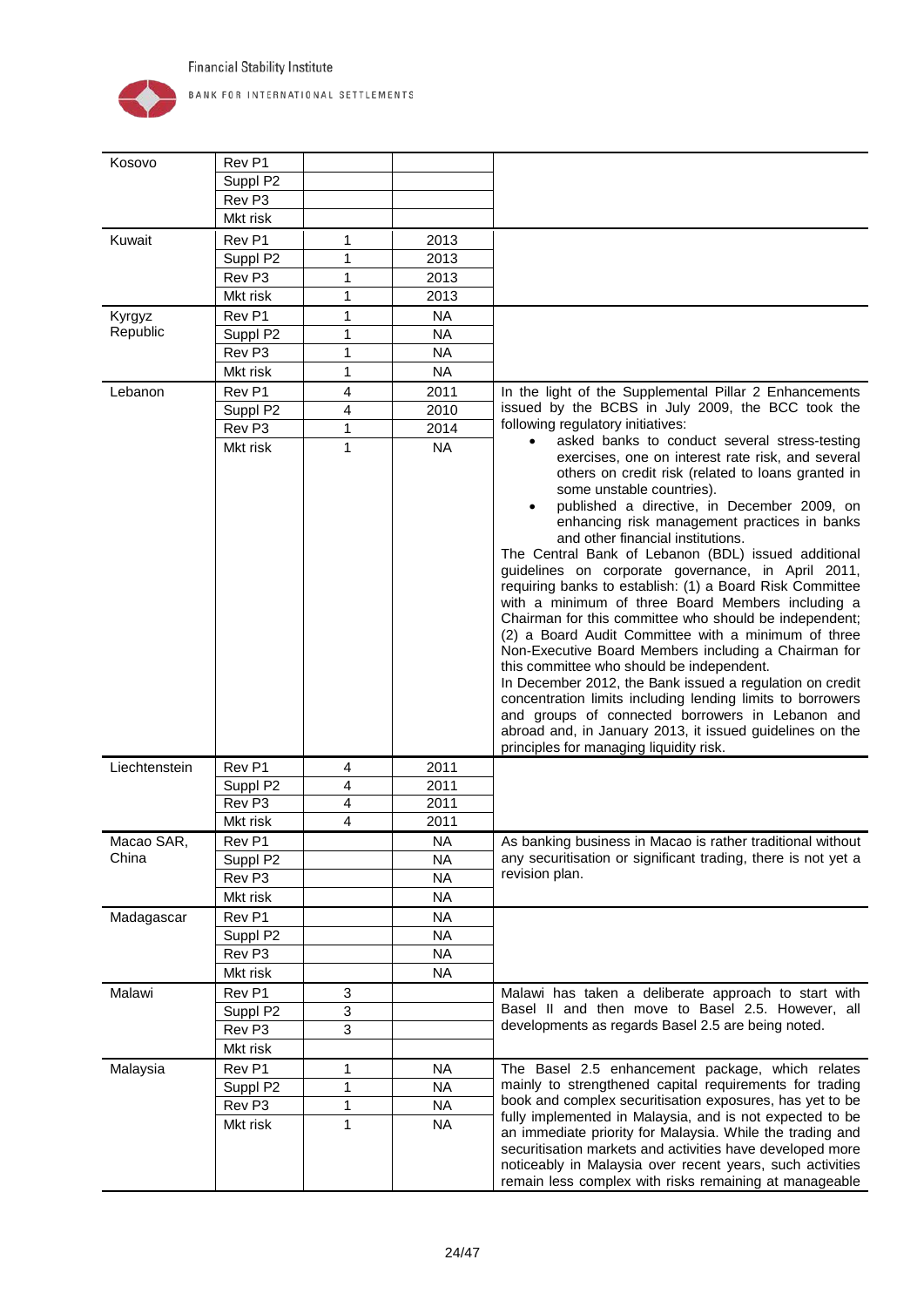| | | | | |
|---|---|---|---|---|
| Kosovo | Rev P1 | | | |
| | Suppl P2 | | | |
| | Rev P3 | | | |
| | Mkt risk | | | |
| Kuwait | Rev P1 | 1 | 2013 | |
| | Suppl P2 | 1 | 2013 | |
| | Rev P3 | 1 | 2013 | |
| | Mkt risk | 1 | 2013 | |
| Kyrgyz Republic | Rev P1 | 1 | NA | |
| | Suppl P2 | 1 | NA | |
| | Rev P3 | 1 | NA | |
| | Mkt risk | 1 | NA | |
| Lebanon | Rev P1 | 4 | 2011 | In the light of the Supplemental Pillar 2 Enhancements issued by the BCBS in July 2009, the BCC took the following regulatory initiatives:<br>• asked banks to conduct several stress-testing exercises, one on interest rate risk, and several others on credit risk (related to loans granted in some unstable countries).<br>• published a directive, in December 2009, on enhancing risk management practices in banks and other financial institutions.<br>The Central Bank of Lebanon (BDL) issued additional guidelines on corporate governance, in April 2011, requiring banks to establish: (1) a Board Risk Committee with a minimum of three Board Members including a Chairman for this committee who should be independent; (2) a Board Audit Committee with a minimum of three Non-Executive Board Members including a Chairman for this committee who should be independent.<br>In December 2012, the Bank issued a regulation on credit concentration limits including lending limits to borrowers and groups of connected borrowers in Lebanon and abroad and, in January 2013, it issued guidelines on the principles for managing liquidity risk. |
| | Suppl P2 | 4 | 2010 | |
| | Rev P3 | 1 | 2014 | |
| | Mkt risk | 1 | NA | |
| Liechtenstein | Rev P1 | 4 | 2011 | |
| | Suppl P2 | 4 | 2011 | |
| | Rev P3 | 4 | 2011 | |
| | Mkt risk | 4 | 2011 | |
| Macao SAR, China | Rev P1 | | NA | As banking business in Macao is rather traditional without any securitisation or significant trading, there is not yet a revision plan. |
| | Suppl P2 | | NA | |
| | Rev P3 | | NA | |
| | Mkt risk | | NA | |
| Madagascar | Rev P1 | | NA | |
| | Suppl P2 | | NA | |
| | Rev P3 | | NA | |
| | Mkt risk | | NA | |
| Malawi | Rev P1 | 3 | | Malawi has taken a deliberate approach to start with Basel II and then move to Basel 2.5. However, all developments as regards Basel 2.5 are being noted. |
| | Suppl P2 | 3 | | |
| | Rev P3 | 3 | | |
| | Mkt risk | | | |
| Malaysia | Rev P1 | 1 | NA | The Basel 2.5 enhancement package, which relates mainly to strengthened capital requirements for trading book and complex securitisation exposures, has yet to be fully implemented in Malaysia, and is not expected to be an immediate priority for Malaysia. While the trading and securitisation markets and activities have developed more noticeably in Malaysia over recent years, such activities remain less complex with risks remaining at manageable |
| | Suppl P2 | 1 | NA | |
| | Rev P3 | 1 | NA | |
| | Mkt risk | 1 | NA | |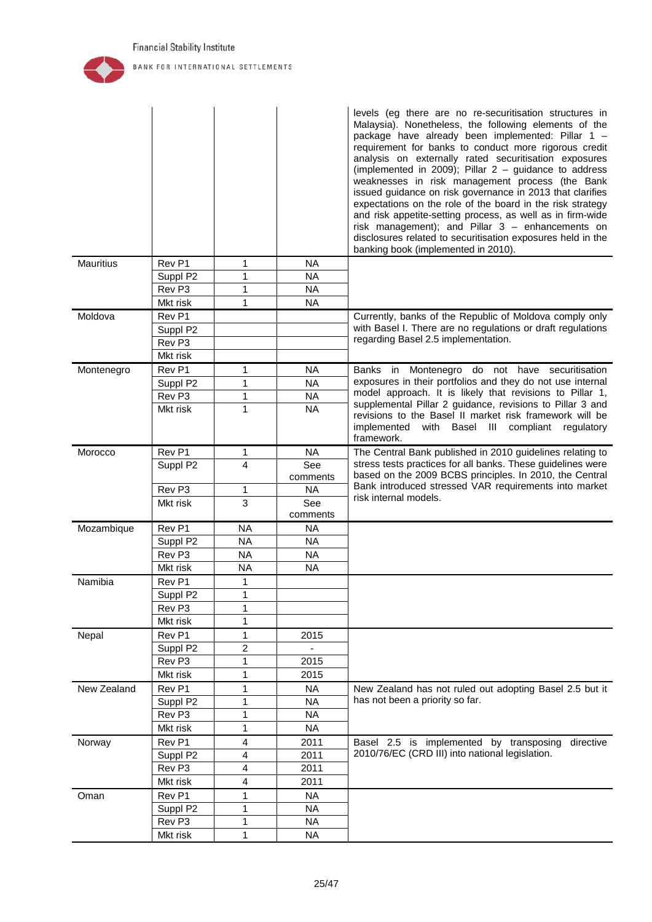| | | | | |
|---|---|---|---|---|
| | | | | levels (eg there are no re-securitisation structures in Malaysia). Nonetheless, the following elements of the package have already been implemented: Pillar 1 – requirement for banks to conduct more rigorous credit analysis on externally rated securitisation exposures (implemented in 2009); Pillar 2 – guidance to address weaknesses in risk management process (the Bank issued guidance on risk governance in 2013 that clarifies expectations on the role of the board in the risk strategy and risk appetite-setting process, as well as in firm-wide risk management); and Pillar 3 – enhancements on disclosures related to securitisation exposures held in the banking book (implemented in 2010). |
| Mauritius | Rev P1 | 1 | NA | |
| | Suppl P2 | 1 | NA | |
| | Rev P3 | 1 | NA | |
| | Mkt risk | 1 | NA | |
| Moldova | Rev P1 | | | Currently, banks of the Republic of Moldova comply only with Basel I. There are no regulations or draft regulations regarding Basel 2.5 implementation. |
| | Suppl P2 | | | |
| | Rev P3 | | | |
| | Mkt risk | | | |
| Montenegro | Rev P1 | 1 | NA | Banks in Montenegro do not have securitisation exposures in their portfolios and they do not use internal model approach. It is likely that revisions to Pillar 1, supplemental Pillar 2 guidance, revisions to Pillar 3 and revisions to the Basel II market risk framework will be implemented with Basel III compliant regulatory framework. |
| | Suppl P2 | 1 | NA | |
| | Rev P3 | 1 | NA | |
| | Mkt risk | 1 | NA | |
| Morocco | Rev P1 | 1 | NA | The Central Bank published in 2010 guidelines relating to stress tests practices for all banks. These guidelines were based on the 2009 BCBS principles. In 2010, the Central Bank introduced stressed VAR requirements into market risk internal models. |
| | Suppl P2 | 4 | See comments | |
| | Rev P3 | 1 | NA | |
| | Mkt risk | 3 | See comments | |
| Mozambique | Rev P1 | NA | NA | |
| | Suppl P2 | NA | NA | |
| | Rev P3 | NA | NA | |
| | Mkt risk | NA | NA | |
| Namibia | Rev P1 | 1 | | |
| | Suppl P2 | 1 | | |
| | Rev P3 | 1 | | |
| | Mkt risk | 1 | | |
| Nepal | Rev P1 | 1 | 2015 | |
| | Suppl P2 | 2 | - | |
| | Rev P3 | 1 | 2015 | |
| | Mkt risk | 1 | 2015 | |
| New Zealand | Rev P1 | 1 | NA | New Zealand has not ruled out adopting Basel 2.5 but it has not been a priority so far. |
| | Suppl P2 | 1 | NA | |
| | Rev P3 | 1 | NA | |
| | Mkt risk | 1 | NA | |
| Norway | Rev P1 | 4 | 2011 | Basel 2.5 is implemented by transposing directive 2010/76/EC (CRD III) into national legislation. |
| | Suppl P2 | 4 | 2011 | |
| | Rev P3 | 4 | 2011 | |
| | Mkt risk | 4 | 2011 | |
| Oman | Rev P1 | 1 | NA | |
| | Suppl P2 | 1 | NA | |
| | Rev P3 | 1 | NA | |
| | Mkt risk | 1 | NA | |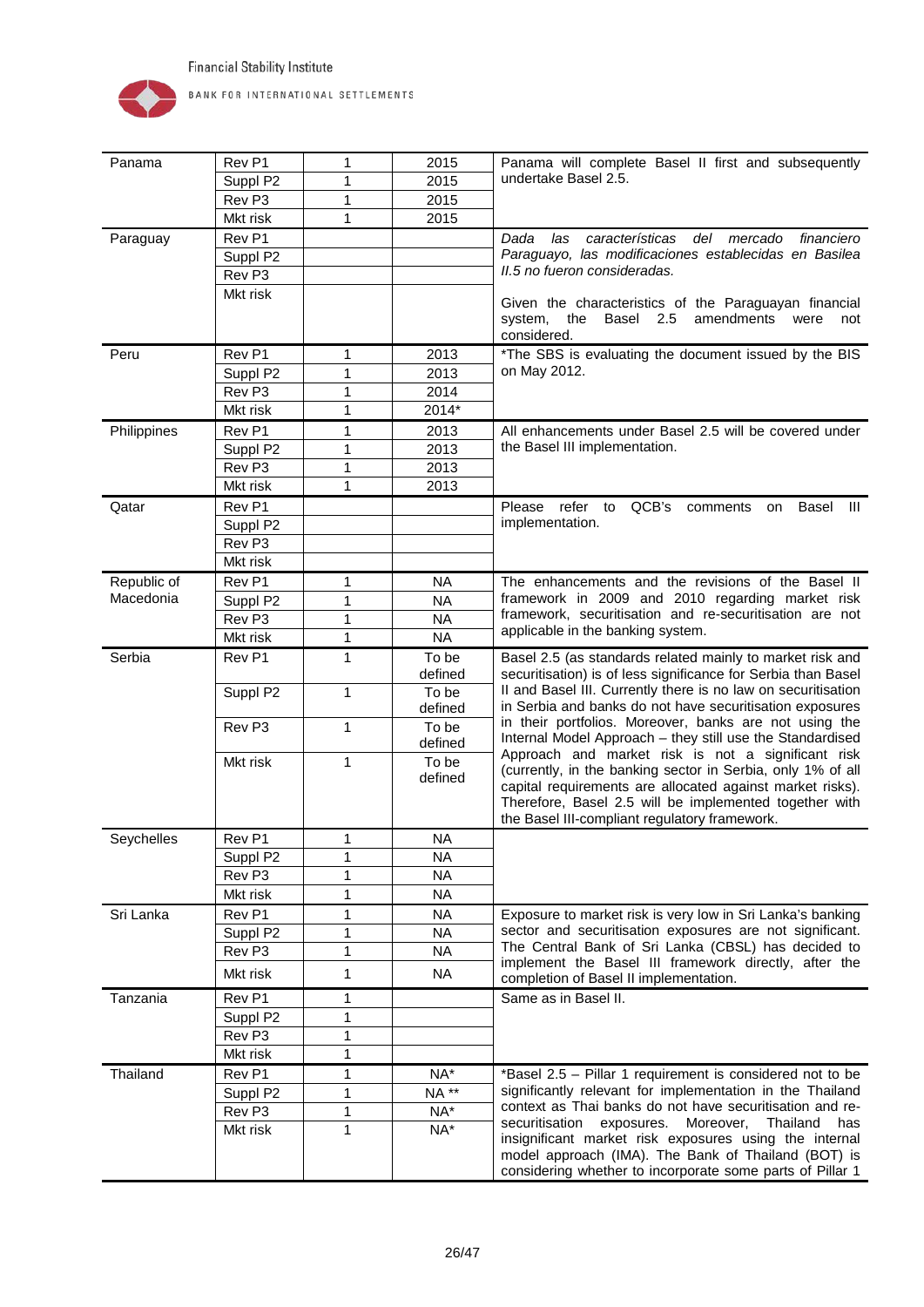| | | | | |
|---|---|---|---|---|
| Panama | Rev P1 | 1 | 2015 | Panama will complete Basel II first and subsequently undertake Basel 2.5. |
| | Suppl P2 | 1 | 2015 | |
| | Rev P3 | 1 | 2015 | |
| | Mkt risk | 1 | 2015 | |
| Paraguay | Rev P1 | | | *Dada las características del mercado financiero Paraguayo, las modificaciones establecidas en Basilea II.5 no fueron consideradas.* Given the characteristics of the Paraguayan financial system, the Basel 2.5 amendments were not considered. |
| | Suppl P2 | | | |
| | Rev P3 | | | |
| | Mkt risk | | | |
| Peru | Rev P1 | 1 | 2013 | *The SBS is evaluating the document issued by the BIS on May 2012. |
| | Suppl P2 | 1 | 2013 | |
| | Rev P3 | 1 | 2014 | |
| | Mkt risk | 1 | 2014* | |
| Philippines | Rev P1 | 1 | 2013 | All enhancements under Basel 2.5 will be covered under the Basel III implementation. |
| | Suppl P2 | 1 | 2013 | |
| | Rev P3 | 1 | 2013 | |
| | Mkt risk | 1 | 2013 | |
| Qatar | Rev P1 | | | Please refer to QCB's comments on Basel III implementation. |
| | Suppl P2 | | | |
| | Rev P3 | | | |
| | Mkt risk | | | |
| Republic of Macedonia | Rev P1 | 1 | NA | The enhancements and the revisions of the Basel II framework in 2009 and 2010 regarding market risk framework, securitisation and re-securitisation are not applicable in the banking system. |
| | Suppl P2 | 1 | NA | |
| | Rev P3 | 1 | NA | |
| | Mkt risk | 1 | NA | |
| Serbia | Rev P1 | 1 | To be defined | Basel 2.5 (as standards related mainly to market risk and securitisation) is of less significance for Serbia than Basel II and Basel III. Currently there is no law on securitisation in Serbia and banks do not have securitisation exposures in their portfolios. Moreover, banks are not using the Internal Model Approach – they still use the Standardised Approach and market risk is not a significant risk (currently, in the banking sector in Serbia, only 1% of all capital requirements are allocated against market risks). Therefore, Basel 2.5 will be implemented together with the Basel III-compliant regulatory framework. |
| | Suppl P2 | 1 | To be defined | |
| | Rev P3 | 1 | To be defined | |
| | Mkt risk | 1 | To be defined | |
| Seychelles | Rev P1 | 1 | NA | |
| | Suppl P2 | 1 | NA | |
| | Rev P3 | 1 | NA | |
| | Mkt risk | 1 | NA | |
| Sri Lanka | Rev P1 | 1 | NA | Exposure to market risk is very low in Sri Lanka's banking sector and securitisation exposures are not significant. The Central Bank of Sri Lanka (CBSL) has decided to implement the Basel III framework directly, after the completion of Basel II implementation. |
| | Suppl P2 | 1 | NA | |
| | Rev P3 | 1 | NA | |
| | Mkt risk | 1 | NA | |
| Tanzania | Rev P1 | 1 | | Same as in Basel II. |
| | Suppl P2 | 1 | | |
| | Rev P3 | 1 | | |
| | Mkt risk | 1 | | |
| Thailand | Rev P1 | 1 | NA* | *Basel 2.5 – Pillar 1 requirement is considered not to be significantly relevant for implementation in the Thailand context as Thai banks do not have securitisation and re-securitisation exposures. Moreover, Thailand has insignificant market risk exposures using the internal model approach (IMA). The Bank of Thailand (BOT) is considering whether to incorporate some parts of Pillar 1 |
| | Suppl P2 | 1 | NA ** | |
| | Rev P3 | 1 | NA* | |
| | Mkt risk | 1 | NA* | |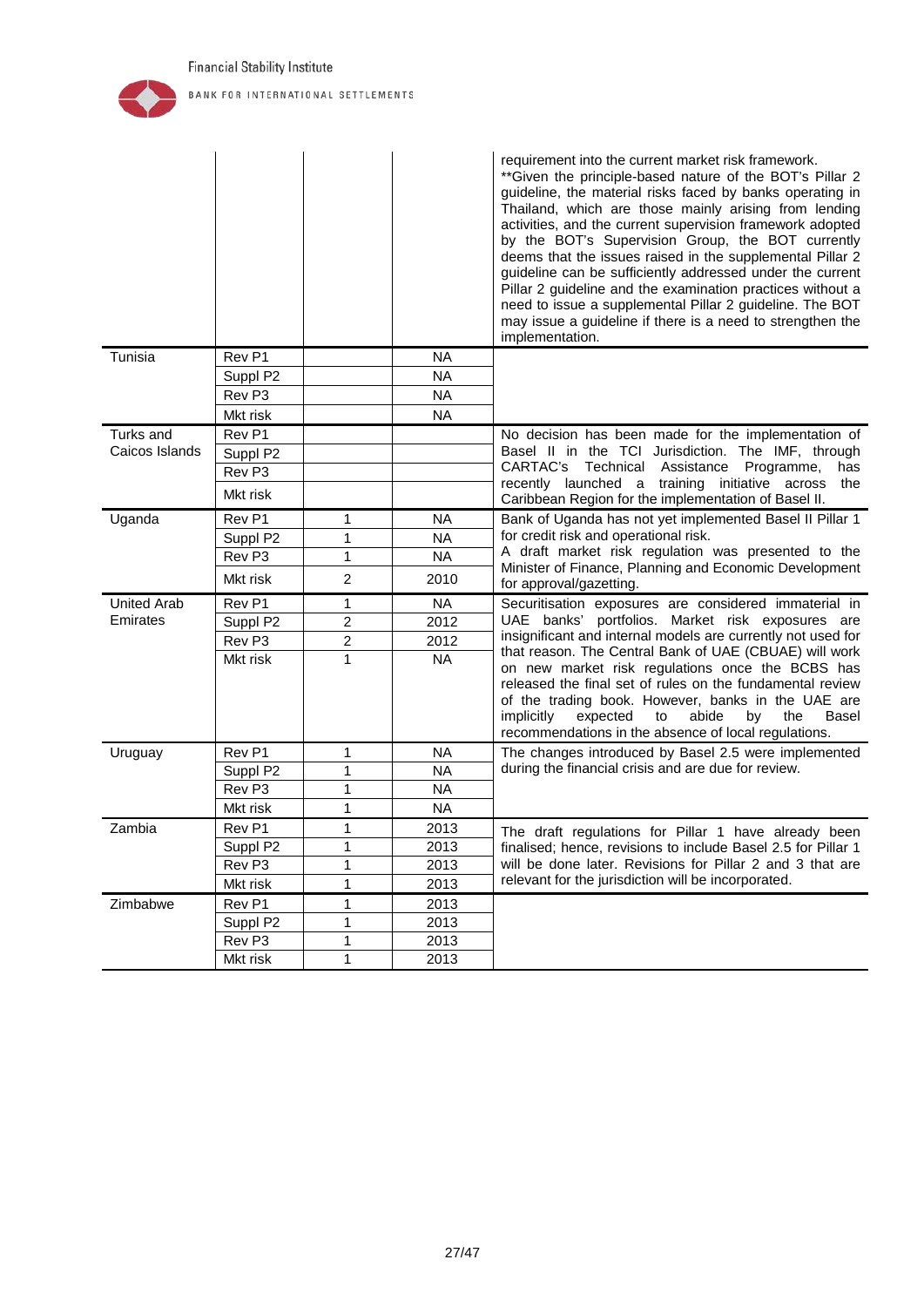| | | | | |
|---|---|---|---|---|
| | | | | requirement into the current market risk framework.<br>**Given the principle-based nature of the BOT's Pillar 2 guideline, the material risks faced by banks operating in Thailand, which are those mainly arising from lending activities, and the current supervision framework adopted by the BOT's Supervision Group, the BOT currently deems that the issues raised in the supplemental Pillar 2 guideline can be sufficiently addressed under the current Pillar 2 guideline and the examination practices without a need to issue a supplemental Pillar 2 guideline. The BOT may issue a guideline if there is a need to strengthen the implementation. |
| Tunisia | Rev P1 | | NA | |
| | Suppl P2 | | NA | |
| | Rev P3 | | NA | |
| | Mkt risk | | NA | |
| Turks and Caicos Islands | Rev P1 | | | No decision has been made for the implementation of Basel II in the TCI Jurisdiction. The IMF, through CARTAC's Technical Assistance Programme, has recently launched a training initiative across the Caribbean Region for the implementation of Basel II. |
| | Suppl P2 | | | |
| | Rev P3 | | | |
| | Mkt risk | | | |
| Uganda | Rev P1 | 1 | NA | Bank of Uganda has not yet implemented Basel II Pillar 1 for credit risk and operational risk.<br>A draft market risk regulation was presented to the Minister of Finance, Planning and Economic Development for approval/gazetting. |
| | Suppl P2 | 1 | NA | |
| | Rev P3 | 1 | NA | |
| | Mkt risk | 2 | 2010 | |
| United Arab Emirates | Rev P1 | 1 | NA | Securitisation exposures are considered immaterial in UAE banks' portfolios. Market risk exposures are insignificant and internal models are currently not used for that reason. The Central Bank of UAE (CBUAE) will work on new market risk regulations once the BCBS has released the final set of rules on the fundamental review of the trading book. However, banks in the UAE are implicitly expected to abide by the Basel recommendations in the absence of local regulations. |
| | Suppl P2 | 2 | 2012 | |
| | Rev P3 | 2 | 2012 | |
| | Mkt risk | 1 | NA | |
| Uruguay | Rev P1 | 1 | NA | The changes introduced by Basel 2.5 were implemented during the financial crisis and are due for review. |
| | Suppl P2 | 1 | NA | |
| | Rev P3 | 1 | NA | |
| | Mkt risk | 1 | NA | |
| Zambia | Rev P1 | 1 | 2013 | The draft regulations for Pillar 1 have already been finalised; hence, revisions to include Basel 2.5 for Pillar 1 will be done later. Revisions for Pillar 2 and 3 that are relevant for the jurisdiction will be incorporated. |
| | Suppl P2 | 1 | 2013 | |
| | Rev P3 | 1 | 2013 | |
| | Mkt risk | 1 | 2013 | |
| Zimbabwe | Rev P1 | 1 | 2013 | |
| | Suppl P2 | 1 | 2013 | |
| | Rev P3 | 1 | 2013 | |
| | Mkt risk | 1 | 2013 | |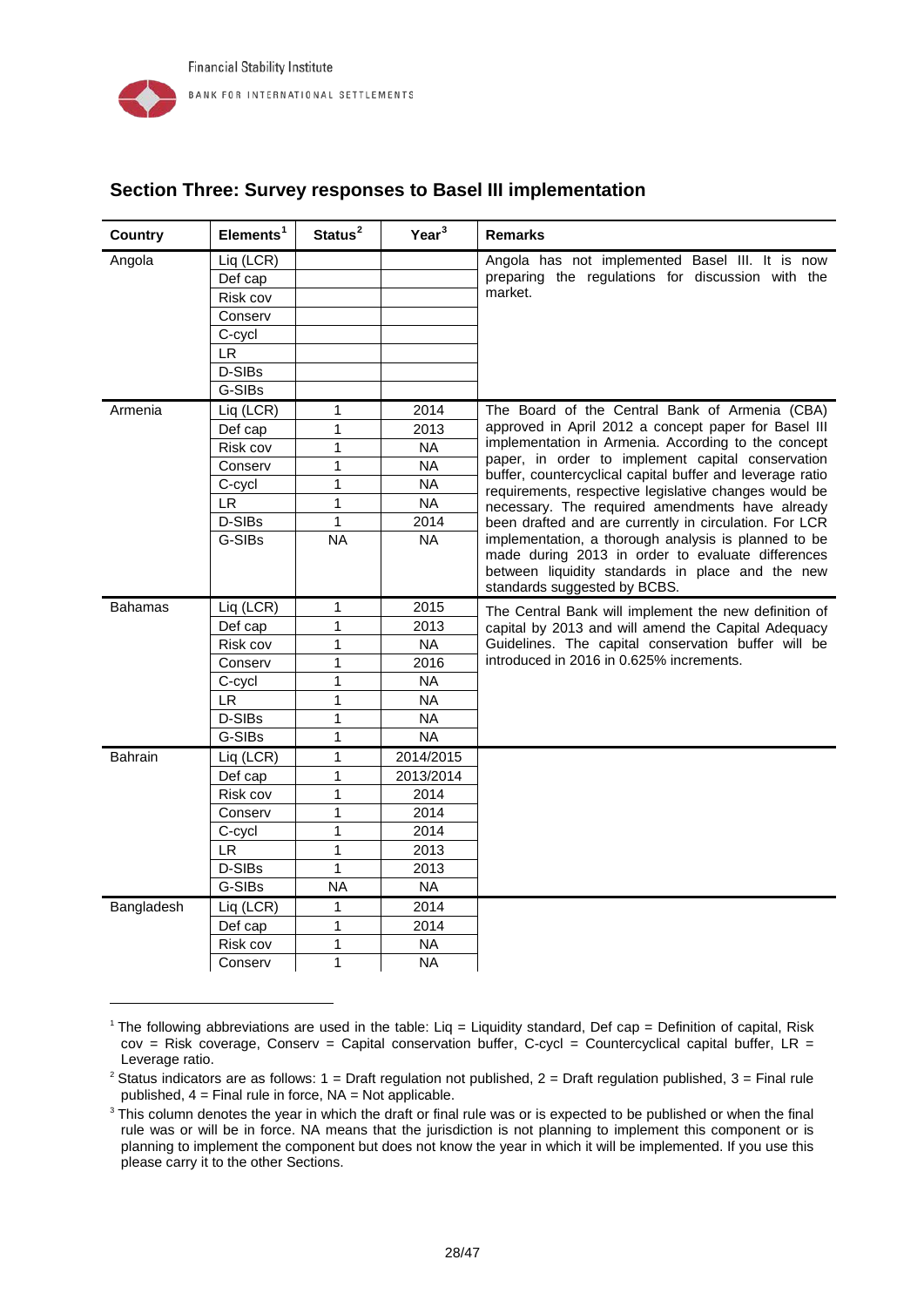## Section Three: Survey responses to Basel III implementation

| Country | Elements[1] | Status[2] | Year[3] | Remarks |
|---|---|---|---|---|
| Angola | Liq (LCR) | | | Angola has not implemented Basel III. It is now preparing the regulations for discussion with the market. |
| | Def cap | | | |
| | Risk cov | | | |
| | Conserv | | | |
| | C-cycl | | | |
| | LR | | | |
| | D-SIBs | | | |
| | G-SIBs | | | |
| Armenia | Liq (LCR) | 1 | 2014 | The Board of the Central Bank of Armenia (CBA) approved in April 2012 a concept paper for Basel III implementation in Armenia. According to the concept paper, in order to implement capital conservation buffer, countercyclical capital buffer and leverage ratio requirements, respective legislative changes would be necessary. The required amendments have already been drafted and are currently in circulation. For LCR implementation, a thorough analysis is planned to be made during 2013 in order to evaluate differences between liquidity standards in place and the new standards suggested by BCBS. |
| | Def cap | 1 | 2013 | |
| | Risk cov | 1 | NA | |
| | Conserv | 1 | NA | |
| | C-cycl | 1 | NA | |
| | LR | 1 | NA | |
| | D-SIBs | 1 | 2014 | |
| | G-SIBs | NA | NA | |
| Bahamas | Liq (LCR) | 1 | 2015 | The Central Bank will implement the new definition of capital by 2013 and will amend the Capital Adequacy Guidelines. The capital conservation buffer will be introduced in 2016 in 0.625% increments. |
| | Def cap | 1 | 2013 | |
| | Risk cov | 1 | NA | |
| | Conserv | 1 | 2016 | |
| | C-cycl | 1 | NA | |
| | LR | 1 | NA | |
| | D-SIBs | 1 | NA | |
| | G-SIBs | 1 | NA | |
| Bahrain | Liq (LCR) | 1 | 2014/2015 | |
| | Def cap | 1 | 2013/2014 | |
| | Risk cov | 1 | 2014 | |
| | Conserv | 1 | 2014 | |
| | C-cycl | 1 | 2014 | |
| | LR | 1 | 2013 | |
| | D-SIBs | 1 | 2013 | |
| | G-SIBs | NA | NA | |
| Bangladesh | Liq (LCR) | 1 | 2014 | |
| | Def cap | 1 | 2014 | |
| | Risk cov | 1 | NA | |
| | Conserv | 1 | NA | |

[1] The following abbreviations are used in the table: Liq = Liquidity standard, Def cap = Definition of capital, Risk cov = Risk coverage, Conserv = Capital conservation buffer, C-cycl = Countercyclical capital buffer, LR = Leverage ratio.

[2] Status indicators are as follows: 1 = Draft regulation not published, 2 = Draft regulation published, 3 = Final rule published, 4 = Final rule in force, NA = Not applicable.

[3] This column denotes the year in which the draft or final rule was or is expected to be published or when the final rule was or will be in force. NA means that the jurisdiction is not planning to implement this component or is planning to implement the component but does not know the year in which it will be implemented. If you use this please carry it to the other Sections.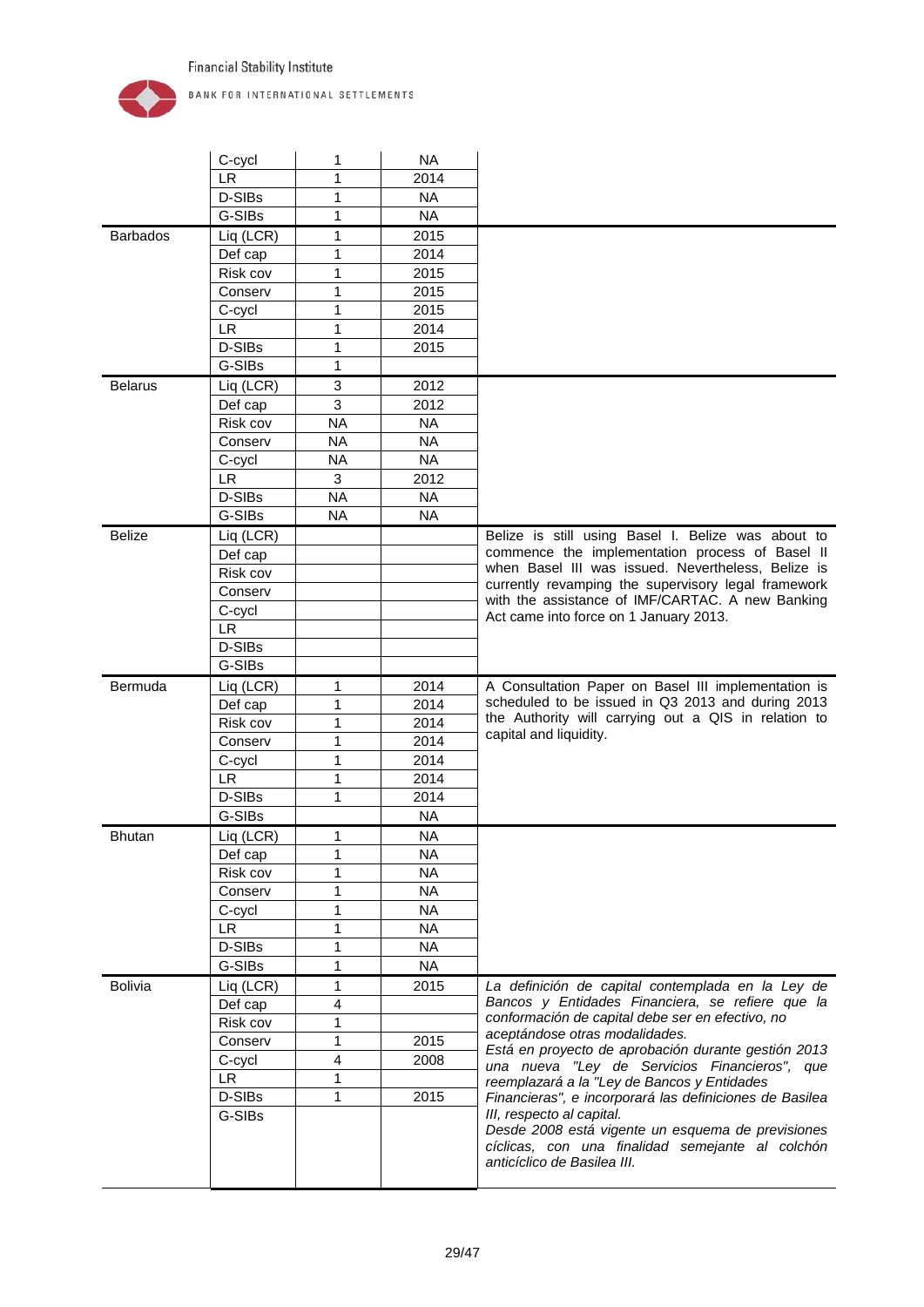| | | | | |
|---|---|---|---|---|
| | C-cycl | 1 | NA | |
| | LR | 1 | 2014 | |
| | D-SIBs | 1 | NA | |
| | G-SIBs | 1 | NA | |
| Barbados | Liq (LCR) | 1 | 2015 | |
| | Def cap | 1 | 2014 | |
| | Risk cov | 1 | 2015 | |
| | Conserv | 1 | 2015 | |
| | C-cycl | 1 | 2015 | |
| | LR | 1 | 2014 | |
| | D-SIBs | 1 | 2015 | |
| | G-SIBs | 1 | | |
| Belarus | Liq (LCR) | 3 | 2012 | |
| | Def cap | 3 | 2012 | |
| | Risk cov | NA | NA | |
| | Conserv | NA | NA | |
| | C-cycl | NA | NA | |
| | LR | 3 | 2012 | |
| | D-SIBs | NA | NA | |
| | G-SIBs | NA | NA | |
| Belize | Liq (LCR) | | | Belize is still using Basel I. Belize was about to commence the implementation process of Basel II when Basel III was issued. Nevertheless, Belize is currently revamping the supervisory legal framework with the assistance of IMF/CARTAC. A new Banking Act came into force on 1 January 2013. |
| | Def cap | | | |
| | Risk cov | | | |
| | Conserv | | | |
| | C-cycl | | | |
| | LR | | | |
| | D-SIBs | | | |
| | G-SIBs | | | |
| Bermuda | Liq (LCR) | 1 | 2014 | A Consultation Paper on Basel III implementation is scheduled to be issued in Q3 2013 and during 2013 the Authority will carrying out a QIS in relation to capital and liquidity. |
| | Def cap | 1 | 2014 | |
| | Risk cov | 1 | 2014 | |
| | Conserv | 1 | 2014 | |
| | C-cycl | 1 | 2014 | |
| | LR | 1 | 2014 | |
| | D-SIBs | 1 | 2014 | |
| | G-SIBs | | NA | |
| Bhutan | Liq (LCR) | 1 | NA | |
| | Def cap | 1 | NA | |
| | Risk cov | 1 | NA | |
| | Conserv | 1 | NA | |
| | C-cycl | 1 | NA | |
| | LR | 1 | NA | |
| | D-SIBs | 1 | NA | |
| | G-SIBs | 1 | NA | |
| Bolivia | Liq (LCR) | 1 | 2015 | *La definición de capital contemplada en la Ley de Bancos y Entidades Financiera, se refiere que la conformación de capital debe ser en efectivo, no aceptándose otras modalidades. Está en proyecto de aprobación durante gestión 2013 una nueva "Ley de Servicios Financieros", que reemplazará a la "Ley de Bancos y Entidades Financieras", e incorporará las definiciones de Basilea III, respecto al capital. Desde 2008 está vigente un esquema de previsiones cíclicas, con una finalidad semejante al colchón anticíclico de Basilea III.* |
| | Def cap | 4 | | |
| | Risk cov | 1 | | |
| | Conserv | 1 | 2015 | |
| | C-cycl | 4 | 2008 | |
| | LR | 1 | | |
| | D-SIBs | 1 | 2015 | |
| | G-SIBs | | | |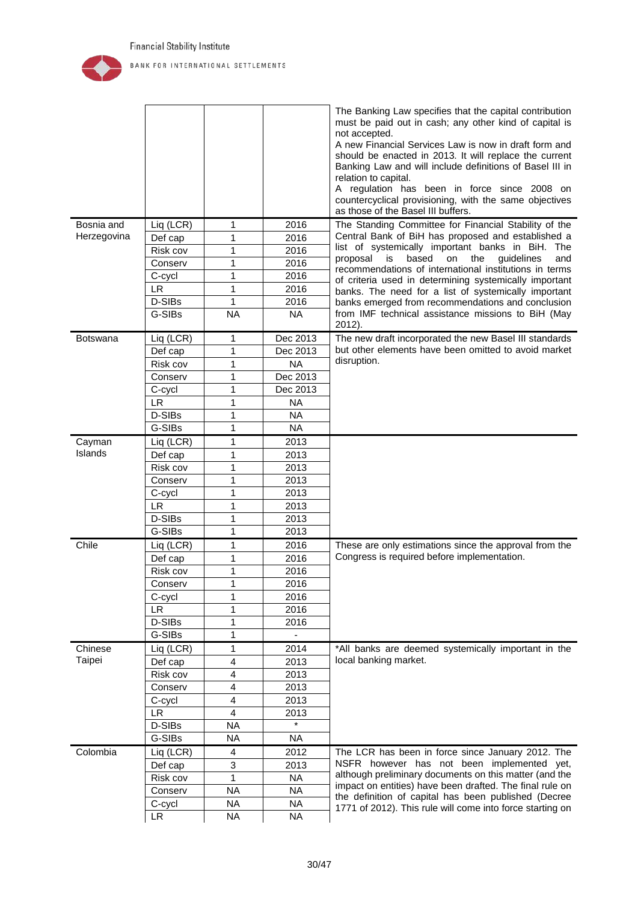| | | | | |
|---|---|---|---|---|
| | | | | The Banking Law specifies that the capital contribution must be paid out in cash; any other kind of capital is not accepted.<br>A new Financial Services Law is now in draft form and should be enacted in 2013. It will replace the current Banking Law and will include definitions of Basel III in relation to capital.<br>A regulation has been in force since 2008 on countercyclical provisioning, with the same objectives as those of the Basel III buffers. |
| Bosnia and Herzegovina | Liq (LCR) | 1 | 2016 | The Standing Committee for Financial Stability of the Central Bank of BiH has proposed and established a list of systemically important banks in BiH. The proposal is based on the guidelines and recommendations of international institutions in terms of criteria used in determining systemically important banks. The need for a list of systemically important banks emerged from recommendations and conclusion from IMF technical assistance missions to BiH (May 2012). |
| | Def cap | 1 | 2016 | |
| | Risk cov | 1 | 2016 | |
| | Conserv | 1 | 2016 | |
| | C-cycl | 1 | 2016 | |
| | LR | 1 | 2016 | |
| | D-SIBs | 1 | 2016 | |
| | G-SIBs | NA | NA | |
| Botswana | Liq (LCR) | 1 | Dec 2013 | The new draft incorporated the new Basel III standards but other elements have been omitted to avoid market disruption. |
| | Def cap | 1 | Dec 2013 | |
| | Risk cov | 1 | NA | |
| | Conserv | 1 | Dec 2013 | |
| | C-cycl | 1 | Dec 2013 | |
| | LR | 1 | NA | |
| | D-SIBs | 1 | NA | |
| | G-SIBs | 1 | NA | |
| Cayman Islands | Liq (LCR) | 1 | 2013 | |
| | Def cap | 1 | 2013 | |
| | Risk cov | 1 | 2013 | |
| | Conserv | 1 | 2013 | |
| | C-cycl | 1 | 2013 | |
| | LR | 1 | 2013 | |
| | D-SIBs | 1 | 2013 | |
| | G-SIBs | 1 | 2013 | |
| Chile | Liq (LCR) | 1 | 2016 | These are only estimations since the approval from the Congress is required before implementation. |
| | Def cap | 1 | 2016 | |
| | Risk cov | 1 | 2016 | |
| | Conserv | 1 | 2016 | |
| | C-cycl | 1 | 2016 | |
| | LR | 1 | 2016 | |
| | D-SIBs | 1 | 2016 | |
| | G-SIBs | 1 | - | |
| Chinese Taipei | Liq (LCR) | 1 | 2014 | *All banks are deemed systemically important in the local banking market. |
| | Def cap | 4 | 2013 | |
| | Risk cov | 4 | 2013 | |
| | Conserv | 4 | 2013 | |
| | C-cycl | 4 | 2013 | |
| | LR | 4 | 2013 | |
| | D-SIBs | NA | * | |
| | G-SIBs | NA | NA | |
| Colombia | Liq (LCR) | 4 | 2012 | The LCR has been in force since January 2012. The NSFR however has not been implemented yet, although preliminary documents on this matter (and the impact on entities) have been drafted. The final rule on the definition of capital has been published (Decree 1771 of 2012). This rule will come into force starting on |
| | Def cap | 3 | 2013 | |
| | Risk cov | 1 | NA | |
| | Conserv | NA | NA | |
| | C-cycl | NA | NA | |
| | LR | NA | NA | |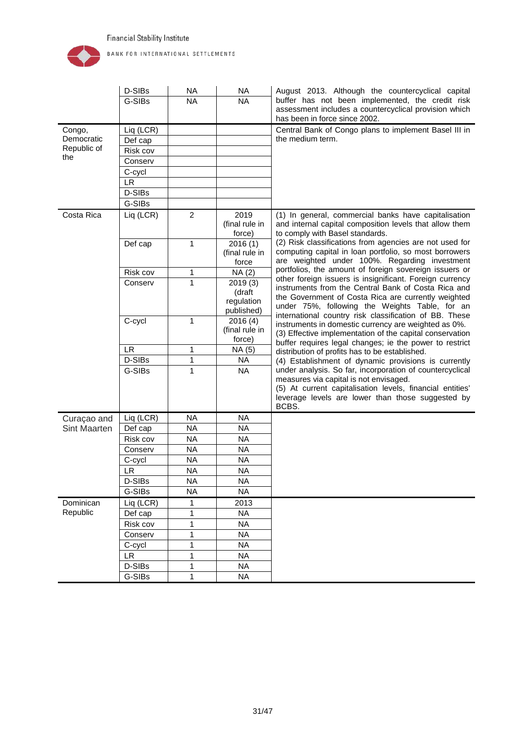| | | | | |
|---|---|---|---|---|
| | D-SIBs | NA | NA | August 2013. Although the countercyclical capital buffer has not been implemented, the credit risk assessment includes a countercyclical provision which has been in force since 2002. |
| | G-SIBs | NA | NA | |
| Congo, Democratic Republic of the | Liq (LCR) | | | Central Bank of Congo plans to implement Basel III in the medium term. |
| | Def cap | | | |
| | Risk cov | | | |
| | Conserv | | | |
| | C-cycl | | | |
| | LR | | | |
| | D-SIBs | | | |
| | G-SIBs | | | |
| Costa Rica | Liq (LCR) | 2 | 2019 (final rule in force) | (1) In general, commercial banks have capitalisation and internal capital composition levels that allow them to comply with Basel standards.<br>(2) Risk classifications from agencies are not used for computing capital in loan portfolio, so most borrowers are weighted under 100%. Regarding investment portfolios, the amount of foreign sovereign issuers or other foreign issuers is insignificant. Foreign currency instruments from the Central Bank of Costa Rica and the Government of Costa Rica are currently weighted under 75%, following the Weights Table, for an international country risk classification of BB. These instruments in domestic currency are weighted as 0%.<br>(3) Effective implementation of the capital conservation buffer requires legal changes; ie the power to restrict distribution of profits has to be established.<br>(4) Establishment of dynamic provisions is currently under analysis. So far, incorporation of countercyclical measures via capital is not envisaged.<br>(5) At current capitalisation levels, financial entities' leverage levels are lower than those suggested by BCBS. |
| | Def cap | 1 | 2016 (1) (final rule in force | |
| | Risk cov | 1 | NA (2) | |
| | Conserv | 1 | 2019 (3) (draft regulation published) | |
| | C-cycl | 1 | 2016 (4) (final rule in force) | |
| | LR | 1 | NA (5) | |
| | D-SIBs | 1 | NA | |
| | G-SIBs | 1 | NA | |
| Curaçao and Sint Maarten | Liq (LCR) | NA | NA | |
| | Def cap | NA | NA | |
| | Risk cov | NA | NA | |
| | Conserv | NA | NA | |
| | C-cycl | NA | NA | |
| | LR | NA | NA | |
| | D-SIBs | NA | NA | |
| | G-SIBs | NA | NA | |
| Dominican Republic | Liq (LCR) | 1 | 2013 | |
| | Def cap | 1 | NA | |
| | Risk cov | 1 | NA | |
| | Conserv | 1 | NA | |
| | C-cycl | 1 | NA | |
| | LR | 1 | NA | |
| | D-SIBs | 1 | NA | |
| | G-SIBs | 1 | NA | |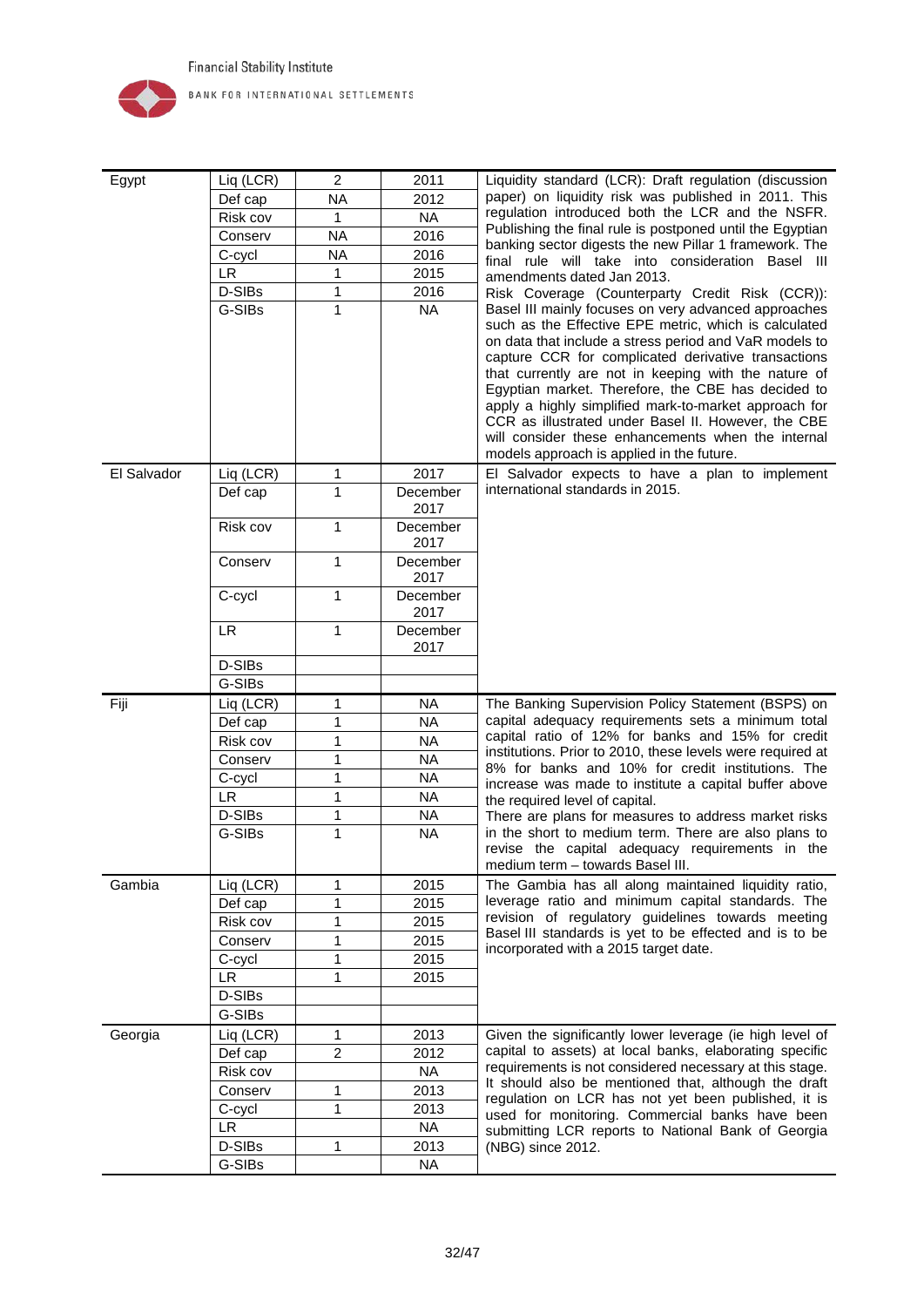| | | | | |
|---|---|---|---|---|
| Egypt | Liq (LCR) | 2 | 2011 | Liquidity standard (LCR): Draft regulation (discussion paper) on liquidity risk was published in 2011. This regulation introduced both the LCR and the NSFR. Publishing the final rule is postponed until the Egyptian banking sector digests the new Pillar 1 framework. The final rule will take into consideration Basel III amendments dated Jan 2013. Risk Coverage (Counterparty Credit Risk (CCR)): Basel III mainly focuses on very advanced approaches such as the Effective EPE metric, which is calculated on data that include a stress period and VaR models to capture CCR for complicated derivative transactions that currently are not in keeping with the nature of Egyptian market. Therefore, the CBE has decided to apply a highly simplified mark-to-market approach for CCR as illustrated under Basel II. However, the CBE will consider these enhancements when the internal models approach is applied in the future. |
| | Def cap | NA | 2012 | |
| | Risk cov | 1 | NA | |
| | Conserv | NA | 2016 | |
| | C-cycl | NA | 2016 | |
| | LR | 1 | 2015 | |
| | D-SIBs | 1 | 2016 | |
| | G-SIBs | 1 | NA | |
| El Salvador | Liq (LCR) | 1 | 2017 | El Salvador expects to have a plan to implement international standards in 2015. |
| | Def cap | 1 | December 2017 | |
| | Risk cov | 1 | December 2017 | |
| | Conserv | 1 | December 2017 | |
| | C-cycl | 1 | December 2017 | |
| | LR | 1 | December 2017 | |
| | D-SIBs | | | |
| | G-SIBs | | | |
| Fiji | Liq (LCR) | 1 | NA | The Banking Supervision Policy Statement (BSPS) on capital adequacy requirements sets a minimum total capital ratio of 12% for banks and 15% for credit institutions. Prior to 2010, these levels were required at 8% for banks and 10% for credit institutions. The increase was made to institute a capital buffer above the required level of capital. There are plans for measures to address market risks in the short to medium term. There are also plans to revise the capital adequacy requirements in the medium term – towards Basel III. |
| | Def cap | 1 | NA | |
| | Risk cov | 1 | NA | |
| | Conserv | 1 | NA | |
| | C-cycl | 1 | NA | |
| | LR | 1 | NA | |
| | D-SIBs | 1 | NA | |
| | G-SIBs | 1 | NA | |
| Gambia | Liq (LCR) | 1 | 2015 | The Gambia has all along maintained liquidity ratio, leverage ratio and minimum capital standards. The revision of regulatory guidelines towards meeting Basel III standards is yet to be effected and is to be incorporated with a 2015 target date. |
| | Def cap | 1 | 2015 | |
| | Risk cov | 1 | 2015 | |
| | Conserv | 1 | 2015 | |
| | C-cycl | 1 | 2015 | |
| | LR | 1 | 2015 | |
| | D-SIBs | | | |
| | G-SIBs | | | |
| Georgia | Liq (LCR) | 1 | 2013 | Given the significantly lower leverage (ie high level of capital to assets) at local banks, elaborating specific requirements is not considered necessary at this stage. It should also be mentioned that, although the draft regulation on LCR has not yet been published, it is used for monitoring. Commercial banks have been submitting LCR reports to National Bank of Georgia (NBG) since 2012. |
| | Def cap | 2 | 2012 | |
| | Risk cov | | NA | |
| | Conserv | 1 | 2013 | |
| | C-cycl | 1 | 2013 | |
| | LR | | NA | |
| | D-SIBs | 1 | 2013 | |
| | G-SIBs | | NA | |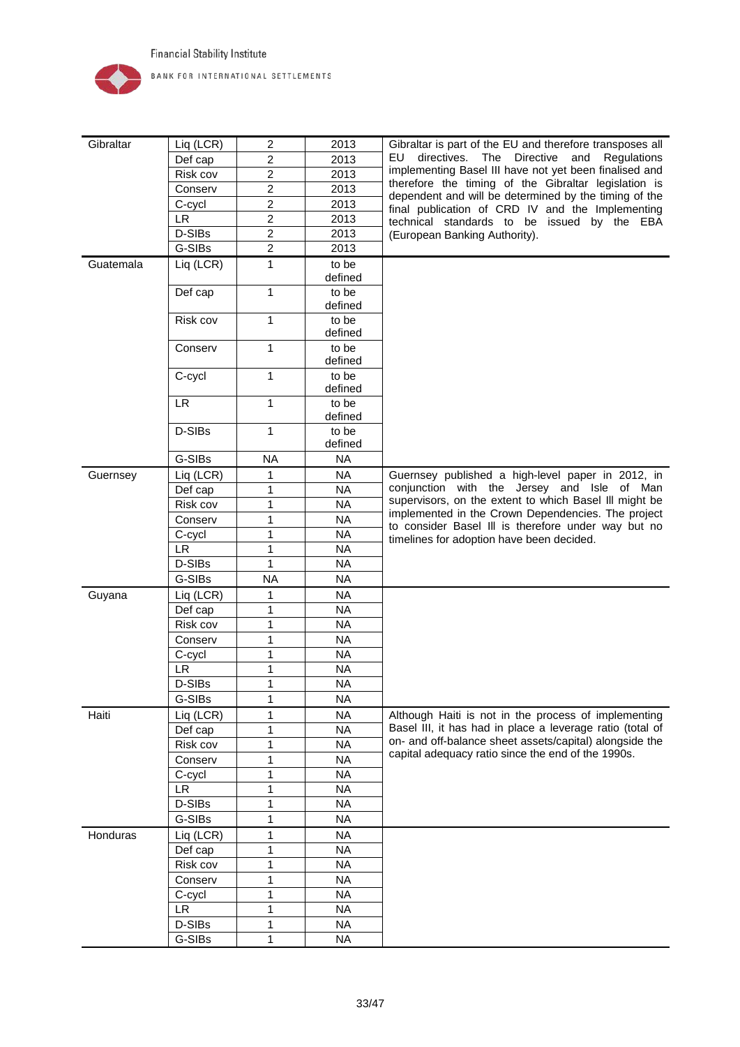| | | | | |
|---|---|---|---|---|
| Gibraltar | Liq (LCR) | 2 | 2013 | Gibraltar is part of the EU and therefore transposes all EU directives. The Directive and Regulations implementing Basel III have not yet been finalised and therefore the timing of the Gibraltar legislation is dependent and will be determined by the timing of the final publication of CRD IV and the Implementing technical standards to be issued by the EBA (European Banking Authority). |
| | Def cap | 2 | 2013 | |
| | Risk cov | 2 | 2013 | |
| | Conserv | 2 | 2013 | |
| | C-cycl | 2 | 2013 | |
| | LR | 2 | 2013 | |
| | D-SIBs | 2 | 2013 | |
| | G-SIBs | 2 | 2013 | |
| Guatemala | Liq (LCR) | 1 | to be defined | |
| | Def cap | 1 | to be defined | |
| | Risk cov | 1 | to be defined | |
| | Conserv | 1 | to be defined | |
| | C-cycl | 1 | to be defined | |
| | LR | 1 | to be defined | |
| | D-SIBs | 1 | to be defined | |
| | G-SIBs | NA | NA | |
| Guernsey | Liq (LCR) | 1 | NA | Guernsey published a high-level paper in 2012, in conjunction with the Jersey and Isle of Man supervisors, on the extent to which Basel III might be implemented in the Crown Dependencies. The project to consider Basel III is therefore under way but no timelines for adoption have been decided. |
| | Def cap | 1 | NA | |
| | Risk cov | 1 | NA | |
| | Conserv | 1 | NA | |
| | C-cycl | 1 | NA | |
| | LR | 1 | NA | |
| | D-SIBs | 1 | NA | |
| | G-SIBs | NA | NA | |
| Guyana | Liq (LCR) | 1 | NA | |
| | Def cap | 1 | NA | |
| | Risk cov | 1 | NA | |
| | Conserv | 1 | NA | |
| | C-cycl | 1 | NA | |
| | LR | 1 | NA | |
| | D-SIBs | 1 | NA | |
| | G-SIBs | 1 | NA | |
| Haiti | Liq (LCR) | 1 | NA | Although Haiti is not in the process of implementing Basel III, it has had in place a leverage ratio (total of on- and off-balance sheet assets/capital) alongside the capital adequacy ratio since the end of the 1990s. |
| | Def cap | 1 | NA | |
| | Risk cov | 1 | NA | |
| | Conserv | 1 | NA | |
| | C-cycl | 1 | NA | |
| | LR | 1 | NA | |
| | D-SIBs | 1 | NA | |
| | G-SIBs | 1 | NA | |
| Honduras | Liq (LCR) | 1 | NA | |
| | Def cap | 1 | NA | |
| | Risk cov | 1 | NA | |
| | Conserv | 1 | NA | |
| | C-cycl | 1 | NA | |
| | LR | 1 | NA | |
| | D-SIBs | 1 | NA | |
| | G-SIBs | 1 | NA | |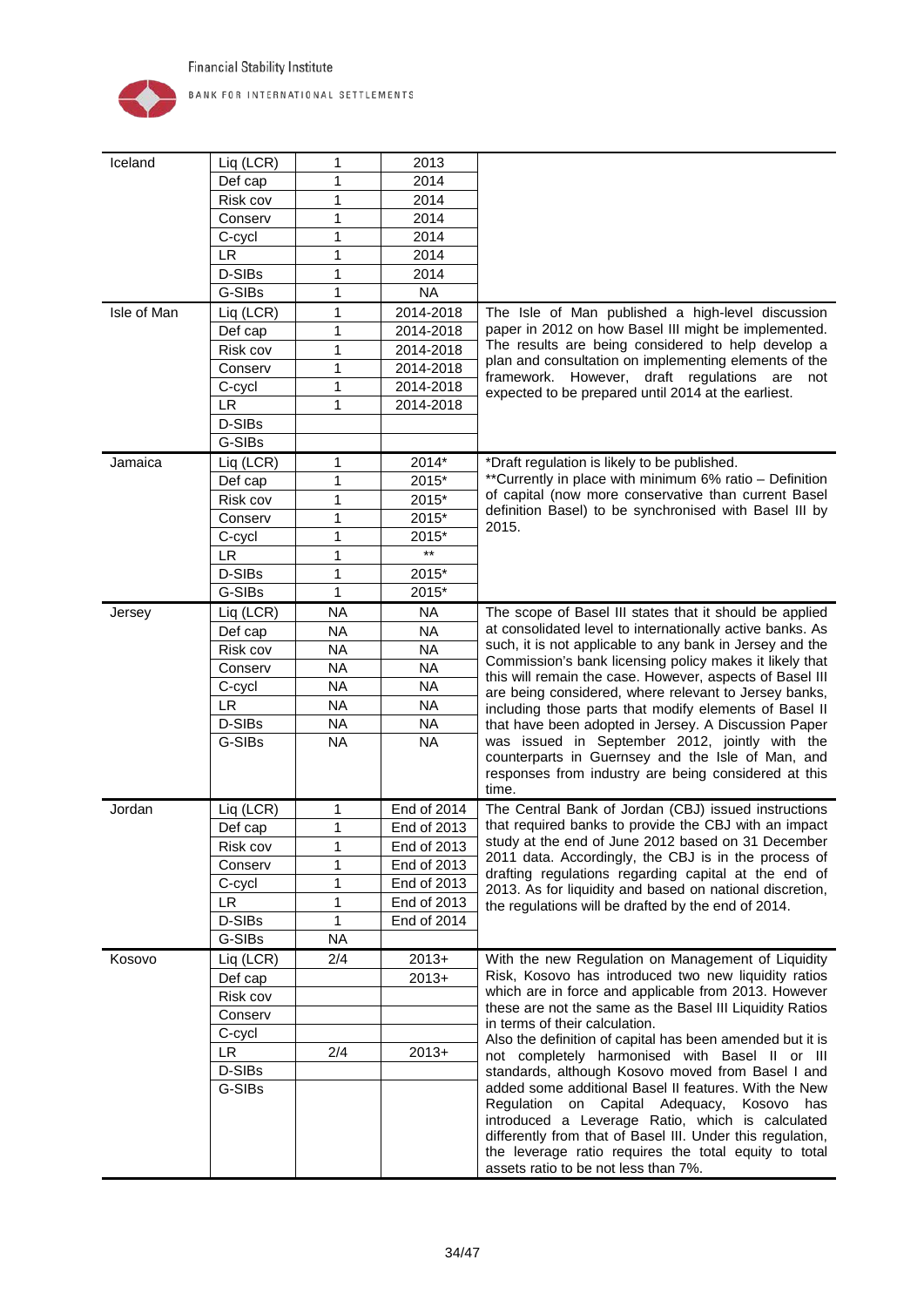| Country | Item | Status | Date | Comments |
|---|---|---|---|---|
| Iceland | Liq (LCR) | 1 | 2013 | |
| | Def cap | 1 | 2014 | |
| | Risk cov | 1 | 2014 | |
| | Conserv | 1 | 2014 | |
| | C-cycl | 1 | 2014 | |
| | LR | 1 | 2014 | |
| | D-SIBs | 1 | 2014 | |
| | G-SIBs | 1 | NA | |
| Isle of Man | Liq (LCR) | 1 | 2014-2018 | The Isle of Man published a high-level discussion paper in 2012 on how Basel III might be implemented. The results are being considered to help develop a plan and consultation on implementing elements of the framework. However, draft regulations are not expected to be prepared until 2014 at the earliest. |
| | Def cap | 1 | 2014-2018 | |
| | Risk cov | 1 | 2014-2018 | |
| | Conserv | 1 | 2014-2018 | |
| | C-cycl | 1 | 2014-2018 | |
| | LR | 1 | 2014-2018 | |
| | D-SIBs | | | |
| | G-SIBs | | | |
| Jamaica | Liq (LCR) | 1 | 2014* | *Draft regulation is likely to be published. **Currently in place with minimum 6% ratio – Definition of capital (now more conservative than current Basel definition Basel) to be synchronised with Basel III by 2015. |
| | Def cap | 1 | 2015* | |
| | Risk cov | 1 | 2015* | |
| | Conserv | 1 | 2015* | |
| | C-cycl | 1 | 2015* | |
| | LR | 1 | ** | |
| | D-SIBs | 1 | 2015* | |
| | G-SIBs | 1 | 2015* | |
| Jersey | Liq (LCR) | NA | NA | The scope of Basel III states that it should be applied at consolidated level to internationally active banks. As such, it is not applicable to any bank in Jersey and the Commission's bank licensing policy makes it likely that this will remain the case. However, aspects of Basel III are being considered, where relevant to Jersey banks, including those parts that modify elements of Basel II that have been adopted in Jersey. A Discussion Paper was issued in September 2012, jointly with the counterparts in Guernsey and the Isle of Man, and responses from industry are being considered at this time. |
| | Def cap | NA | NA | |
| | Risk cov | NA | NA | |
| | Conserv | NA | NA | |
| | C-cycl | NA | NA | |
| | LR | NA | NA | |
| | D-SIBs | NA | NA | |
| | G-SIBs | NA | NA | |
| Jordan | Liq (LCR) | 1 | End of 2014 | The Central Bank of Jordan (CBJ) issued instructions that required banks to provide the CBJ with an impact study at the end of June 2012 based on 31 December 2011 data. Accordingly, the CBJ is in the process of drafting regulations regarding capital at the end of 2013. As for liquidity and based on national discretion, the regulations will be drafted by the end of 2014. |
| | Def cap | 1 | End of 2013 | |
| | Risk cov | 1 | End of 2013 | |
| | Conserv | 1 | End of 2013 | |
| | C-cycl | 1 | End of 2013 | |
| | LR | 1 | End of 2013 | |
| | D-SIBs | 1 | End of 2014 | |
| | G-SIBs | NA | | |
| Kosovo | Liq (LCR) | 2/4 | 2013+ | With the new Regulation on Management of Liquidity Risk, Kosovo has introduced two new liquidity ratios which are in force and applicable from 2013. However these are not the same as the Basel III Liquidity Ratios in terms of their calculation. Also the definition of capital has been amended but it is not completely harmonised with Basel II or III standards, although Kosovo moved from Basel I and added some additional Basel II features. With the New Regulation on Capital Adequacy, Kosovo has introduced a Leverage Ratio, which is calculated differently from that of Basel III. Under this regulation, the leverage ratio requires the total equity to total assets ratio to be not less than 7%. |
| | Def cap | | 2013+ | |
| | Risk cov | | | |
| | Conserv | | | |
| | C-cycl | | | |
| | LR | 2/4 | 2013+ | |
| | D-SIBs | | | |
| | G-SIBs | | | |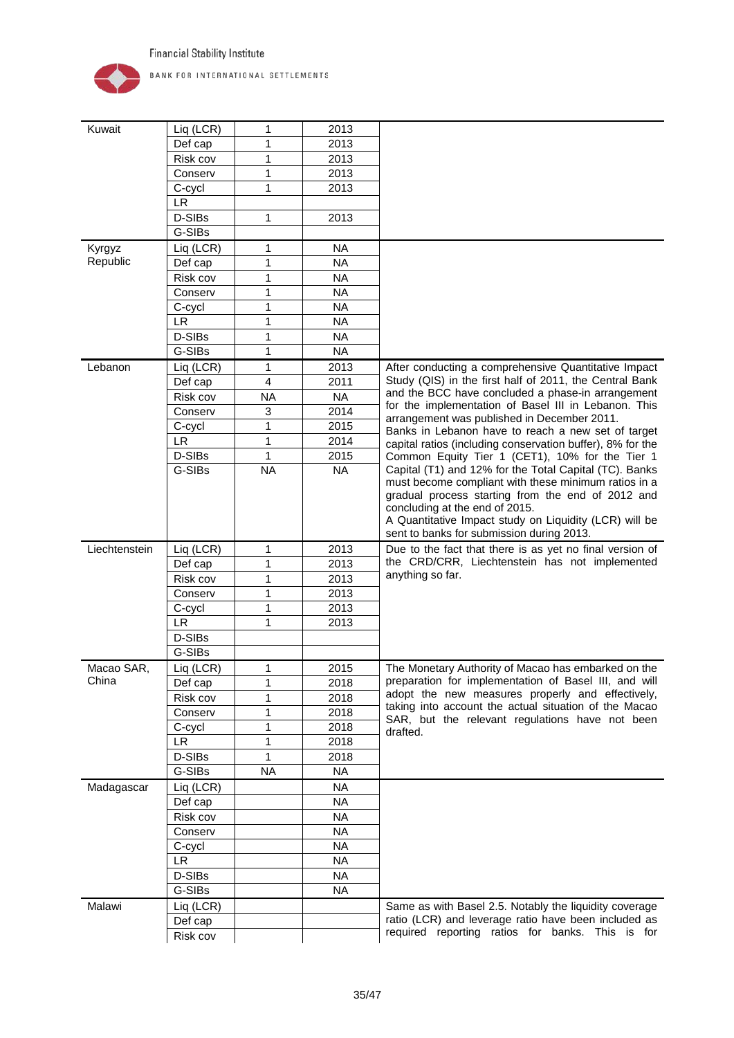| | | | | |
|---|---|---|---|---|
| Kuwait | Liq (LCR) | 1 | 2013 | |
| | Def cap | 1 | 2013 | |
| | Risk cov | 1 | 2013 | |
| | Conserv | 1 | 2013 | |
| | C-cycl | 1 | 2013 | |
| | LR | | | |
| | D-SIBs | 1 | 2013 | |
| | G-SIBs | | | |
| Kyrgyz Republic | Liq (LCR) | 1 | NA | |
| | Def cap | 1 | NA | |
| | Risk cov | 1 | NA | |
| | Conserv | 1 | NA | |
| | C-cycl | 1 | NA | |
| | LR | 1 | NA | |
| | D-SIBs | 1 | NA | |
| | G-SIBs | 1 | NA | |
| Lebanon | Liq (LCR) | 1 | 2013 | After conducting a comprehensive Quantitative Impact Study (QIS) in the first half of 2011, the Central Bank and the BCC have concluded a phase-in arrangement for the implementation of Basel III in Lebanon. This arrangement was published in December 2011. Banks in Lebanon have to reach a new set of target capital ratios (including conservation buffer), 8% for the Common Equity Tier 1 (CET1), 10% for the Tier 1 Capital (T1) and 12% for the Total Capital (TC). Banks must become compliant with these minimum ratios in a gradual process starting from the end of 2012 and concluding at the end of 2015. A Quantitative Impact study on Liquidity (LCR) will be sent to banks for submission during 2013. |
| | Def cap | 4 | 2011 | |
| | Risk cov | NA | NA | |
| | Conserv | 3 | 2014 | |
| | C-cycl | 1 | 2015 | |
| | LR | 1 | 2014 | |
| | D-SIBs | 1 | 2015 | |
| | G-SIBs | NA | NA | |
| Liechtenstein | Liq (LCR) | 1 | 2013 | Due to the fact that there is as yet no final version of the CRD/CRR, Liechtenstein has not implemented anything so far. |
| | Def cap | 1 | 2013 | |
| | Risk cov | 1 | 2013 | |
| | Conserv | 1 | 2013 | |
| | C-cycl | 1 | 2013 | |
| | LR | 1 | 2013 | |
| | D-SIBs | | | |
| | G-SIBs | | | |
| Macao SAR, China | Liq (LCR) | 1 | 2015 | The Monetary Authority of Macao has embarked on the preparation for implementation of Basel III, and will adopt the new measures properly and effectively, taking into account the actual situation of the Macao SAR, but the relevant regulations have not been drafted. |
| | Def cap | 1 | 2018 | |
| | Risk cov | 1 | 2018 | |
| | Conserv | 1 | 2018 | |
| | C-cycl | 1 | 2018 | |
| | LR | 1 | 2018 | |
| | D-SIBs | 1 | 2018 | |
| | G-SIBs | NA | NA | |
| Madagascar | Liq (LCR) | | NA | |
| | Def cap | | NA | |
| | Risk cov | | NA | |
| | Conserv | | NA | |
| | C-cycl | | NA | |
| | LR | | NA | |
| | D-SIBs | | NA | |
| | G-SIBs | | NA | |
| Malawi | Liq (LCR) | | | Same as with Basel 2.5. Notably the liquidity coverage ratio (LCR) and leverage ratio have been included as required reporting ratios for banks. This is for |
| | Def cap | | | |
| | Risk cov | | | |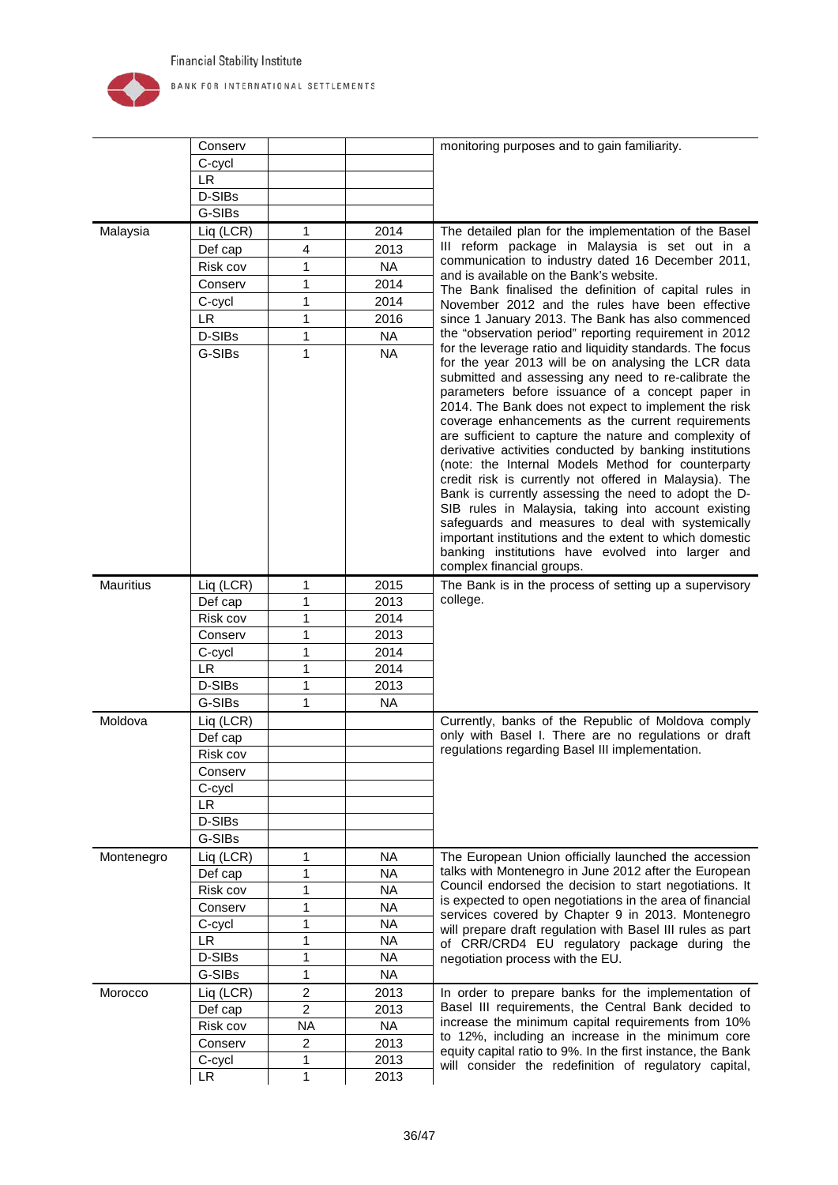| | | | | |
|---|---|---|---|---|
| | Conserv | | | monitoring purposes and to gain familiarity. |
| | C-cycl | | | |
| | LR | | | |
| | D-SIBs | | | |
| | G-SIBs | | | |
| Malaysia | Liq (LCR) | 1 | 2014 | The detailed plan for the implementation of the Basel III reform package in Malaysia is set out in a communication to industry dated 16 December 2011, and is available on the Bank's website. The Bank finalised the definition of capital rules in November 2012 and the rules have been effective since 1 January 2013. The Bank has also commenced the "observation period" reporting requirement in 2012 for the leverage ratio and liquidity standards. The focus for the year 2013 will be on analysing the LCR data submitted and assessing any need to re-calibrate the parameters before issuance of a concept paper in 2014. The Bank does not expect to implement the risk coverage enhancements as the current requirements are sufficient to capture the nature and complexity of derivative activities conducted by banking institutions (note: the Internal Models Method for counterparty credit risk is currently not offered in Malaysia). The Bank is currently assessing the need to adopt the D-SIB rules in Malaysia, taking into account existing safeguards and measures to deal with systemically important institutions and the extent to which domestic banking institutions have evolved into larger and complex financial groups. |
| | Def cap | 4 | 2013 | |
| | Risk cov | 1 | NA | |
| | Conserv | 1 | 2014 | |
| | C-cycl | 1 | 2014 | |
| | LR | 1 | 2016 | |
| | D-SIBs | 1 | NA | |
| | G-SIBs | 1 | NA | |
| Mauritius | Liq (LCR) | 1 | 2015 | The Bank is in the process of setting up a supervisory college. |
| | Def cap | 1 | 2013 | |
| | Risk cov | 1 | 2014 | |
| | Conserv | 1 | 2013 | |
| | C-cycl | 1 | 2014 | |
| | LR | 1 | 2014 | |
| | D-SIBs | 1 | 2013 | |
| | G-SIBs | 1 | NA | |
| Moldova | Liq (LCR) | | | Currently, banks of the Republic of Moldova comply only with Basel I. There are no regulations or draft regulations regarding Basel III implementation. |
| | Def cap | | | |
| | Risk cov | | | |
| | Conserv | | | |
| | C-cycl | | | |
| | LR | | | |
| | D-SIBs | | | |
| | G-SIBs | | | |
| Montenegro | Liq (LCR) | 1 | NA | The European Union officially launched the accession talks with Montenegro in June 2012 after the European Council endorsed the decision to start negotiations. It is expected to open negotiations in the area of financial services covered by Chapter 9 in 2013. Montenegro will prepare draft regulation with Basel III rules as part of CRR/CRD4 EU regulatory package during the negotiation process with the EU. |
| | Def cap | 1 | NA | |
| | Risk cov | 1 | NA | |
| | Conserv | 1 | NA | |
| | C-cycl | 1 | NA | |
| | LR | 1 | NA | |
| | D-SIBs | 1 | NA | |
| | G-SIBs | 1 | NA | |
| Morocco | Liq (LCR) | 2 | 2013 | In order to prepare banks for the implementation of Basel III requirements, the Central Bank decided to increase the minimum capital requirements from 10% to 12%, including an increase in the minimum core equity capital ratio to 9%. In the first instance, the Bank will consider the redefinition of regulatory capital, |
| | Def cap | 2 | 2013 | |
| | Risk cov | NA | NA | |
| | Conserv | 2 | 2013 | |
| | C-cycl | 1 | 2013 | |
| | LR | 1 | 2013 | |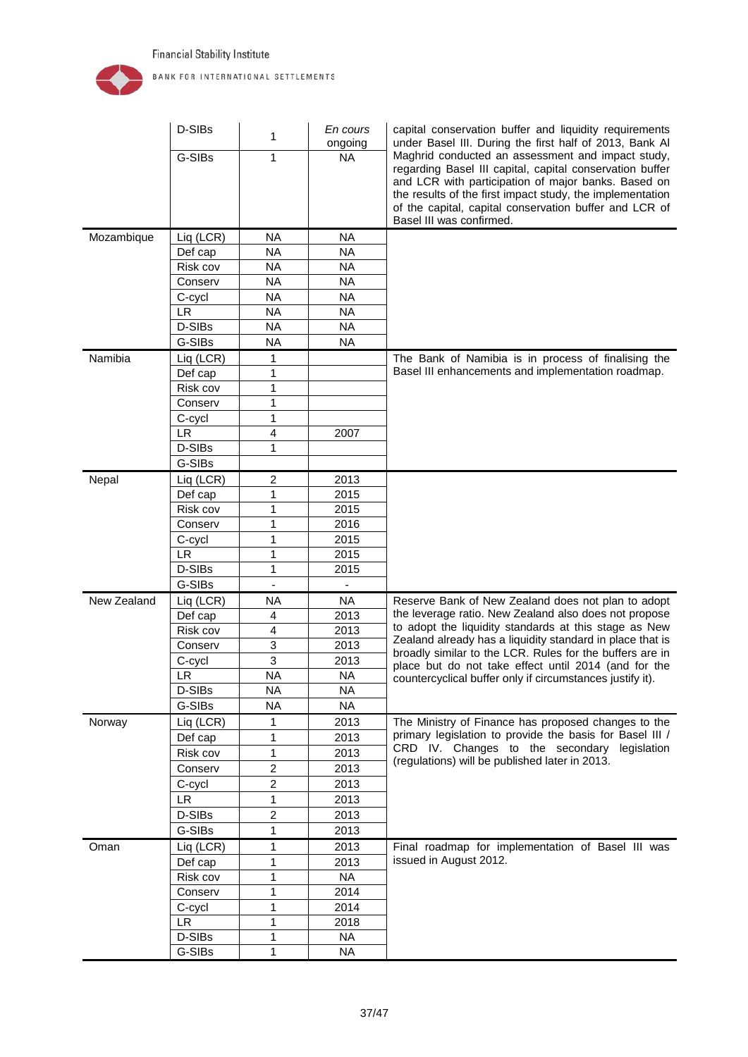| | | | | |
|---|---|---|---|---|
| | D-SIBs | 1 | *En cours* ongoing | capital conservation buffer and liquidity requirements under Basel III. During the first half of 2013, Bank Al Maghrid conducted an assessment and impact study, regarding Basel III capital, capital conservation buffer and LCR with participation of major banks. Based on the results of the first impact study, the implementation of the capital, capital conservation buffer and LCR of Basel III was confirmed. |
| | G-SIBs | 1 | NA | |
| Mozambique | Liq (LCR) | NA | NA | |
| | Def cap | NA | NA | |
| | Risk cov | NA | NA | |
| | Conserv | NA | NA | |
| | C-cycl | NA | NA | |
| | LR | NA | NA | |
| | D-SIBs | NA | NA | |
| | G-SIBs | NA | NA | |
| Namibia | Liq (LCR) | 1 | | The Bank of Namibia is in process of finalising the Basel III enhancements and implementation roadmap. |
| | Def cap | 1 | | |
| | Risk cov | 1 | | |
| | Conserv | 1 | | |
| | C-cycl | 1 | | |
| | LR | 4 | 2007 | |
| | D-SIBs | 1 | | |
| | G-SIBs | | | |
| Nepal | Liq (LCR) | 2 | 2013 | |
| | Def cap | 1 | 2015 | |
| | Risk cov | 1 | 2015 | |
| | Conserv | 1 | 2016 | |
| | C-cycl | 1 | 2015 | |
| | LR | 1 | 2015 | |
| | D-SIBs | 1 | 2015 | |
| | G-SIBs | - | - | |
| New Zealand | Liq (LCR) | NA | NA | Reserve Bank of New Zealand does not plan to adopt the leverage ratio. New Zealand also does not propose to adopt the liquidity standards at this stage as New Zealand already has a liquidity standard in place that is broadly similar to the LCR. Rules for the buffers are in place but do not take effect until 2014 (and for the countercyclical buffer only if circumstances justify it). |
| | Def cap | 4 | 2013 | |
| | Risk cov | 4 | 2013 | |
| | Conserv | 3 | 2013 | |
| | C-cycl | 3 | 2013 | |
| | LR | NA | NA | |
| | D-SIBs | NA | NA | |
| | G-SIBs | NA | NA | |
| Norway | Liq (LCR) | 1 | 2013 | The Ministry of Finance has proposed changes to the primary legislation to provide the basis for Basel III / CRD IV. Changes to the secondary legislation (regulations) will be published later in 2013. |
| | Def cap | 1 | 2013 | |
| | Risk cov | 1 | 2013 | |
| | Conserv | 2 | 2013 | |
| | C-cycl | 2 | 2013 | |
| | LR | 1 | 2013 | |
| | D-SIBs | 2 | 2013 | |
| | G-SIBs | 1 | 2013 | |
| Oman | Liq (LCR) | 1 | 2013 | Final roadmap for implementation of Basel III was issued in August 2012. |
| | Def cap | 1 | 2013 | |
| | Risk cov | 1 | NA | |
| | Conserv | 1 | 2014 | |
| | C-cycl | 1 | 2014 | |
| | LR | 1 | 2018 | |
| | D-SIBs | 1 | NA | |
| | G-SIBs | 1 | NA | |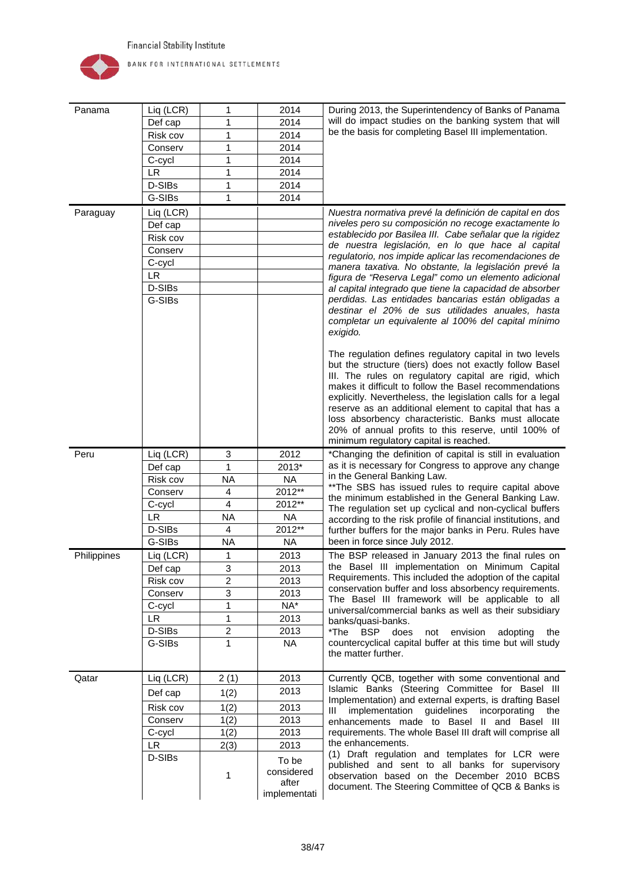| | | | | |
|---|---|---|---|---|
| Panama | Liq (LCR) | 1 | 2014 | During 2013, the Superintendency of Banks of Panama will do impact studies on the banking system that will be the basis for completing Basel III implementation. |
| | Def cap | 1 | 2014 | |
| | Risk cov | 1 | 2014 | |
| | Conserv | 1 | 2014 | |
| | C-cycl | 1 | 2014 | |
| | LR | 1 | 2014 | |
| | D-SIBs | 1 | 2014 | |
| | G-SIBs | 1 | 2014 | |
| Paraguay | Liq (LCR) | | | *Nuestra normativa prevé la definición de capital en dos niveles pero su composición no recoge exactamente lo establecido por Basilea III. Cabe señalar que la rigidez de nuestra legislación, en lo que hace al capital regulatorio, nos impide aplicar las recomendaciones de manera taxativa. No obstante, la legislación prevé la figura de "Reserva Legal" como un elemento adicional al capital integrado que tiene la capacidad de absorber perdidas. Las entidades bancarias están obligadas a destinar el 20% de sus utilidades anuales, hasta completar un equivalente al 100% del capital mínimo exigido.*<br><br>The regulation defines regulatory capital in two levels but the structure (tiers) does not exactly follow Basel III. The rules on regulatory capital are rigid, which makes it difficult to follow the Basel recommendations explicitly. Nevertheless, the legislation calls for a legal reserve as an additional element to capital that has a loss absorbency characteristic. Banks must allocate 20% of annual profits to this reserve, until 100% of minimum regulatory capital is reached. |
| | Def cap | | | |
| | Risk cov | | | |
| | Conserv | | | |
| | C-cycl | | | |
| | LR | | | |
| | D-SIBs | | | |
| | G-SIBs | | | |
| Peru | Liq (LCR) | 3 | 2012 | *Changing the definition of capital is still in evaluation as it is necessary for Congress to approve any change in the General Banking Law.<br>**The SBS has issued rules to require capital above the minimum established in the General Banking Law. The regulation set up cyclical and non-cyclical buffers according to the risk profile of financial institutions, and further buffers for the major banks in Peru. Rules have been in force since July 2012. |
| | Def cap | 1 | 2013* | |
| | Risk cov | NA | NA | |
| | Conserv | 4 | 2012** | |
| | C-cycl | 4 | 2012** | |
| | LR | NA | NA | |
| | D-SIBs | 4 | 2012** | |
| | G-SIBs | NA | NA | |
| Philippines | Liq (LCR) | 1 | 2013 | The BSP released in January 2013 the final rules on the Basel III implementation on Minimum Capital Requirements. This included the adoption of the capital conservation buffer and loss absorbency requirements. The Basel III framework will be applicable to all universal/commercial banks as well as their subsidiary banks/quasi-banks.<br>*The BSP does not envision adopting the countercyclical capital buffer at this time but will study the matter further. |
| | Def cap | 3 | 2013 | |
| | Risk cov | 2 | 2013 | |
| | Conserv | 3 | 2013 | |
| | C-cycl | 1 | NA* | |
| | LR | 1 | 2013 | |
| | D-SIBs | 2 | 2013 | |
| | G-SIBs | 1 | NA | |
| Qatar | Liq (LCR) | 2 (1) | 2013 | Currently QCB, together with some conventional and Islamic Banks (Steering Committee for Basel III Implementation) and external experts, is drafting Basel III implementation guidelines incorporating the enhancements made to Basel II and Basel III requirements. The whole Basel III draft will comprise all the enhancements.<br>(1) Draft regulation and templates for LCR were published and sent to all banks for supervisory observation based on the December 2010 BCBS document. The Steering Committee of QCB & Banks is |
| | Def cap | 1(2) | 2013 | |
| | Risk cov | 1(2) | 2013 | |
| | Conserv | 1(2) | 2013 | |
| | C-cycl | 1(2) | 2013 | |
| | LR | 2(3) | 2013 | |
| | D-SIBs | 1 | To be considered after implementati | |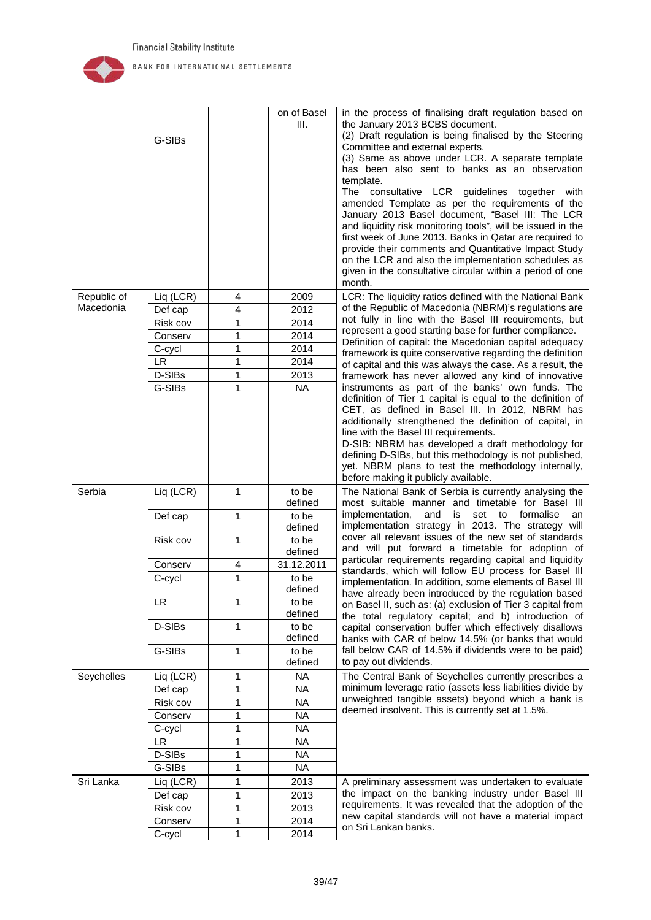| | | | on of Basel III. | in the process of finalising draft regulation based on the January 2013 BCBS document. |
|---|---|---|---|---|
| | G-SIBs | | | (2) Draft regulation is being finalised by the Steering Committee and external experts. (3) Same as above under LCR. A separate template has been also sent to banks as an observation template. The consultative LCR guidelines together with amended Template as per the requirements of the January 2013 Basel document, "Basel III: The LCR and liquidity risk monitoring tools", will be issued in the first week of June 2013. Banks in Qatar are required to provide their comments and Quantitative Impact Study on the LCR and also the implementation schedules as given in the consultative circular within a period of one month. |
| Republic of Macedonia | Liq (LCR) | 4 | 2009 | LCR: The liquidity ratios defined with the National Bank of the Republic of Macedonia (NBRM)'s regulations are not fully in line with the Basel III requirements, but represent a good starting base for further compliance. Definition of capital: the Macedonian capital adequacy framework is quite conservative regarding the definition of capital and this was always the case. As a result, the framework has never allowed any kind of innovative instruments as part of the banks' own funds. The definition of Tier 1 capital is equal to the definition of CET, as defined in Basel III. In 2012, NBRM has additionally strengthened the definition of capital, in line with the Basel III requirements. D-SIB: NBRM has developed a draft methodology for defining D-SIBs, but this methodology is not published, yet. NBRM plans to test the methodology internally, before making it publicly available. |
| | Def cap | 4 | 2012 | |
| | Risk cov | 1 | 2014 | |
| | Conserv | 1 | 2014 | |
| | C-cycl | 1 | 2014 | |
| | LR | 1 | 2014 | |
| | D-SIBs | 1 | 2013 | |
| | G-SIBs | 1 | NA | |
| Serbia | Liq (LCR) | 1 | to be defined | The National Bank of Serbia is currently analysing the most suitable manner and timetable for Basel III implementation, and is set to formalise an implementation strategy in 2013. The strategy will cover all relevant issues of the new set of standards and will put forward a timetable for adoption of particular requirements regarding capital and liquidity standards, which will follow EU process for Basel III implementation. In addition, some elements of Basel III have already been introduced by the regulation based on Basel II, such as: (a) exclusion of Tier 3 capital from the total regulatory capital; and b) introduction of capital conservation buffer which effectively disallows banks with CAR of below 14.5% (or banks that would fall below CAR of 14.5% if dividends were to be paid) to pay out dividends. |
| | Def cap | 1 | to be defined | |
| | Risk cov | 1 | to be defined | |
| | Conserv | 4 | 31.12.2011 | |
| | C-cycl | 1 | to be defined | |
| | LR | 1 | to be defined | |
| | D-SIBs | 1 | to be defined | |
| | G-SIBs | 1 | to be defined | |
| Seychelles | Liq (LCR) | 1 | NA | The Central Bank of Seychelles currently prescribes a minimum leverage ratio (assets less liabilities divide by unweighted tangible assets) beyond which a bank is deemed insolvent. This is currently set at 1.5%. |
| | Def cap | 1 | NA | |
| | Risk cov | 1 | NA | |
| | Conserv | 1 | NA | |
| | C-cycl | 1 | NA | |
| | LR | 1 | NA | |
| | D-SIBs | 1 | NA | |
| | G-SIBs | 1 | NA | |
| Sri Lanka | Liq (LCR) | 1 | 2013 | A preliminary assessment was undertaken to evaluate the impact on the banking industry under Basel III requirements. It was revealed that the adoption of the new capital standards will not have a material impact on Sri Lankan banks. |
| | Def cap | 1 | 2013 | |
| | Risk cov | 1 | 2013 | |
| | Conserv | 1 | 2014 | |
| | C-cycl | 1 | 2014 | |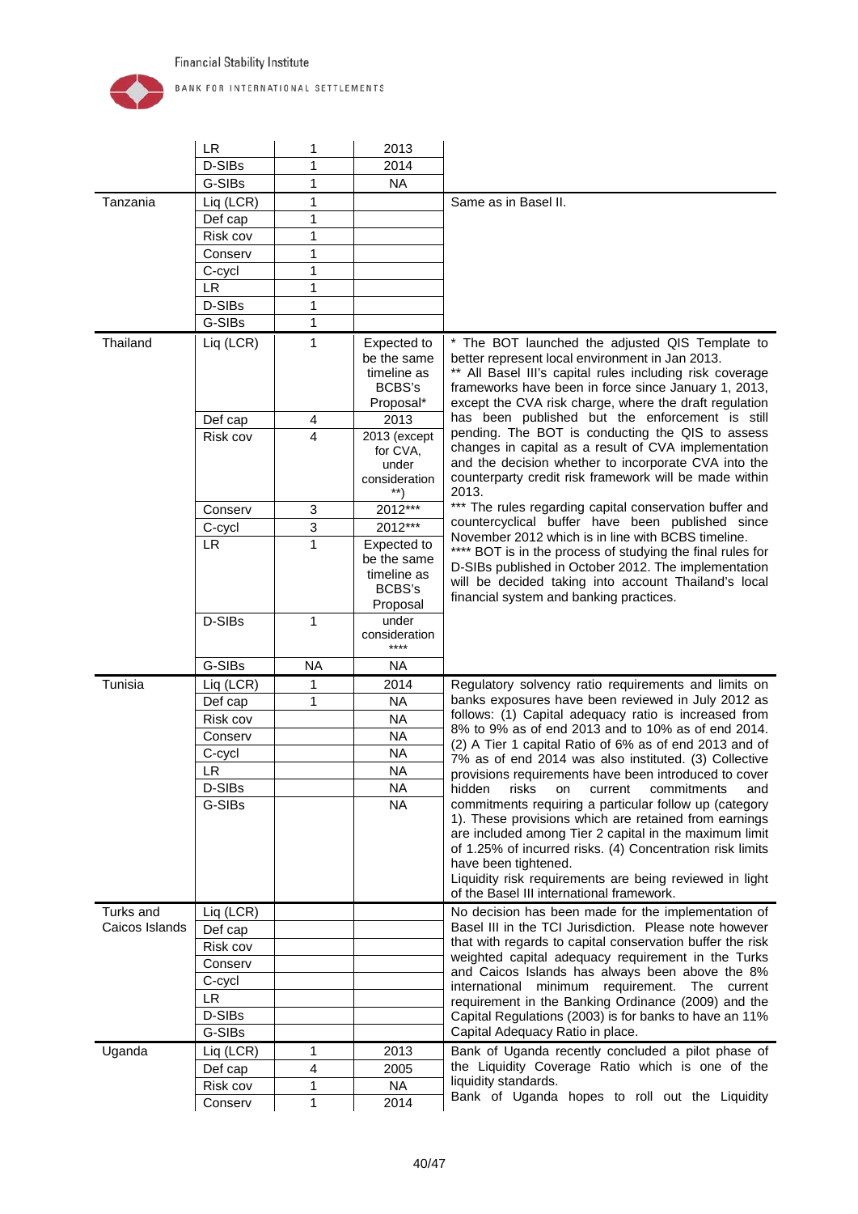| | | | | |
|---|---|---|---|---|
| | LR | 1 | 2013 | |
| | D-SIBs | 1 | 2014 | |
| | G-SIBs | 1 | NA | |
| Tanzania | Liq (LCR) | 1 | | Same as in Basel II. |
| | Def cap | 1 | | |
| | Risk cov | 1 | | |
| | Conserv | 1 | | |
| | C-cycl | 1 | | |
| | LR | 1 | | |
| | D-SIBs | 1 | | |
| | G-SIBs | 1 | | |
| Thailand | Liq (LCR) | 1 | Expected to be the same timeline as BCBS's Proposal* | * The BOT launched the adjusted QIS Template to better represent local environment in Jan 2013.<br>** All Basel III's capital rules including risk coverage frameworks have been in force since January 1, 2013, except the CVA risk charge, where the draft regulation has been published but the enforcement is still pending. The BOT is conducting the QIS to assess changes in capital as a result of CVA implementation and the decision whether to incorporate CVA into the counterparty credit risk framework will be made within 2013.<br>*** The rules regarding capital conservation buffer and countercyclical buffer have been published since November 2012 which is in line with BCBS timeline.<br>**** BOT is in the process of studying the final rules for D-SIBs published in October 2012. The implementation will be decided taking into account Thailand's local financial system and banking practices. |
| | Def cap | 4 | 2013 | |
| | Risk cov | 4 | 2013 (except for CVA, under consideration **) | |
| | Conserv | 3 | 2012*** | |
| | C-cycl | 3 | 2012*** | |
| | LR | 1 | Expected to be the same timeline as BCBS's Proposal | |
| | D-SIBs | 1 | under consideration **** | |
| | G-SIBs | NA | NA | |
| Tunisia | Liq (LCR) | 1 | 2014 | Regulatory solvency ratio requirements and limits on banks exposures have been reviewed in July 2012 as follows: (1) Capital adequacy ratio is increased from 8% to 9% as of end 2013 and to 10% as of end 2014. (2) A Tier 1 capital Ratio of 6% as of end 2013 and of 7% as of end 2014 was also instituted. (3) Collective provisions requirements have been introduced to cover hidden risks on current commitments and commitments requiring a particular follow up (category 1). These provisions which are retained from earnings are included among Tier 2 capital in the maximum limit of 1.25% of incurred risks. (4) Concentration risk limits have been tightened.<br>Liquidity risk requirements are being reviewed in light of the Basel III international framework. |
| | Def cap | 1 | NA | |
| | Risk cov | | NA | |
| | Conserv | | NA | |
| | C-cycl | | NA | |
| | LR | | NA | |
| | D-SIBs | | NA | |
| | G-SIBs | | NA | |
| Turks and Caicos Islands | Liq (LCR) | | | No decision has been made for the implementation of Basel III in the TCI Jurisdiction. Please note however that with regards to capital conservation buffer the risk weighted capital adequacy requirement in the Turks and Caicos Islands has always been above the 8% international minimum requirement. The current requirement in the Banking Ordinance (2009) and the Capital Regulations (2003) is for banks to have an 11% Capital Adequacy Ratio in place. |
| | Def cap | | | |
| | Risk cov | | | |
| | Conserv | | | |
| | C-cycl | | | |
| | LR | | | |
| | D-SIBs | | | |
| | G-SIBs | | | |
| Uganda | Liq (LCR) | 1 | 2013 | Bank of Uganda recently concluded a pilot phase of the Liquidity Coverage Ratio which is one of the liquidity standards.<br>Bank of Uganda hopes to roll out the Liquidity |
| | Def cap | 4 | 2005 | |
| | Risk cov | 1 | NA | |
| | Conserv | 1 | 2014 | |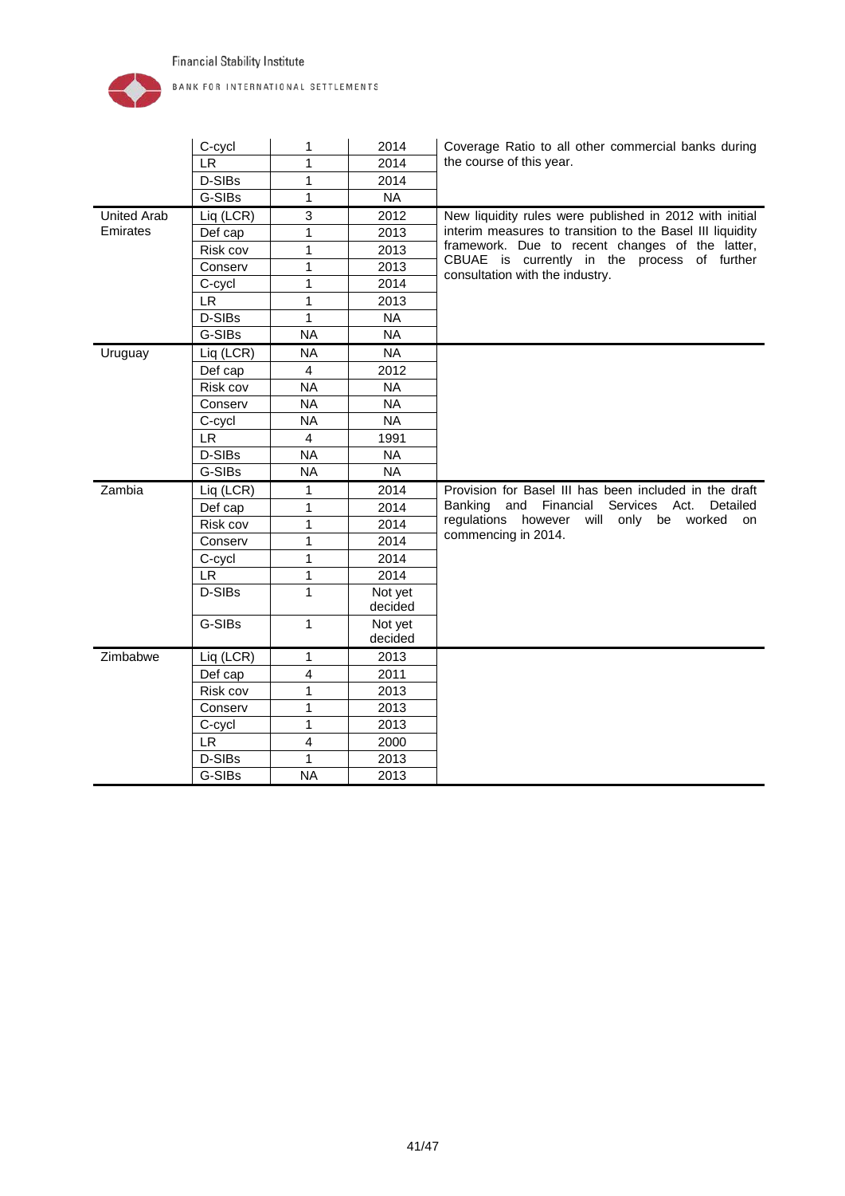| | C-cycl | 1 | 2014 | Coverage Ratio to all other commercial banks during the course of this year. |
|---|---|---|---|---|
| | LR | 1 | 2014 | |
| | D-SIBs | 1 | 2014 | |
| | G-SIBs | 1 | NA | |
| United Arab Emirates | Liq (LCR) | 3 | 2012 | New liquidity rules were published in 2012 with initial interim measures to transition to the Basel III liquidity framework. Due to recent changes of the latter, CBUAE is currently in the process of further consultation with the industry. |
| | Def cap | 1 | 2013 | |
| | Risk cov | 1 | 2013 | |
| | Conserv | 1 | 2013 | |
| | C-cycl | 1 | 2014 | |
| | LR | 1 | 2013 | |
| | D-SIBs | 1 | NA | |
| | G-SIBs | NA | NA | |
| Uruguay | Liq (LCR) | NA | NA | |
| | Def cap | 4 | 2012 | |
| | Risk cov | NA | NA | |
| | Conserv | NA | NA | |
| | C-cycl | NA | NA | |
| | LR | 4 | 1991 | |
| | D-SIBs | NA | NA | |
| | G-SIBs | NA | NA | |
| Zambia | Liq (LCR) | 1 | 2014 | Provision for Basel III has been included in the draft Banking and Financial Services Act. Detailed regulations however will only be worked on commencing in 2014. |
| | Def cap | 1 | 2014 | |
| | Risk cov | 1 | 2014 | |
| | Conserv | 1 | 2014 | |
| | C-cycl | 1 | 2014 | |
| | LR | 1 | 2014 | |
| | D-SIBs | 1 | Not yet decided | |
| | G-SIBs | 1 | Not yet decided | |
| Zimbabwe | Liq (LCR) | 1 | 2013 | |
| | Def cap | 4 | 2011 | |
| | Risk cov | 1 | 2013 | |
| | Conserv | 1 | 2013 | |
| | C-cycl | 1 | 2013 | |
| | LR | 4 | 2000 | |
| | D-SIBs | 1 | 2013 | |
| | G-SIBs | NA | 2013 | |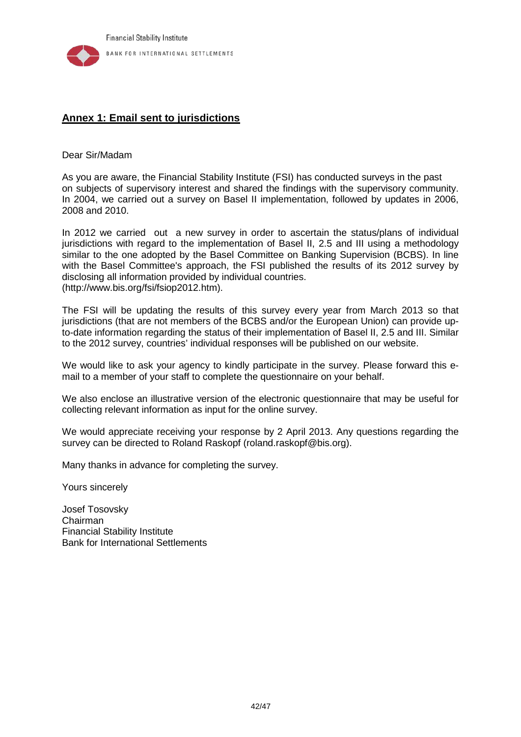## Annex 1: Email sent to jurisdictions

Dear Sir/Madam

As you are aware, the Financial Stability Institute (FSI) has conducted surveys in the past on subjects of supervisory interest and shared the findings with the supervisory community. In 2004, we carried out a survey on Basel II implementation, followed by updates in 2006, 2008 and 2010.

In 2012 we carried out a new survey in order to ascertain the status/plans of individual jurisdictions with regard to the implementation of Basel II, 2.5 and III using a methodology similar to the one adopted by the Basel Committee on Banking Supervision (BCBS). In line with the Basel Committee's approach, the FSI published the results of its 2012 survey by disclosing all information provided by individual countries. (http://www.bis.org/fsi/fsiop2012.htm).

The FSI will be updating the results of this survey every year from March 2013 so that jurisdictions (that are not members of the BCBS and/or the European Union) can provide up-to-date information regarding the status of their implementation of Basel II, 2.5 and III. Similar to the 2012 survey, countries' individual responses will be published on our website.

We would like to ask your agency to kindly participate in the survey. Please forward this e-mail to a member of your staff to complete the questionnaire on your behalf.

We also enclose an illustrative version of the electronic questionnaire that may be useful for collecting relevant information as input for the online survey.

We would appreciate receiving your response by 2 April 2013. Any questions regarding the survey can be directed to Roland Raskopf (roland.raskopf@bis.org).

Many thanks in advance for completing the survey.

Yours sincerely

Josef Tosovsky  
Chairman  
Financial Stability Institute  
Bank for International Settlements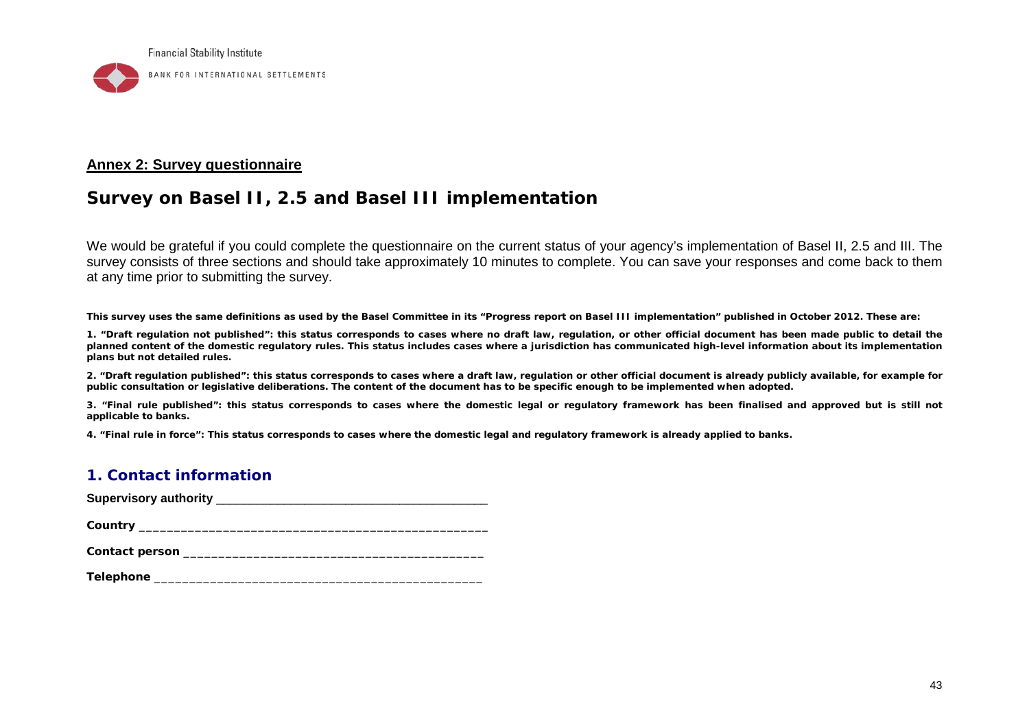## Annex 2: Survey questionnaire

# Survey on Basel II, 2.5 and Basel III implementation

We would be grateful if you could complete the questionnaire on the current status of your agency's implementation of Basel II, 2.5 and III. The survey consists of three sections and should take approximately 10 minutes to complete. You can save your responses and come back to them at any time prior to submitting the survey.

**This survey uses the same definitions as used by the Basel Committee in its "Progress report on Basel III implementation" published in October 2012. These are:**

**1. "Draft regulation not published": this status corresponds to cases where no draft law, regulation, or other official document has been made public to detail the planned content of the domestic regulatory rules. This status includes cases where a jurisdiction has communicated high-level information about its implementation plans but not detailed rules.**

**2. "Draft regulation published": this status corresponds to cases where a draft law, regulation or other official document is already publicly available, for example for public consultation or legislative deliberations. The content of the document has to be specific enough to be implemented when adopted.**

**3. "Final rule published": this status corresponds to cases where the domestic legal or regulatory framework has been finalised and approved but is still not applicable to banks.**

**4. "Final rule in force": This status corresponds to cases where the domestic legal and regulatory framework is already applied to banks.**

## 1. Contact information

**Supervisory authority** ________________________________________

**Country** ________________________________________

**Contact person** ________________________________________

**Telephone** ________________________________________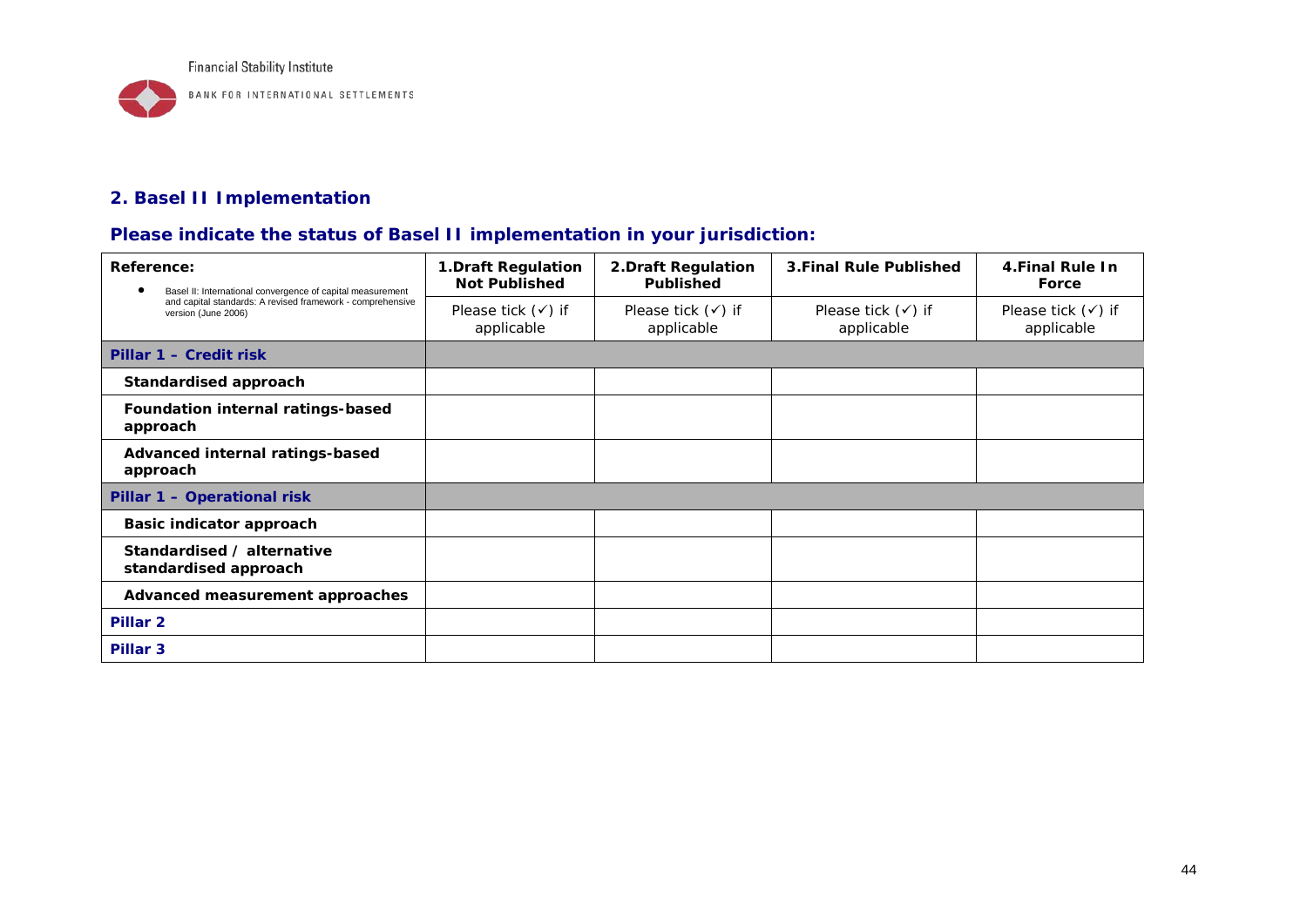## 2. Basel II Implementation

### Please indicate the status of Basel II implementation in your jurisdiction:

| **Reference:**<br>• Basel II: International convergence of capital measurement and capital standards: A revised framework - comprehensive version (June 2006) | **1.Draft Regulation Not Published**<br>Please tick (✓) if applicable | **2.Draft Regulation Published**<br>Please tick (✓) if applicable | **3.Final Rule Published**<br>Please tick (✓) if applicable | **4.Final Rule In Force**<br>Please tick (✓) if applicable |
|---|---|---|---|---|
| **Pillar 1 – Credit risk** | | | | |
| **Standardised approach** | | | | |
| **Foundation internal ratings-based approach** | | | | |
| **Advanced internal ratings-based approach** | | | | |
| **Pillar 1 – Operational risk** | | | | |
| **Basic indicator approach** | | | | |
| **Standardised / alternative standardised approach** | | | | |
| **Advanced measurement approaches** | | | | |
| **Pillar 2** | | | | |
| **Pillar 3** | | | | |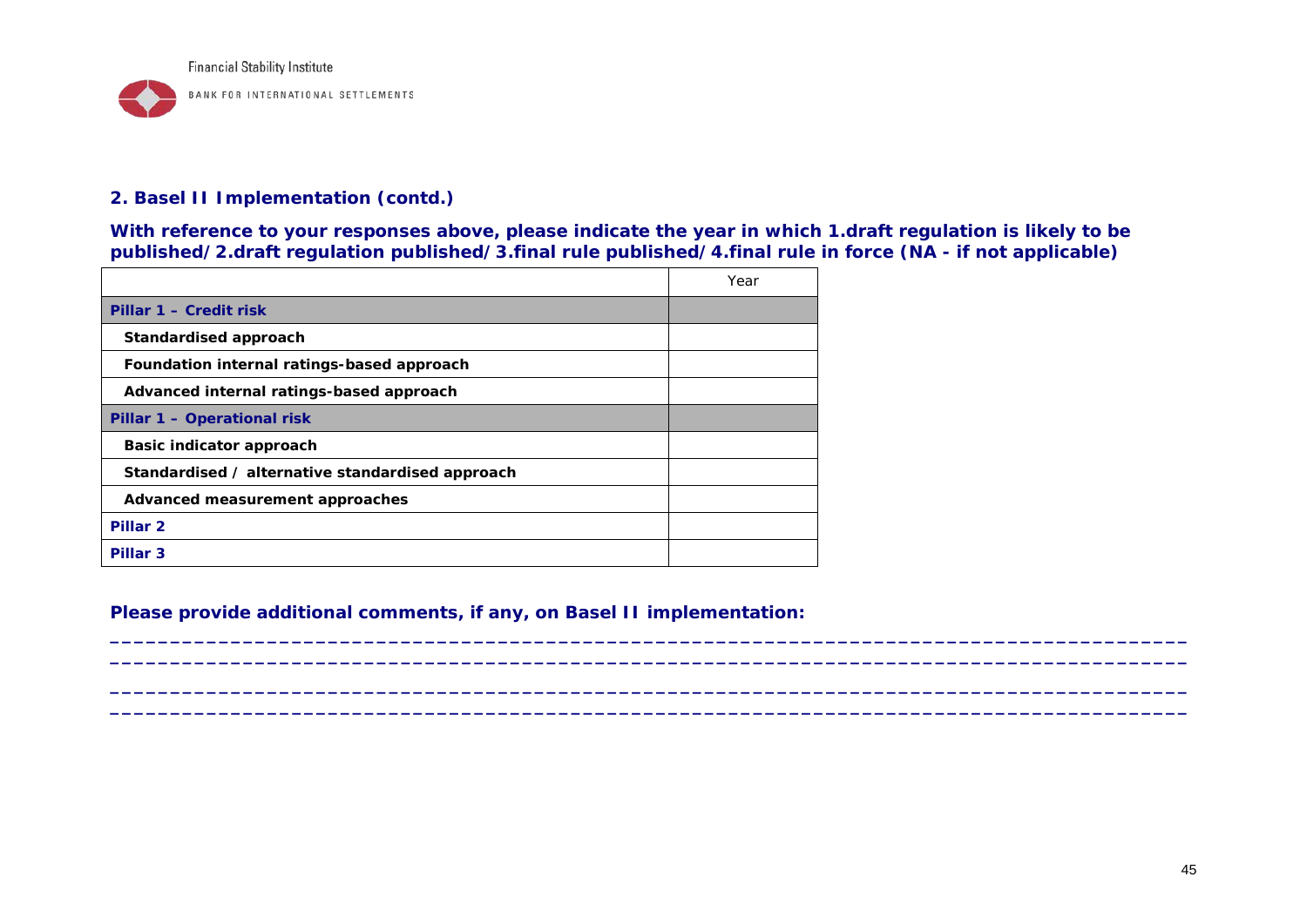## 2. Basel II Implementation (contd.)

**With reference to your responses above, please indicate the year in which 1.draft regulation is likely to be published/2.draft regulation published/3.final rule published/4.final rule in force (NA - if not applicable)**

| | Year |
|---|---|
| **Pillar 1 – Credit risk** | |
| **Standardised approach** | |
| **Foundation internal ratings-based approach** | |
| **Advanced internal ratings-based approach** | |
| **Pillar 1 – Operational risk** | |
| **Basic indicator approach** | |
| **Standardised / alternative standardised approach** | |
| **Advanced measurement approaches** | |
| **Pillar 2** | |
| **Pillar 3** | |

**Please provide additional comments, if any, on Basel II implementation:**

\_\_\_\_\_\_\_\_\_\_\_\_\_\_\_\_\_\_\_\_\_\_\_\_\_\_\_\_\_\_\_\_\_\_\_\_\_\_\_\_\_\_\_\_\_\_\_\_\_\_\_\_\_\_\_\_\_\_\_\_\_\_\_\_\_\_\_\_\_\_\_\_\_\_\_\_\_\_\_\_\_\_\_\_\_\_\_\_

\_\_\_\_\_\_\_\_\_\_\_\_\_\_\_\_\_\_\_\_\_\_\_\_\_\_\_\_\_\_\_\_\_\_\_\_\_\_\_\_\_\_\_\_\_\_\_\_\_\_\_\_\_\_\_\_\_\_\_\_\_\_\_\_\_\_\_\_\_\_\_\_\_\_\_\_\_\_\_\_\_\_\_\_\_\_\_\_

\_\_\_\_\_\_\_\_\_\_\_\_\_\_\_\_\_\_\_\_\_\_\_\_\_\_\_\_\_\_\_\_\_\_\_\_\_\_\_\_\_\_\_\_\_\_\_\_\_\_\_\_\_\_\_\_\_\_\_\_\_\_\_\_\_\_\_\_\_\_\_\_\_\_\_\_\_\_\_\_\_\_\_\_\_\_\_\_

\_\_\_\_\_\_\_\_\_\_\_\_\_\_\_\_\_\_\_\_\_\_\_\_\_\_\_\_\_\_\_\_\_\_\_\_\_\_\_\_\_\_\_\_\_\_\_\_\_\_\_\_\_\_\_\_\_\_\_\_\_\_\_\_\_\_\_\_\_\_\_\_\_\_\_\_\_\_\_\_\_\_\_\_\_\_\_\_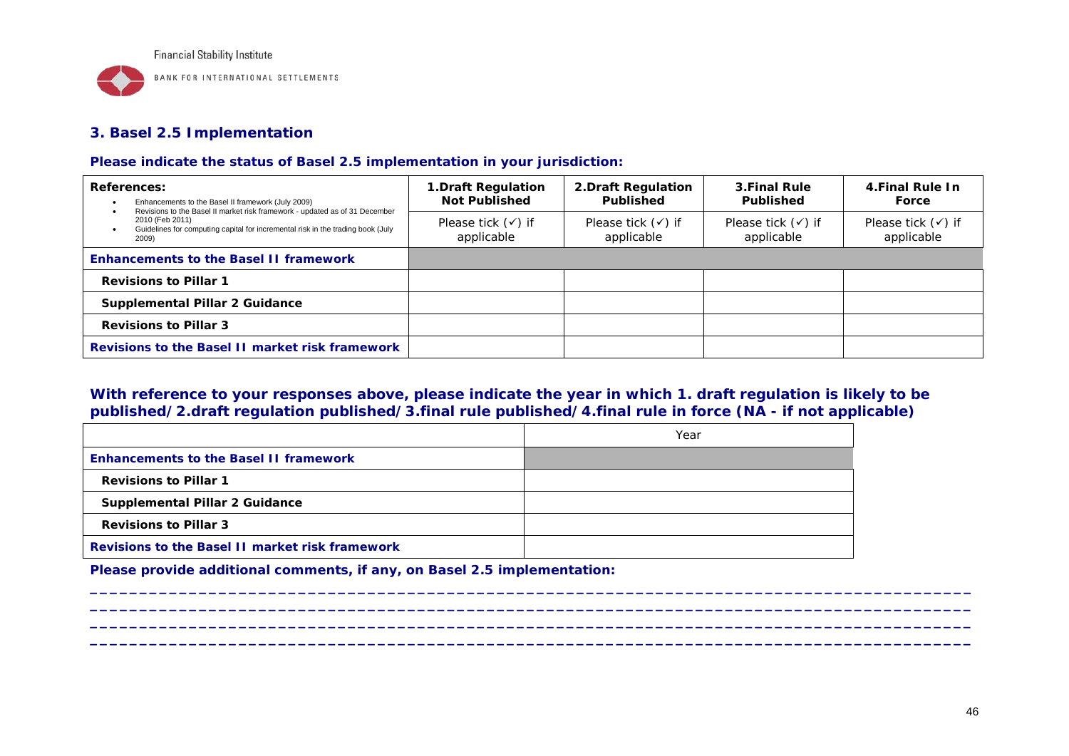## 3. Basel 2.5 Implementation

**Please indicate the status of Basel 2.5 implementation in your jurisdiction:**

| **References:**<br>• Enhancements to the Basel II framework (July 2009)<br>• Revisions to the Basel II market risk framework - updated as of 31 December 2010 (Feb 2011)<br>• Guidelines for computing capital for incremental risk in the trading book (July 2009) | **1.Draft Regulation Not Published**<br>Please tick (✓) if applicable | **2.Draft Regulation Published**<br>Please tick (✓) if applicable | **3.Final Rule Published**<br>Please tick (✓) if applicable | **4.Final Rule In Force**<br>Please tick (✓) if applicable |
|---|---|---|---|---|
| **Enhancements to the Basel II framework** | | | | |
| **Revisions to Pillar 1** | | | | |
| **Supplemental Pillar 2 Guidance** | | | | |
| **Revisions to Pillar 3** | | | | |
| **Revisions to the Basel II market risk framework** | | | | |

**With reference to your responses above, please indicate the year in which 1. draft regulation is likely to be published/2.draft regulation published/3.final rule published/4.final rule in force (NA - if not applicable)**

| | Year |
|---|---|
| **Enhancements to the Basel II framework** | |
| **Revisions to Pillar 1** | |
| **Supplemental Pillar 2 Guidance** | |
| **Revisions to Pillar 3** | |
| **Revisions to the Basel II market risk framework** | |

**Please provide additional comments, if any, on Basel 2.5 implementation:**

_____________________________________________________________________________________________

_____________________________________________________________________________________________

_____________________________________________________________________________________________

_____________________________________________________________________________________________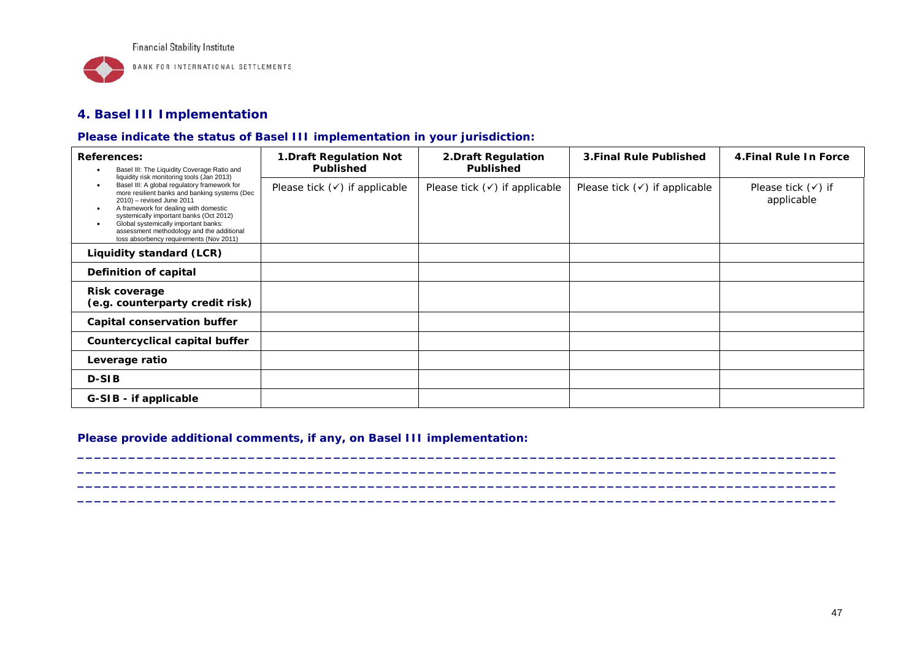Financial Stability Institute

BANK FOR INTERNATIONAL SETTLEMENTS

## 4. Basel III Implementation

### Please indicate the status of Basel III implementation in your jurisdiction:

| **References:**<br>• Basel III: The Liquidity Coverage Ratio and liquidity risk monitoring tools (Jan 2013)<br>• Basel III: A global regulatory framework for more resilient banks and banking systems (Dec 2010) – revised June 2011<br>• A framework for dealing with domestic systemically important banks (Oct 2012)<br>• Global systemically important banks: assessment methodology and the additional loss absorbency requirements (Nov 2011) | **1.Draft Regulation Not Published**<br>Please tick (✓) if applicable | **2.Draft Regulation Published**<br>Please tick (✓) if applicable | **3.Final Rule Published**<br>Please tick (✓) if applicable | **4.Final Rule In Force**<br>Please tick (✓) if applicable |
|---|---|---|---|---|
| **Liquidity standard (LCR)** | | | | |
| **Definition of capital** | | | | |
| **Risk coverage (e.g. counterparty credit risk)** | | | | |
| **Capital conservation buffer** | | | | |
| **Countercyclical capital buffer** | | | | |
| **Leverage ratio** | | | | |
| **D-SIB** | | | | |
| **G-SIB - if applicable** | | | | |

### Please provide additional comments, if any, on Basel III implementation:

______________________________________________________________________________________________

______________________________________________________________________________________________

______________________________________________________________________________________________

______________________________________________________________________________________________